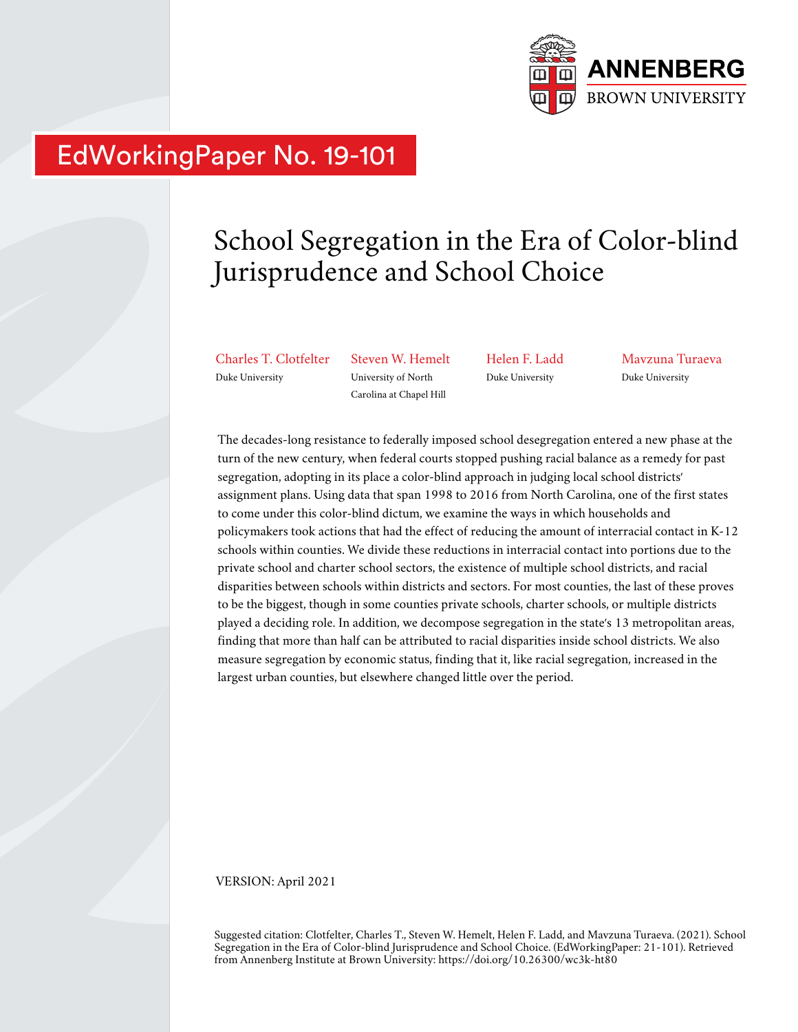ANNENBERG
BROWN UNIVERSITY

EdWorkingPaper No. 19-101

# School Segregation in the Era of Color-blind Jurisprudence and School Choice

Charles T. Clotfelter
Duke University

Steven W. Hemelt
University of North Carolina at Chapel Hill

Helen F. Ladd
Duke University

Mavzuna Turaeva
Duke University

The decades-long resistance to federally imposed school desegregation entered a new phase at the turn of the new century, when federal courts stopped pushing racial balance as a remedy for past segregation, adopting in its place a color-blind approach in judging local school districts' assignment plans. Using data that span 1998 to 2016 from North Carolina, one of the first states to come under this color-blind dictum, we examine the ways in which households and policymakers took actions that had the effect of reducing the amount of interracial contact in K-12 schools within counties. We divide these reductions in interracial contact into portions due to the private school and charter school sectors, the existence of multiple school districts, and racial disparities between schools within districts and sectors. For most counties, the last of these proves to be the biggest, though in some counties private schools, charter schools, or multiple districts played a deciding role. In addition, we decompose segregation in the state's 13 metropolitan areas, finding that more than half can be attributed to racial disparities inside school districts. We also measure segregation by economic status, finding that it, like racial segregation, increased in the largest urban counties, but elsewhere changed little over the period.

VERSION: April 2021

Suggested citation: Clotfelter, Charles T., Steven W. Hemelt, Helen F. Ladd, and Mavzuna Turaeva. (2021). School Segregation in the Era of Color-blind Jurisprudence and School Choice. (EdWorkingPaper: 21-101). Retrieved from Annenberg Institute at Brown University: https://doi.org/10.26300/wc3k-ht80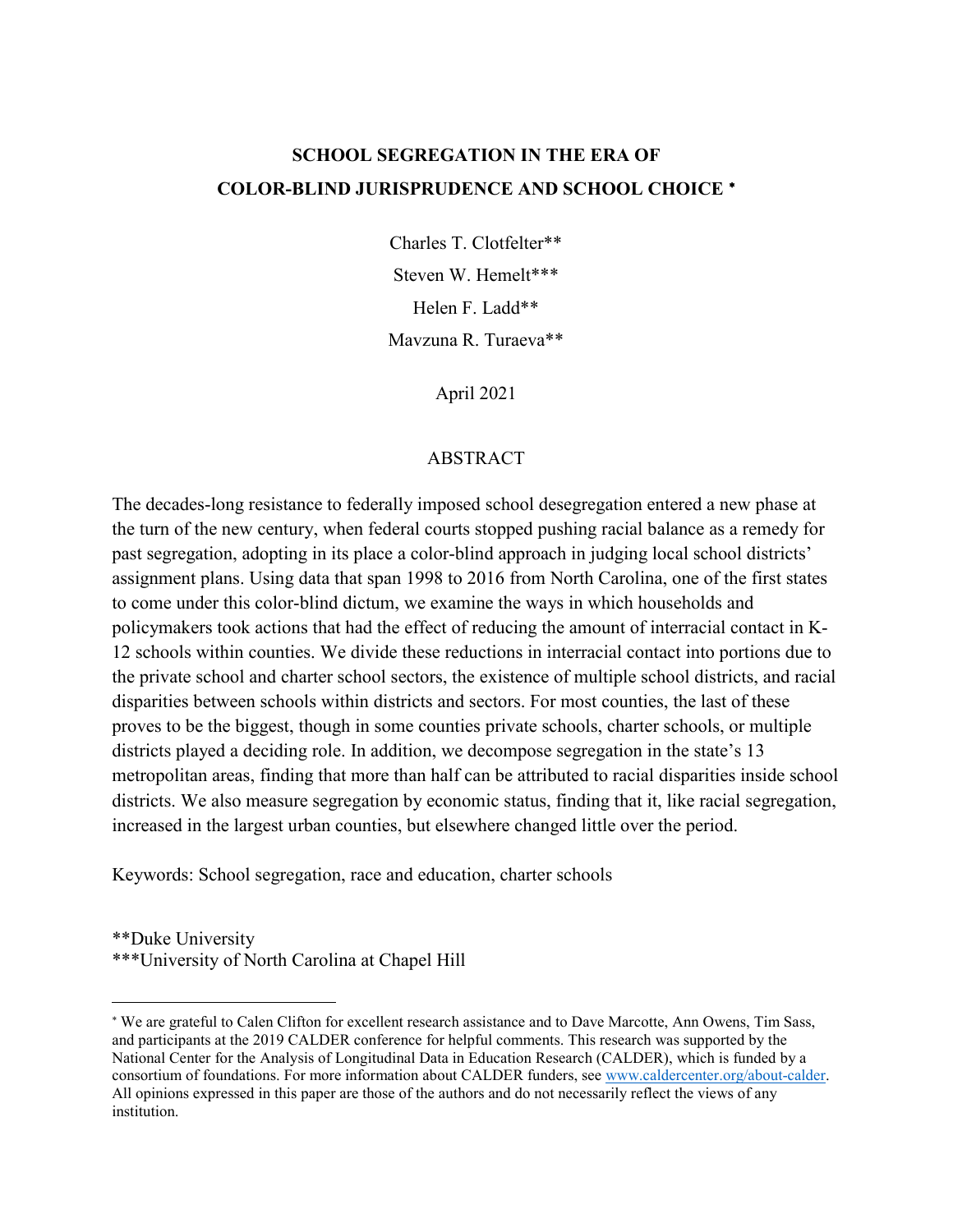# SCHOOL SEGREGATION IN THE ERA OF COLOR-BLIND JURISPRUDENCE AND SCHOOL CHOICE *

Charles T. Clotfelter**

Steven W. Hemelt***

Helen F. Ladd**

Mavzuna R. Turaeva**

April 2021

## ABSTRACT

The decades-long resistance to federally imposed school desegregation entered a new phase at the turn of the new century, when federal courts stopped pushing racial balance as a remedy for past segregation, adopting in its place a color-blind approach in judging local school districts' assignment plans. Using data that span 1998 to 2016 from North Carolina, one of the first states to come under this color-blind dictum, we examine the ways in which households and policymakers took actions that had the effect of reducing the amount of interracial contact in K-12 schools within counties. We divide these reductions in interracial contact into portions due to the private school and charter school sectors, the existence of multiple school districts, and racial disparities between schools within districts and sectors. For most counties, the last of these proves to be the biggest, though in some counties private schools, charter schools, or multiple districts played a deciding role. In addition, we decompose segregation in the state's 13 metropolitan areas, finding that more than half can be attributed to racial disparities inside school districts. We also measure segregation by economic status, finding that it, like racial segregation, increased in the largest urban counties, but elsewhere changed little over the period.

Keywords: School segregation, race and education, charter schools

**Duke University
***University of North Carolina at Chapel Hill

* We are grateful to Calen Clifton for excellent research assistance and to Dave Marcotte, Ann Owens, Tim Sass, and participants at the 2019 CALDER conference for helpful comments. This research was supported by the National Center for the Analysis of Longitudinal Data in Education Research (CALDER), which is funded by a consortium of foundations. For more information about CALDER funders, see www.caldercenter.org/about-calder. All opinions expressed in this paper are those of the authors and do not necessarily reflect the views of any institution.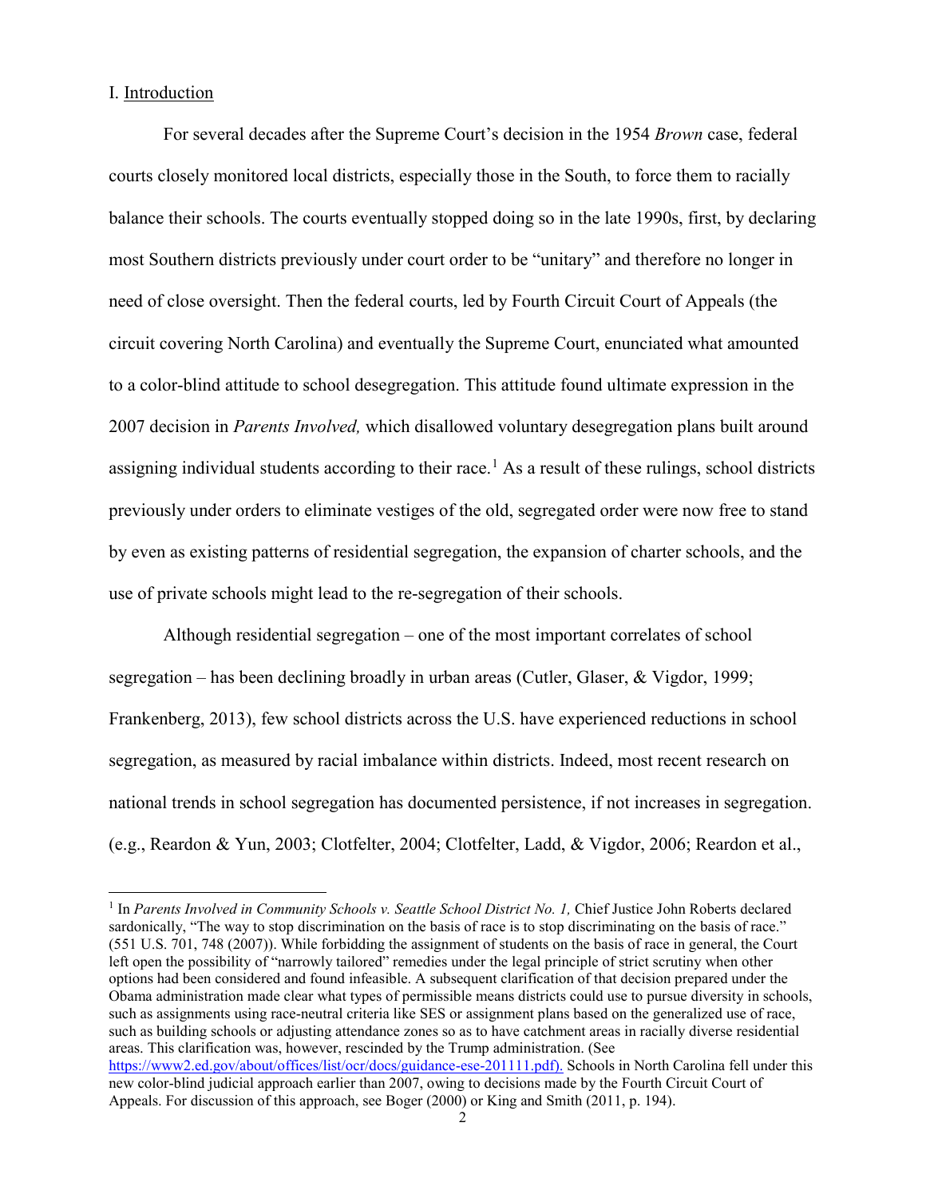## I. Introduction

For several decades after the Supreme Court's decision in the 1954 *Brown* case, federal courts closely monitored local districts, especially those in the South, to force them to racially balance their schools. The courts eventually stopped doing so in the late 1990s, first, by declaring most Southern districts previously under court order to be "unitary" and therefore no longer in need of close oversight. Then the federal courts, led by Fourth Circuit Court of Appeals (the circuit covering North Carolina) and eventually the Supreme Court, enunciated what amounted to a color-blind attitude to school desegregation. This attitude found ultimate expression in the 2007 decision in *Parents Involved,* which disallowed voluntary desegregation plans built around assigning individual students according to their race.[1] As a result of these rulings, school districts previously under orders to eliminate vestiges of the old, segregated order were now free to stand by even as existing patterns of residential segregation, the expansion of charter schools, and the use of private schools might lead to the re-segregation of their schools.

Although residential segregation – one of the most important correlates of school segregation – has been declining broadly in urban areas (Cutler, Glaser, & Vigdor, 1999; Frankenberg, 2013), few school districts across the U.S. have experienced reductions in school segregation, as measured by racial imbalance within districts. Indeed, most recent research on national trends in school segregation has documented persistence, if not increases in segregation. (e.g., Reardon & Yun, 2003; Clotfelter, 2004; Clotfelter, Ladd, & Vigdor, 2006; Reardon et al.,

---

[1] In *Parents Involved in Community Schools v. Seattle School District No. 1,* Chief Justice John Roberts declared sardonically, "The way to stop discrimination on the basis of race is to stop discriminating on the basis of race." (551 U.S. 701, 748 (2007)). While forbidding the assignment of students on the basis of race in general, the Court left open the possibility of "narrowly tailored" remedies under the legal principle of strict scrutiny when other options had been considered and found infeasible. A subsequent clarification of that decision prepared under the Obama administration made clear what types of permissible means districts could use to pursue diversity in schools, such as assignments using race-neutral criteria like SES or assignment plans based on the generalized use of race, such as building schools or adjusting attendance zones so as to have catchment areas in racially diverse residential areas. This clarification was, however, rescinded by the Trump administration. (See https://www2.ed.gov/about/offices/list/ocr/docs/guidance-ese-201111.pdf). Schools in North Carolina fell under this new color-blind judicial approach earlier than 2007, owing to decisions made by the Fourth Circuit Court of Appeals. For discussion of this approach, see Boger (2000) or King and Smith (2011, p. 194).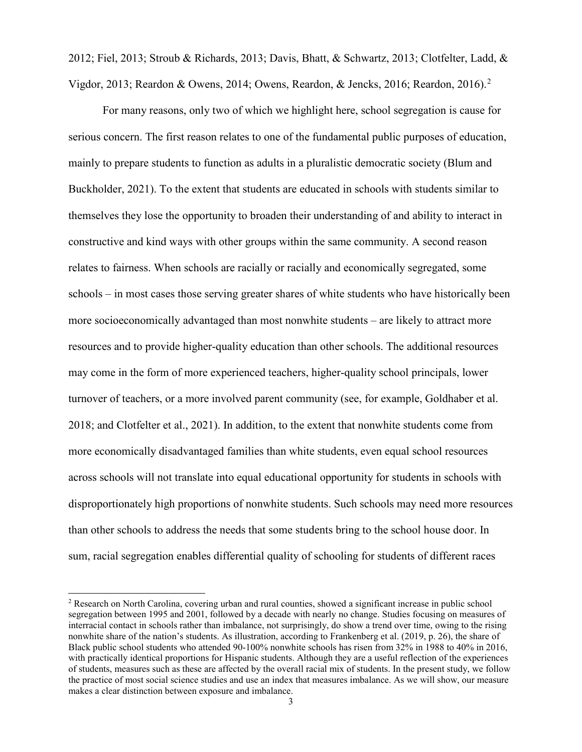2012; Fiel, 2013; Stroub & Richards, 2013; Davis, Bhatt, & Schwartz, 2013; Clotfelter, Ladd, & Vigdor, 2013; Reardon & Owens, 2014; Owens, Reardon, & Jencks, 2016; Reardon, 2016).[2]

For many reasons, only two of which we highlight here, school segregation is cause for serious concern. The first reason relates to one of the fundamental public purposes of education, mainly to prepare students to function as adults in a pluralistic democratic society (Blum and Buckholder, 2021). To the extent that students are educated in schools with students similar to themselves they lose the opportunity to broaden their understanding of and ability to interact in constructive and kind ways with other groups within the same community. A second reason relates to fairness. When schools are racially or racially and economically segregated, some schools – in most cases those serving greater shares of white students who have historically been more socioeconomically advantaged than most nonwhite students – are likely to attract more resources and to provide higher-quality education than other schools. The additional resources may come in the form of more experienced teachers, higher-quality school principals, lower turnover of teachers, or a more involved parent community (see, for example, Goldhaber et al. 2018; and Clotfelter et al., 2021). In addition, to the extent that nonwhite students come from more economically disadvantaged families than white students, even equal school resources across schools will not translate into equal educational opportunity for students in schools with disproportionately high proportions of nonwhite students. Such schools may need more resources than other schools to address the needs that some students bring to the school house door. In sum, racial segregation enables differential quality of schooling for students of different races

[2] Research on North Carolina, covering urban and rural counties, showed a significant increase in public school segregation between 1995 and 2001, followed by a decade with nearly no change. Studies focusing on measures of interracial contact in schools rather than imbalance, not surprisingly, do show a trend over time, owing to the rising nonwhite share of the nation's students. As illustration, according to Frankenberg et al. (2019, p. 26), the share of Black public school students who attended 90-100% nonwhite schools has risen from 32% in 1988 to 40% in 2016, with practically identical proportions for Hispanic students. Although they are a useful reflection of the experiences of students, measures such as these are affected by the overall racial mix of students. In the present study, we follow the practice of most social science studies and use an index that measures imbalance. As we will show, our measure makes a clear distinction between exposure and imbalance.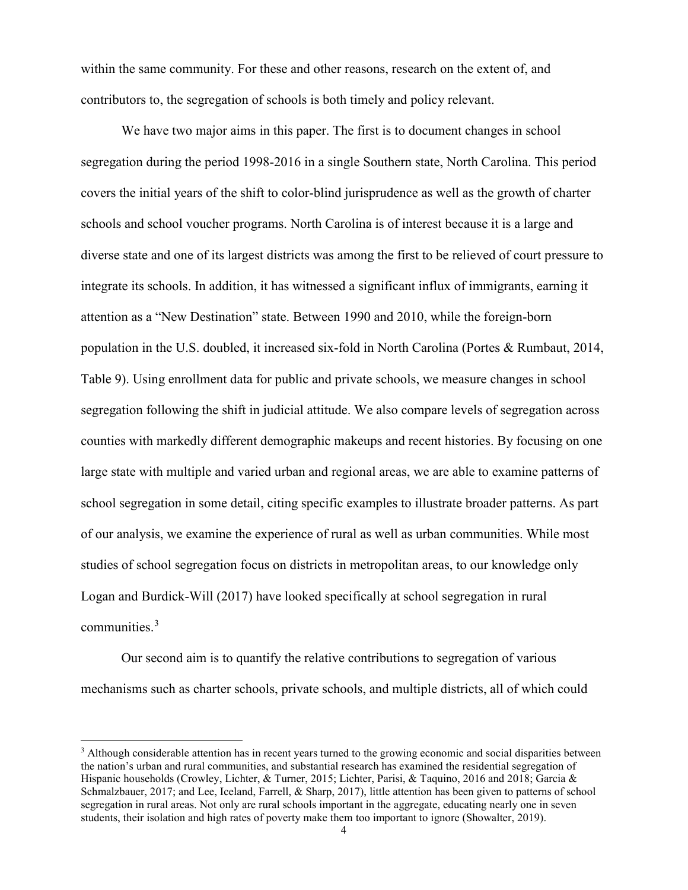within the same community. For these and other reasons, research on the extent of, and contributors to, the segregation of schools is both timely and policy relevant.

We have two major aims in this paper. The first is to document changes in school segregation during the period 1998-2016 in a single Southern state, North Carolina. This period covers the initial years of the shift to color-blind jurisprudence as well as the growth of charter schools and school voucher programs. North Carolina is of interest because it is a large and diverse state and one of its largest districts was among the first to be relieved of court pressure to integrate its schools. In addition, it has witnessed a significant influx of immigrants, earning it attention as a "New Destination" state. Between 1990 and 2010, while the foreign-born population in the U.S. doubled, it increased six-fold in North Carolina (Portes & Rumbaut, 2014, Table 9). Using enrollment data for public and private schools, we measure changes in school segregation following the shift in judicial attitude. We also compare levels of segregation across counties with markedly different demographic makeups and recent histories. By focusing on one large state with multiple and varied urban and regional areas, we are able to examine patterns of school segregation in some detail, citing specific examples to illustrate broader patterns. As part of our analysis, we examine the experience of rural as well as urban communities. While most studies of school segregation focus on districts in metropolitan areas, to our knowledge only Logan and Burdick-Will (2017) have looked specifically at school segregation in rural communities.[3]

Our second aim is to quantify the relative contributions to segregation of various mechanisms such as charter schools, private schools, and multiple districts, all of which could

[3] Although considerable attention has in recent years turned to the growing economic and social disparities between the nation's urban and rural communities, and substantial research has examined the residential segregation of Hispanic households (Crowley, Lichter, & Turner, 2015; Lichter, Parisi, & Taquino, 2016 and 2018; Garcia & Schmalzbauer, 2017; and Lee, Iceland, Farrell, & Sharp, 2017), little attention has been given to patterns of school segregation in rural areas. Not only are rural schools important in the aggregate, educating nearly one in seven students, their isolation and high rates of poverty make them too important to ignore (Showalter, 2019).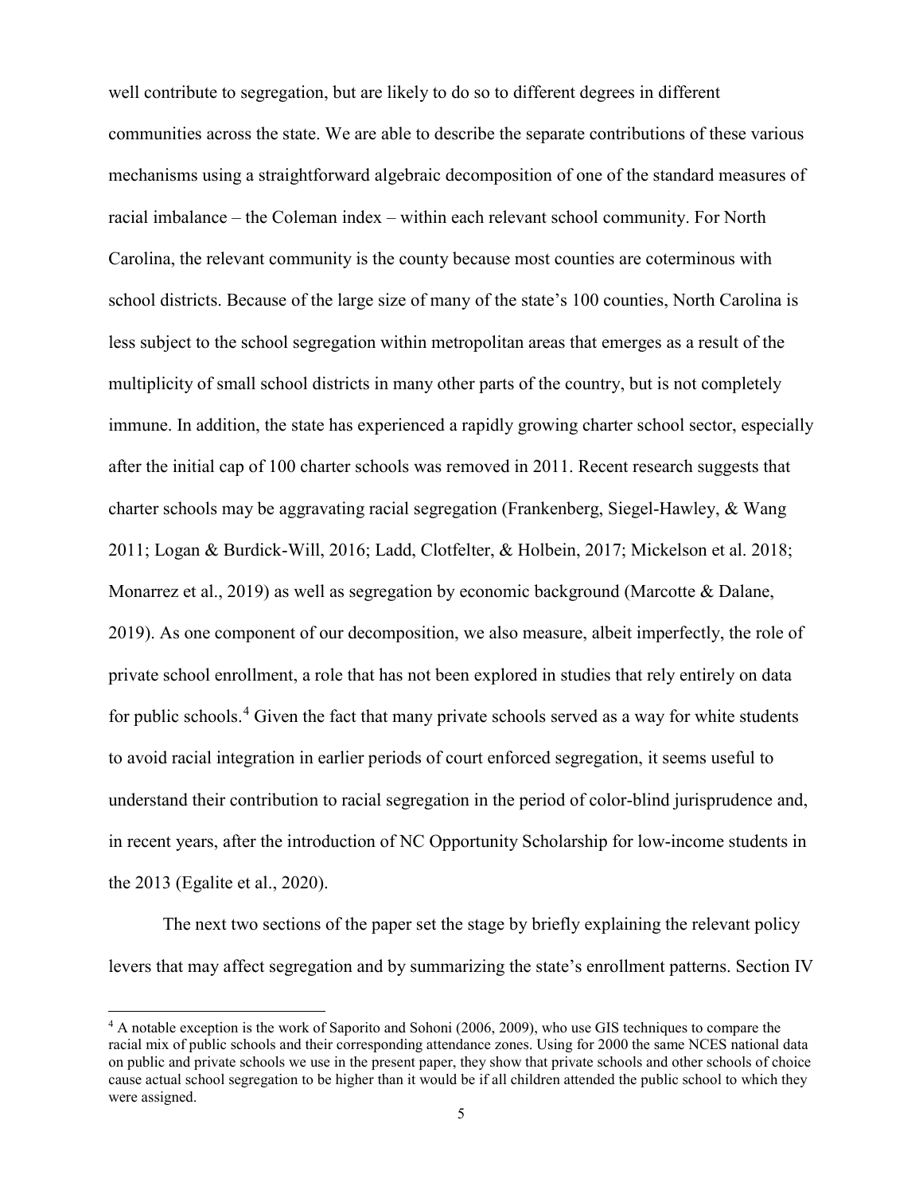well contribute to segregation, but are likely to do so to different degrees in different communities across the state. We are able to describe the separate contributions of these various mechanisms using a straightforward algebraic decomposition of one of the standard measures of racial imbalance – the Coleman index – within each relevant school community. For North Carolina, the relevant community is the county because most counties are coterminous with school districts. Because of the large size of many of the state's 100 counties, North Carolina is less subject to the school segregation within metropolitan areas that emerges as a result of the multiplicity of small school districts in many other parts of the country, but is not completely immune. In addition, the state has experienced a rapidly growing charter school sector, especially after the initial cap of 100 charter schools was removed in 2011. Recent research suggests that charter schools may be aggravating racial segregation (Frankenberg, Siegel-Hawley, & Wang 2011; Logan & Burdick-Will, 2016; Ladd, Clotfelter, & Holbein, 2017; Mickelson et al. 2018; Monarrez et al., 2019) as well as segregation by economic background (Marcotte & Dalane, 2019). As one component of our decomposition, we also measure, albeit imperfectly, the role of private school enrollment, a role that has not been explored in studies that rely entirely on data for public schools.[4] Given the fact that many private schools served as a way for white students to avoid racial integration in earlier periods of court enforced segregation, it seems useful to understand their contribution to racial segregation in the period of color-blind jurisprudence and, in recent years, after the introduction of NC Opportunity Scholarship for low-income students in the 2013 (Egalite et al., 2020).

The next two sections of the paper set the stage by briefly explaining the relevant policy levers that may affect segregation and by summarizing the state's enrollment patterns. Section IV

[4] A notable exception is the work of Saporito and Sohoni (2006, 2009), who use GIS techniques to compare the racial mix of public schools and their corresponding attendance zones. Using for 2000 the same NCES national data on public and private schools we use in the present paper, they show that private schools and other schools of choice cause actual school segregation to be higher than it would be if all children attended the public school to which they were assigned.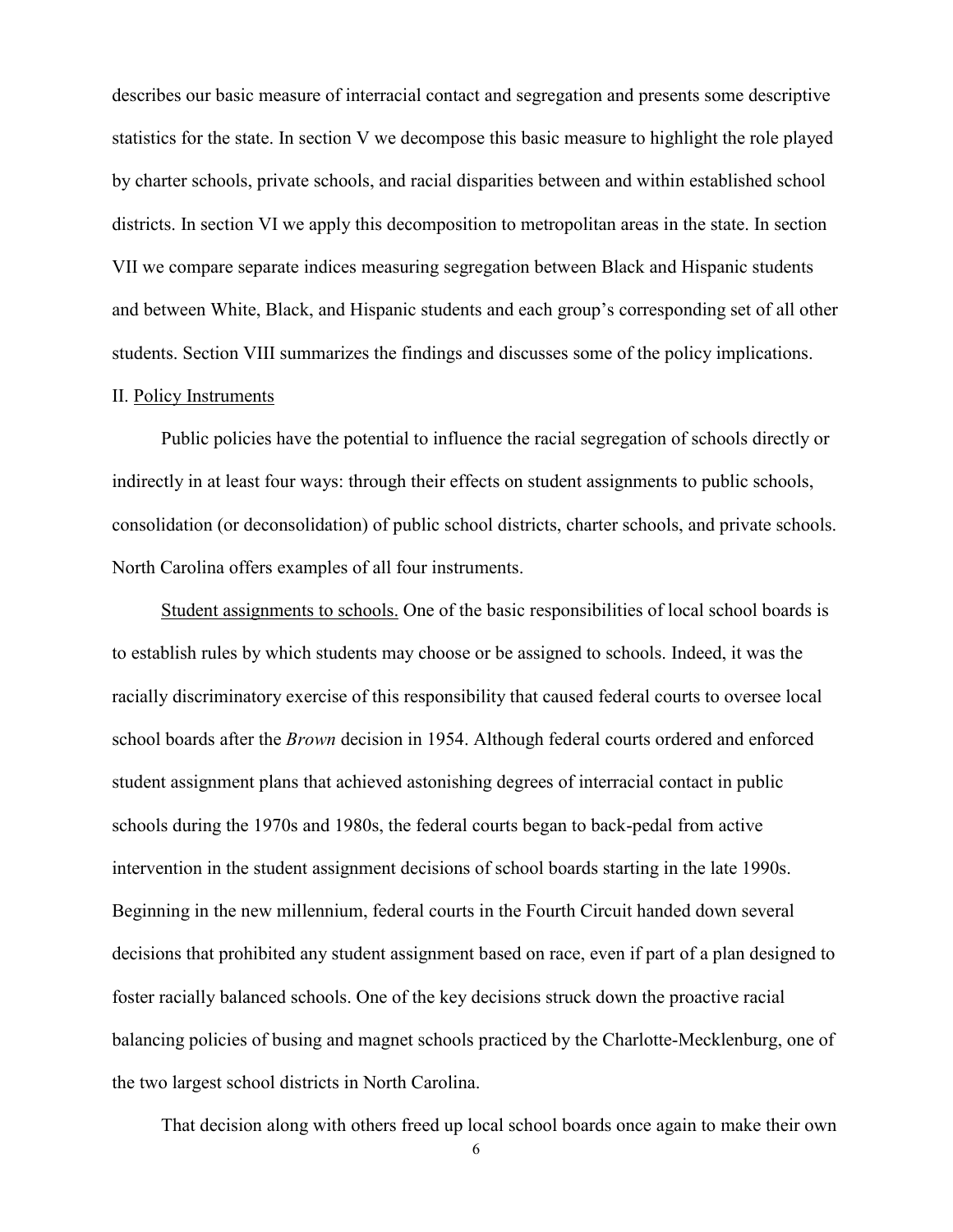describes our basic measure of interracial contact and segregation and presents some descriptive statistics for the state. In section V we decompose this basic measure to highlight the role played by charter schools, private schools, and racial disparities between and within established school districts. In section VI we apply this decomposition to metropolitan areas in the state. In section VII we compare separate indices measuring segregation between Black and Hispanic students and between White, Black, and Hispanic students and each group's corresponding set of all other students. Section VIII summarizes the findings and discusses some of the policy implications.

## II. Policy Instruments

Public policies have the potential to influence the racial segregation of schools directly or indirectly in at least four ways: through their effects on student assignments to public schools, consolidation (or deconsolidation) of public school districts, charter schools, and private schools. North Carolina offers examples of all four instruments.

Student assignments to schools. One of the basic responsibilities of local school boards is to establish rules by which students may choose or be assigned to schools. Indeed, it was the racially discriminatory exercise of this responsibility that caused federal courts to oversee local school boards after the *Brown* decision in 1954. Although federal courts ordered and enforced student assignment plans that achieved astonishing degrees of interracial contact in public schools during the 1970s and 1980s, the federal courts began to back-pedal from active intervention in the student assignment decisions of school boards starting in the late 1990s. Beginning in the new millennium, federal courts in the Fourth Circuit handed down several decisions that prohibited any student assignment based on race, even if part of a plan designed to foster racially balanced schools. One of the key decisions struck down the proactive racial balancing policies of busing and magnet schools practiced by the Charlotte-Mecklenburg, one of the two largest school districts in North Carolina.

That decision along with others freed up local school boards once again to make their own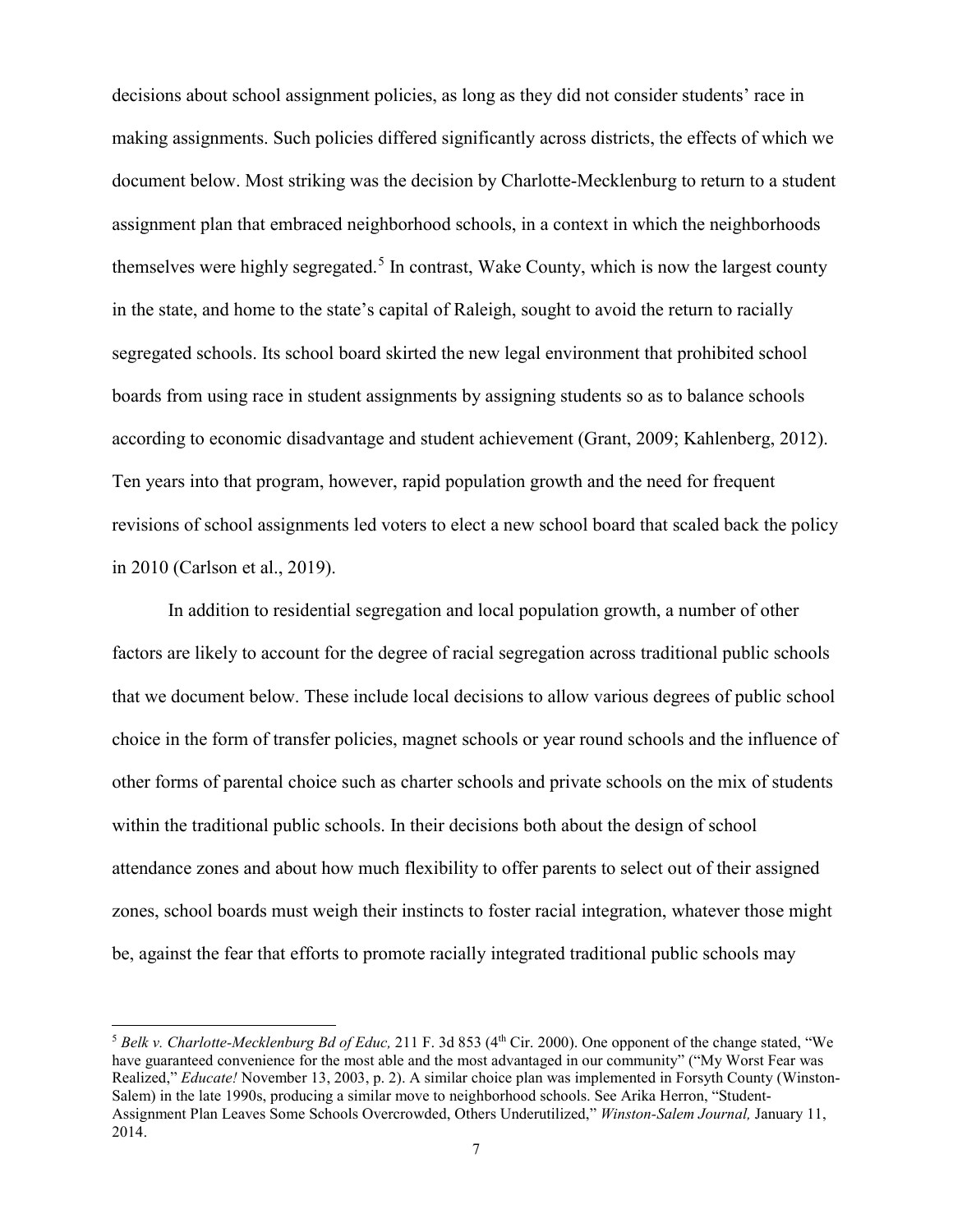decisions about school assignment policies, as long as they did not consider students' race in making assignments. Such policies differed significantly across districts, the effects of which we document below. Most striking was the decision by Charlotte-Mecklenburg to return to a student assignment plan that embraced neighborhood schools, in a context in which the neighborhoods themselves were highly segregated.[5] In contrast, Wake County, which is now the largest county in the state, and home to the state's capital of Raleigh, sought to avoid the return to racially segregated schools. Its school board skirted the new legal environment that prohibited school boards from using race in student assignments by assigning students so as to balance schools according to economic disadvantage and student achievement (Grant, 2009; Kahlenberg, 2012). Ten years into that program, however, rapid population growth and the need for frequent revisions of school assignments led voters to elect a new school board that scaled back the policy in 2010 (Carlson et al., 2019).

In addition to residential segregation and local population growth, a number of other factors are likely to account for the degree of racial segregation across traditional public schools that we document below. These include local decisions to allow various degrees of public school choice in the form of transfer policies, magnet schools or year round schools and the influence of other forms of parental choice such as charter schools and private schools on the mix of students within the traditional public schools. In their decisions both about the design of school attendance zones and about how much flexibility to offer parents to select out of their assigned zones, school boards must weigh their instincts to foster racial integration, whatever those might be, against the fear that efforts to promote racially integrated traditional public schools may

[5] *Belk v. Charlotte-Mecklenburg Bd of Educ,* 211 F. 3d 853 (4th Cir. 2000). One opponent of the change stated, "We have guaranteed convenience for the most able and the most advantaged in our community" ("My Worst Fear was Realized," *Educate!* November 13, 2003, p. 2). A similar choice plan was implemented in Forsyth County (Winston-Salem) in the late 1990s, producing a similar move to neighborhood schools. See Arika Herron, "Student-Assignment Plan Leaves Some Schools Overcrowded, Others Underutilized," *Winston-Salem Journal,* January 11, 2014.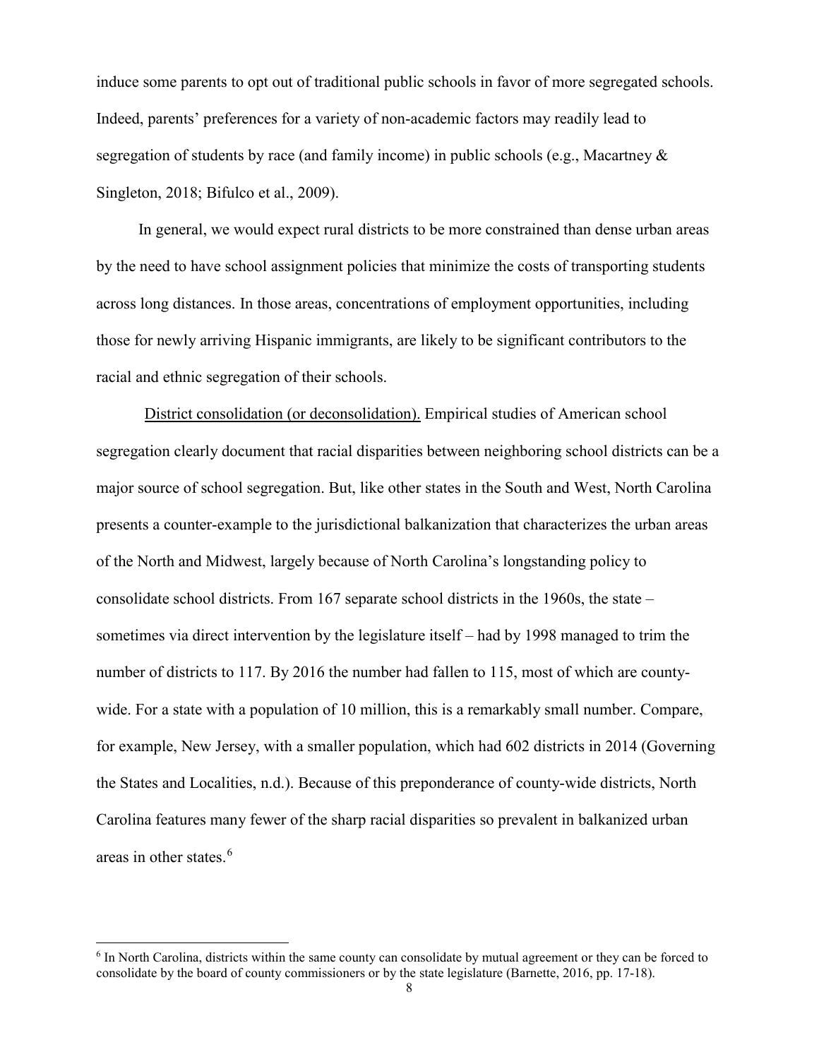induce some parents to opt out of traditional public schools in favor of more segregated schools. Indeed, parents' preferences for a variety of non-academic factors may readily lead to segregation of students by race (and family income) in public schools (e.g., Macartney & Singleton, 2018; Bifulco et al., 2009).

In general, we would expect rural districts to be more constrained than dense urban areas by the need to have school assignment policies that minimize the costs of transporting students across long distances. In those areas, concentrations of employment opportunities, including those for newly arriving Hispanic immigrants, are likely to be significant contributors to the racial and ethnic segregation of their schools.

District consolidation (or deconsolidation). Empirical studies of American school segregation clearly document that racial disparities between neighboring school districts can be a major source of school segregation. But, like other states in the South and West, North Carolina presents a counter-example to the jurisdictional balkanization that characterizes the urban areas of the North and Midwest, largely because of North Carolina's longstanding policy to consolidate school districts. From 167 separate school districts in the 1960s, the state – sometimes via direct intervention by the legislature itself – had by 1998 managed to trim the number of districts to 117. By 2016 the number had fallen to 115, most of which are county-wide. For a state with a population of 10 million, this is a remarkably small number. Compare, for example, New Jersey, with a smaller population, which had 602 districts in 2014 (Governing the States and Localities, n.d.). Because of this preponderance of county-wide districts, North Carolina features many fewer of the sharp racial disparities so prevalent in balkanized urban areas in other states.[6]

[6] In North Carolina, districts within the same county can consolidate by mutual agreement or they can be forced to consolidate by the board of county commissioners or by the state legislature (Barnette, 2016, pp. 17-18).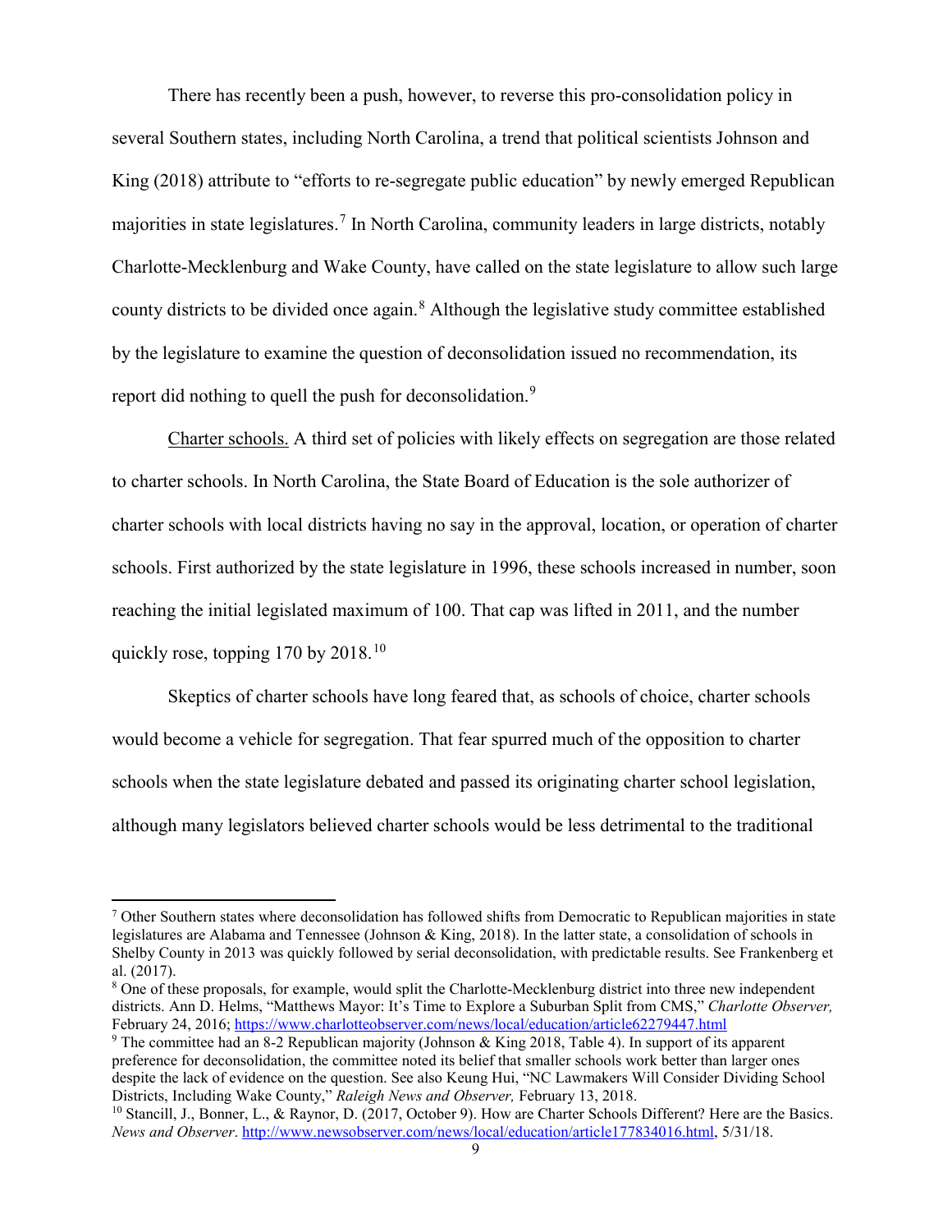There has recently been a push, however, to reverse this pro-consolidation policy in several Southern states, including North Carolina, a trend that political scientists Johnson and King (2018) attribute to "efforts to re-segregate public education" by newly emerged Republican majorities in state legislatures.[7] In North Carolina, community leaders in large districts, notably Charlotte-Mecklenburg and Wake County, have called on the state legislature to allow such large county districts to be divided once again.[8] Although the legislative study committee established by the legislature to examine the question of deconsolidation issued no recommendation, its report did nothing to quell the push for deconsolidation.[9]

Charter schools. A third set of policies with likely effects on segregation are those related to charter schools. In North Carolina, the State Board of Education is the sole authorizer of charter schools with local districts having no say in the approval, location, or operation of charter schools. First authorized by the state legislature in 1996, these schools increased in number, soon reaching the initial legislated maximum of 100. That cap was lifted in 2011, and the number quickly rose, topping 170 by 2018.[10]

Skeptics of charter schools have long feared that, as schools of choice, charter schools would become a vehicle for segregation. That fear spurred much of the opposition to charter schools when the state legislature debated and passed its originating charter school legislation, although many legislators believed charter schools would be less detrimental to the traditional

---

[7] Other Southern states where deconsolidation has followed shifts from Democratic to Republican majorities in state legislatures are Alabama and Tennessee (Johnson & King, 2018). In the latter state, a consolidation of schools in Shelby County in 2013 was quickly followed by serial deconsolidation, with predictable results. See Frankenberg et al. (2017).

[8] One of these proposals, for example, would split the Charlotte-Mecklenburg district into three new independent districts. Ann D. Helms, "Matthews Mayor: It's Time to Explore a Suburban Split from CMS," *Charlotte Observer,* February 24, 2016; https://www.charlotteobserver.com/news/local/education/article62279447.html

[9] The committee had an 8-2 Republican majority (Johnson & King 2018, Table 4). In support of its apparent preference for deconsolidation, the committee noted its belief that smaller schools work better than larger ones despite the lack of evidence on the question. See also Keung Hui, "NC Lawmakers Will Consider Dividing School Districts, Including Wake County," *Raleigh News and Observer,* February 13, 2018.

[10] Stancill, J., Bonner, L., & Raynor, D. (2017, October 9). How are Charter Schools Different? Here are the Basics. *News and Observer*. http://www.newsobserver.com/news/local/education/article177834016.html, 5/31/18.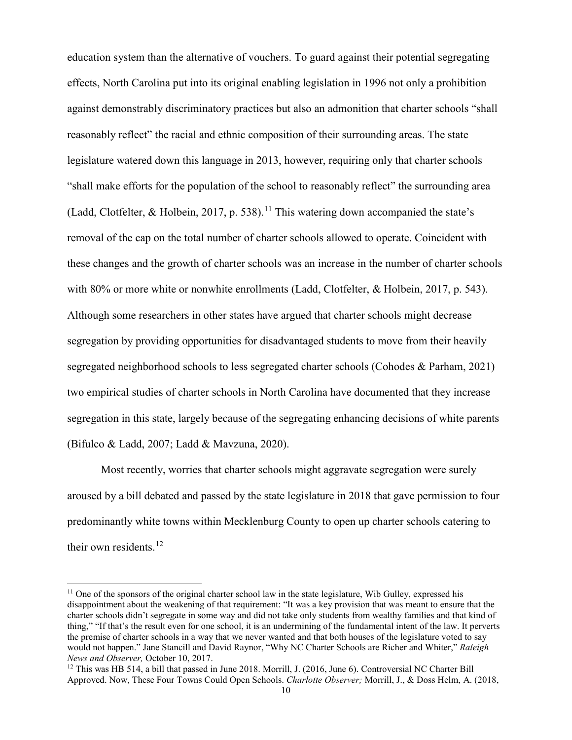education system than the alternative of vouchers. To guard against their potential segregating effects, North Carolina put into its original enabling legislation in 1996 not only a prohibition against demonstrably discriminatory practices but also an admonition that charter schools "shall reasonably reflect" the racial and ethnic composition of their surrounding areas. The state legislature watered down this language in 2013, however, requiring only that charter schools "shall make efforts for the population of the school to reasonably reflect" the surrounding area (Ladd, Clotfelter, & Holbein, 2017, p. 538).[11] This watering down accompanied the state's removal of the cap on the total number of charter schools allowed to operate. Coincident with these changes and the growth of charter schools was an increase in the number of charter schools with 80% or more white or nonwhite enrollments (Ladd, Clotfelter, & Holbein, 2017, p. 543). Although some researchers in other states have argued that charter schools might decrease segregation by providing opportunities for disadvantaged students to move from their heavily segregated neighborhood schools to less segregated charter schools (Cohodes & Parham, 2021) two empirical studies of charter schools in North Carolina have documented that they increase segregation in this state, largely because of the segregating enhancing decisions of white parents (Bifulco & Ladd, 2007; Ladd & Mavzuna, 2020).

Most recently, worries that charter schools might aggravate segregation were surely aroused by a bill debated and passed by the state legislature in 2018 that gave permission to four predominantly white towns within Mecklenburg County to open up charter schools catering to their own residents.[12]

[11] One of the sponsors of the original charter school law in the state legislature, Wib Gulley, expressed his disappointment about the weakening of that requirement: "It was a key provision that was meant to ensure that the charter schools didn't segregate in some way and did not take only students from wealthy families and that kind of thing," "If that's the result even for one school, it is an undermining of the fundamental intent of the law. It perverts the premise of charter schools in a way that we never wanted and that both houses of the legislature voted to say would not happen." Jane Stancill and David Raynor, "Why NC Charter Schools are Richer and Whiter," *Raleigh News and Observer,* October 10, 2017.

[12] This was HB 514, a bill that passed in June 2018. Morrill, J. (2016, June 6). Controversial NC Charter Bill Approved. Now, These Four Towns Could Open Schools. *Charlotte Observer;* Morrill, J., & Doss Helm, A. (2018,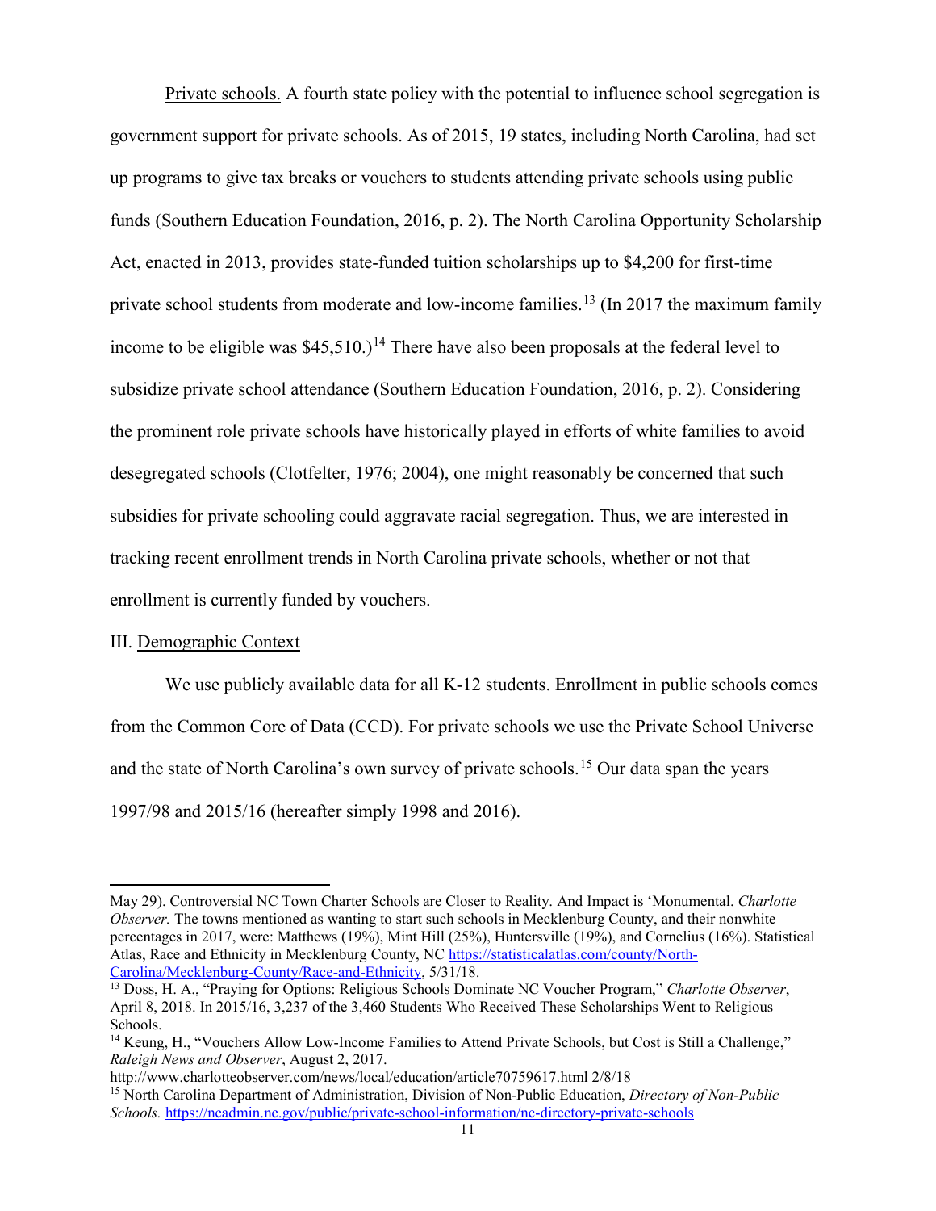Private schools. A fourth state policy with the potential to influence school segregation is government support for private schools. As of 2015, 19 states, including North Carolina, had set up programs to give tax breaks or vouchers to students attending private schools using public funds (Southern Education Foundation, 2016, p. 2). The North Carolina Opportunity Scholarship Act, enacted in 2013, provides state-funded tuition scholarships up to $4,200 for first-time private school students from moderate and low-income families.[13] (In 2017 the maximum family income to be eligible was $45,510.)[14] There have also been proposals at the federal level to subsidize private school attendance (Southern Education Foundation, 2016, p. 2). Considering the prominent role private schools have historically played in efforts of white families to avoid desegregated schools (Clotfelter, 1976; 2004), one might reasonably be concerned that such subsidies for private schooling could aggravate racial segregation. Thus, we are interested in tracking recent enrollment trends in North Carolina private schools, whether or not that enrollment is currently funded by vouchers.

## III. Demographic Context

We use publicly available data for all K-12 students. Enrollment in public schools comes from the Common Core of Data (CCD). For private schools we use the Private School Universe and the state of North Carolina's own survey of private schools.[15] Our data span the years 1997/98 and 2015/16 (hereafter simply 1998 and 2016).

---

May 29). Controversial NC Town Charter Schools are Closer to Reality. And Impact is 'Monumental. *Charlotte Observer.* The towns mentioned as wanting to start such schools in Mecklenburg County, and their nonwhite percentages in 2017, were: Matthews (19%), Mint Hill (25%), Huntersville (19%), and Cornelius (16%). Statistical Atlas, Race and Ethnicity in Mecklenburg County, NC https://statisticalatlas.com/county/North-Carolina/Mecklenburg-County/Race-and-Ethnicity, 5/31/18.

[13] Doss, H. A., "Praying for Options: Religious Schools Dominate NC Voucher Program," *Charlotte Observer*, April 8, 2018. In 2015/16, 3,237 of the 3,460 Students Who Received These Scholarships Went to Religious Schools.

[14] Keung, H., "Vouchers Allow Low-Income Families to Attend Private Schools, but Cost is Still a Challenge," *Raleigh News and Observer*, August 2, 2017.
http://www.charlotteobserver.com/news/local/education/article70759617.html 2/8/18

[15] North Carolina Department of Administration, Division of Non-Public Education, *Directory of Non-Public Schools.* https://ncadmin.nc.gov/public/private-school-information/nc-directory-private-schools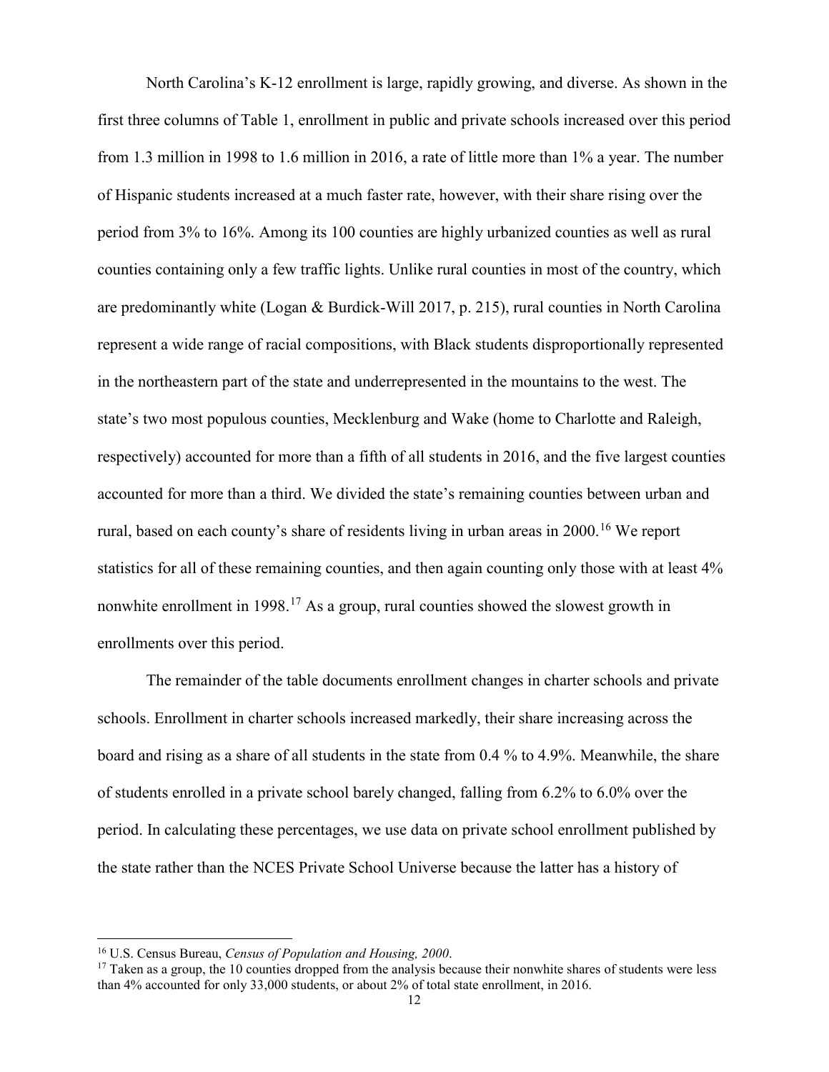North Carolina's K-12 enrollment is large, rapidly growing, and diverse. As shown in the first three columns of Table 1, enrollment in public and private schools increased over this period from 1.3 million in 1998 to 1.6 million in 2016, a rate of little more than 1% a year. The number of Hispanic students increased at a much faster rate, however, with their share rising over the period from 3% to 16%. Among its 100 counties are highly urbanized counties as well as rural counties containing only a few traffic lights. Unlike rural counties in most of the country, which are predominantly white (Logan & Burdick-Will 2017, p. 215), rural counties in North Carolina represent a wide range of racial compositions, with Black students disproportionally represented in the northeastern part of the state and underrepresented in the mountains to the west. The state's two most populous counties, Mecklenburg and Wake (home to Charlotte and Raleigh, respectively) accounted for more than a fifth of all students in 2016, and the five largest counties accounted for more than a third. We divided the state's remaining counties between urban and rural, based on each county's share of residents living in urban areas in 2000.[16] We report statistics for all of these remaining counties, and then again counting only those with at least 4% nonwhite enrollment in 1998.[17] As a group, rural counties showed the slowest growth in enrollments over this period.

The remainder of the table documents enrollment changes in charter schools and private schools. Enrollment in charter schools increased markedly, their share increasing across the board and rising as a share of all students in the state from 0.4 % to 4.9%. Meanwhile, the share of students enrolled in a private school barely changed, falling from 6.2% to 6.0% over the period. In calculating these percentages, we use data on private school enrollment published by the state rather than the NCES Private School Universe because the latter has a history of

[16] U.S. Census Bureau, *Census of Population and Housing, 2000*.

[17] Taken as a group, the 10 counties dropped from the analysis because their nonwhite shares of students were less than 4% accounted for only 33,000 students, or about 2% of total state enrollment, in 2016.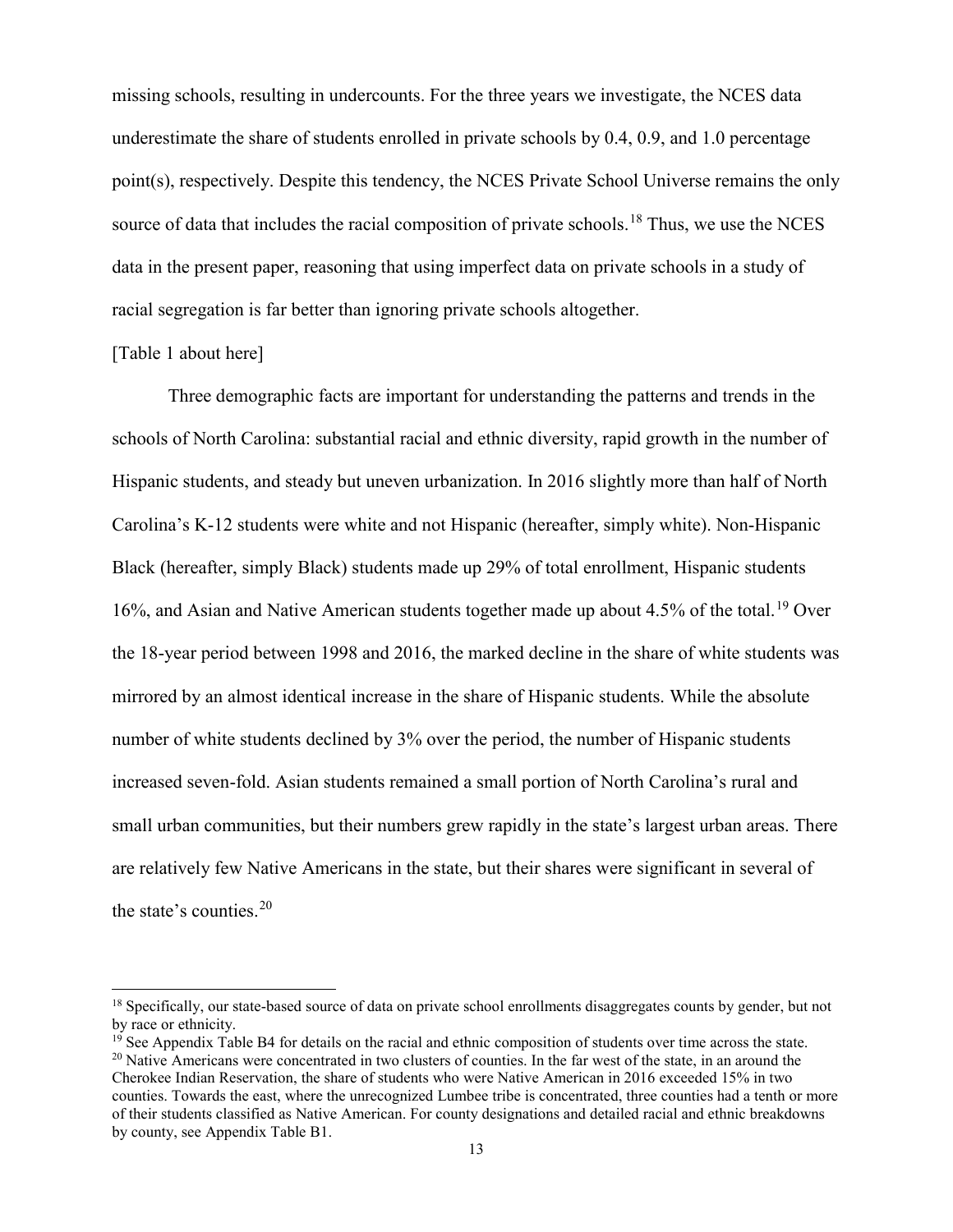missing schools, resulting in undercounts. For the three years we investigate, the NCES data underestimate the share of students enrolled in private schools by 0.4, 0.9, and 1.0 percentage point(s), respectively. Despite this tendency, the NCES Private School Universe remains the only source of data that includes the racial composition of private schools.[18] Thus, we use the NCES data in the present paper, reasoning that using imperfect data on private schools in a study of racial segregation is far better than ignoring private schools altogether.

[Table 1 about here]

Three demographic facts are important for understanding the patterns and trends in the schools of North Carolina: substantial racial and ethnic diversity, rapid growth in the number of Hispanic students, and steady but uneven urbanization. In 2016 slightly more than half of North Carolina's K-12 students were white and not Hispanic (hereafter, simply white). Non-Hispanic Black (hereafter, simply Black) students made up 29% of total enrollment, Hispanic students 16%, and Asian and Native American students together made up about 4.5% of the total.[19] Over the 18-year period between 1998 and 2016, the marked decline in the share of white students was mirrored by an almost identical increase in the share of Hispanic students. While the absolute number of white students declined by 3% over the period, the number of Hispanic students increased seven-fold. Asian students remained a small portion of North Carolina's rural and small urban communities, but their numbers grew rapidly in the state's largest urban areas. There are relatively few Native Americans in the state, but their shares were significant in several of the state's counties.[20]

[18] Specifically, our state-based source of data on private school enrollments disaggregates counts by gender, but not by race or ethnicity.

[19] See Appendix Table B4 for details on the racial and ethnic composition of students over time across the state.

[20] Native Americans were concentrated in two clusters of counties. In the far west of the state, in an around the Cherokee Indian Reservation, the share of students who were Native American in 2016 exceeded 15% in two counties. Towards the east, where the unrecognized Lumbee tribe is concentrated, three counties had a tenth or more of their students classified as Native American. For county designations and detailed racial and ethnic breakdowns by county, see Appendix Table B1.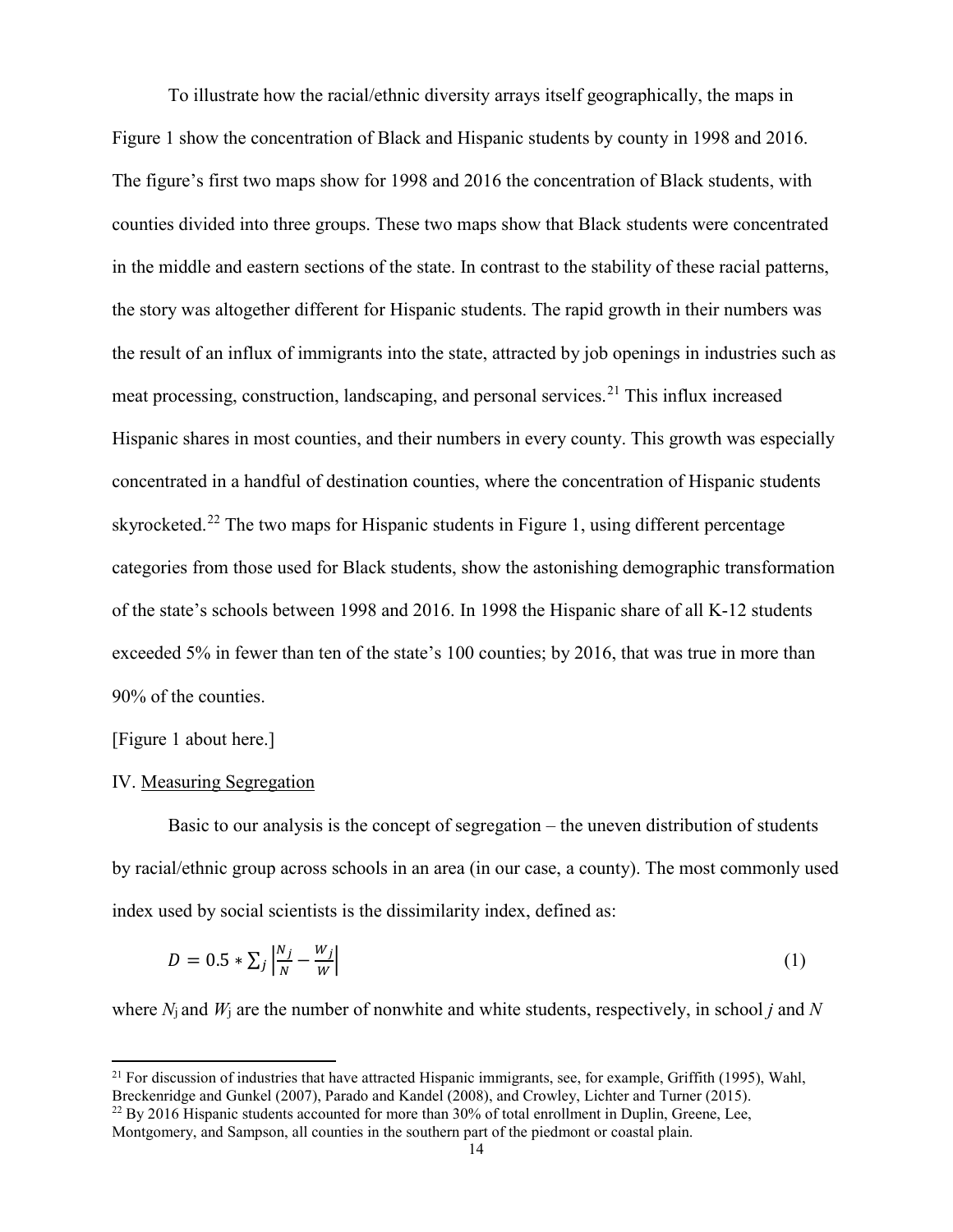To illustrate how the racial/ethnic diversity arrays itself geographically, the maps in Figure 1 show the concentration of Black and Hispanic students by county in 1998 and 2016. The figure's first two maps show for 1998 and 2016 the concentration of Black students, with counties divided into three groups. These two maps show that Black students were concentrated in the middle and eastern sections of the state. In contrast to the stability of these racial patterns, the story was altogether different for Hispanic students. The rapid growth in their numbers was the result of an influx of immigrants into the state, attracted by job openings in industries such as meat processing, construction, landscaping, and personal services.[21] This influx increased Hispanic shares in most counties, and their numbers in every county. This growth was especially concentrated in a handful of destination counties, where the concentration of Hispanic students skyrocketed.[22] The two maps for Hispanic students in Figure 1, using different percentage categories from those used for Black students, show the astonishing demographic transformation of the state's schools between 1998 and 2016. In 1998 the Hispanic share of all K-12 students exceeded 5% in fewer than ten of the state's 100 counties; by 2016, that was true in more than 90% of the counties.

[Figure 1 about here.]

## IV. Measuring Segregation

Basic to our analysis is the concept of segregation – the uneven distribution of students by racial/ethnic group across schools in an area (in our case, a county). The most commonly used index used by social scientists is the dissimilarity index, defined as:

$$D = 0.5 * \sum_j \left| \frac{N_j}{N} - \frac{W_j}{W} \right| \tag{1}$$

where $N_j$ and $W_j$ are the number of nonwhite and white students, respectively, in school $j$ and $N$

---

[21] For discussion of industries that have attracted Hispanic immigrants, see, for example, Griffith (1995), Wahl, Breckenridge and Gunkel (2007), Parado and Kandel (2008), and Crowley, Lichter and Turner (2015).

[22] By 2016 Hispanic students accounted for more than 30% of total enrollment in Duplin, Greene, Lee, Montgomery, and Sampson, all counties in the southern part of the piedmont or coastal plain.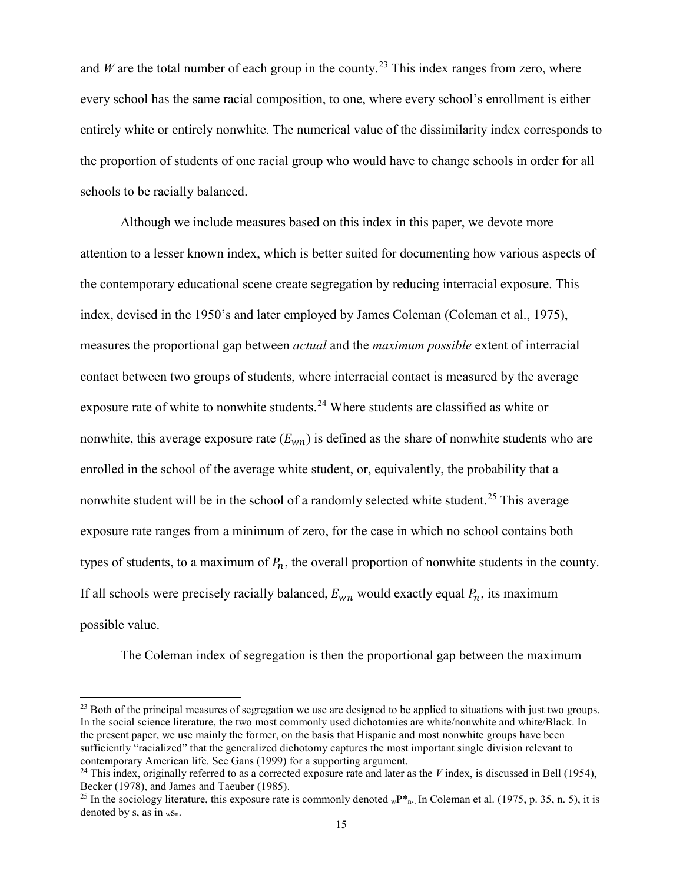and *W* are the total number of each group in the county.[23] This index ranges from zero, where every school has the same racial composition, to one, where every school's enrollment is either entirely white or entirely nonwhite. The numerical value of the dissimilarity index corresponds to the proportion of students of one racial group who would have to change schools in order for all schools to be racially balanced.

Although we include measures based on this index in this paper, we devote more attention to a lesser known index, which is better suited for documenting how various aspects of the contemporary educational scene create segregation by reducing interracial exposure. This index, devised in the 1950's and later employed by James Coleman (Coleman et al., 1975), measures the proportional gap between *actual* and the *maximum possible* extent of interracial contact between two groups of students, where interracial contact is measured by the average exposure rate of white to nonwhite students.[24] Where students are classified as white or nonwhite, this average exposure rate ($E_{wn}$) is defined as the share of nonwhite students who are enrolled in the school of the average white student, or, equivalently, the probability that a nonwhite student will be in the school of a randomly selected white student.[25] This average exposure rate ranges from a minimum of zero, for the case in which no school contains both types of students, to a maximum of $P_n$, the overall proportion of nonwhite students in the county. If all schools were precisely racially balanced, $E_{wn}$ would exactly equal $P_n$, its maximum possible value.

The Coleman index of segregation is then the proportional gap between the maximum

---

[23] Both of the principal measures of segregation we use are designed to be applied to situations with just two groups. In the social science literature, the two most commonly used dichotomies are white/nonwhite and white/Black. In the present paper, we use mainly the former, on the basis that Hispanic and most nonwhite groups have been sufficiently "racialized" that the generalized dichotomy captures the most important single division relevant to contemporary American life. See Gans (1999) for a supporting argument.

[24] This index, originally referred to as a corrected exposure rate and later as the *V* index, is discussed in Bell (1954), Becker (1978), and James and Taeuber (1985).

[25] In the sociology literature, this exposure rate is commonly denoted ${}_wP^*{}_n$. In Coleman et al. (1975, p. 35, n. 5), it is denoted by s, as in ${}_ws_n$.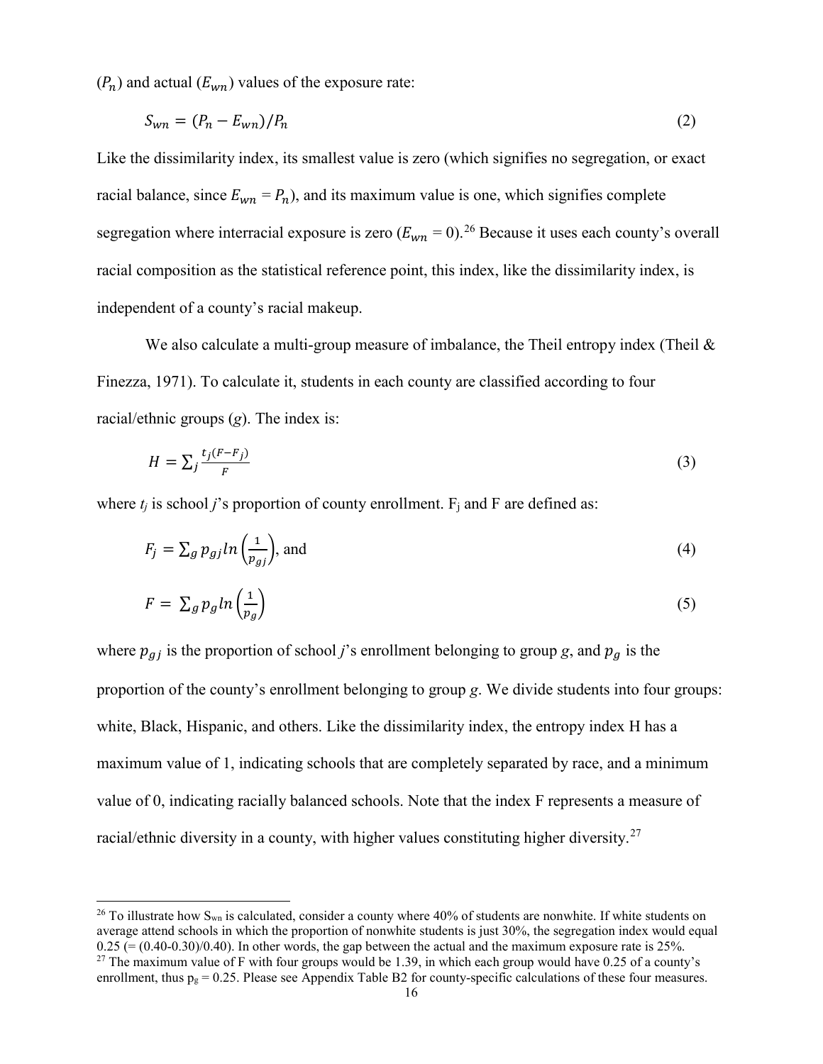($P_n$) and actual ($E_{wn}$) values of the exposure rate:

$$S_{wn} = (P_n - E_{wn})/P_n \tag{2}$$

Like the dissimilarity index, its smallest value is zero (which signifies no segregation, or exact racial balance, since $E_{wn} = P_n$), and its maximum value is one, which signifies complete segregation where interracial exposure is zero ($E_{wn} = 0$).[26] Because it uses each county's overall racial composition as the statistical reference point, this index, like the dissimilarity index, is independent of a county's racial makeup.

We also calculate a multi-group measure of imbalance, the Theil entropy index (Theil & Finezza, 1971). To calculate it, students in each county are classified according to four racial/ethnic groups ($g$). The index is:

$$H = \sum_j \frac{t_j(F - F_j)}{F} \tag{3}$$

where $t_j$ is school $j$'s proportion of county enrollment. $F_j$ and F are defined as:

$$F_j = \sum_g p_{gj} ln\left(\frac{1}{p_{gj}}\right), \text{ and} \tag{4}$$

$$F = \sum_g p_g ln\left(\frac{1}{p_g}\right) \tag{5}$$

where $p_{gj}$ is the proportion of school $j$'s enrollment belonging to group $g$, and $p_g$ is the proportion of the county's enrollment belonging to group $g$. We divide students into four groups: white, Black, Hispanic, and others. Like the dissimilarity index, the entropy index H has a maximum value of 1, indicating schools that are completely separated by race, and a minimum value of 0, indicating racially balanced schools. Note that the index F represents a measure of racial/ethnic diversity in a county, with higher values constituting higher diversity.[27]

---

[26] To illustrate how $S_{wn}$ is calculated, consider a county where 40% of students are nonwhite. If white students on average attend schools in which the proportion of nonwhite students is just 30%, the segregation index would equal 0.25 (= (0.40-0.30)/0.40). In other words, the gap between the actual and the maximum exposure rate is 25%.

[27] The maximum value of F with four groups would be 1.39, in which each group would have 0.25 of a county's enrollment, thus $p_g = 0.25$. Please see Appendix Table B2 for county-specific calculations of these four measures.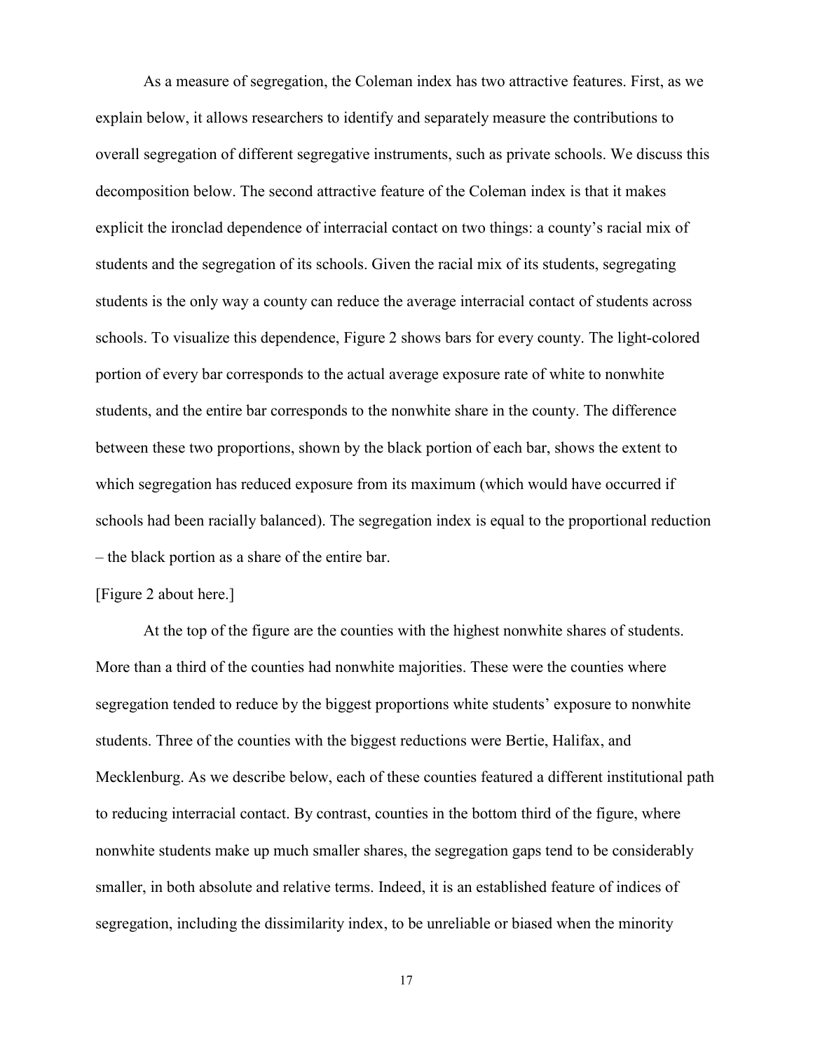As a measure of segregation, the Coleman index has two attractive features. First, as we explain below, it allows researchers to identify and separately measure the contributions to overall segregation of different segregative instruments, such as private schools. We discuss this decomposition below. The second attractive feature of the Coleman index is that it makes explicit the ironclad dependence of interracial contact on two things: a county's racial mix of students and the segregation of its schools. Given the racial mix of its students, segregating students is the only way a county can reduce the average interracial contact of students across schools. To visualize this dependence, Figure 2 shows bars for every county. The light-colored portion of every bar corresponds to the actual average exposure rate of white to nonwhite students, and the entire bar corresponds to the nonwhite share in the county. The difference between these two proportions, shown by the black portion of each bar, shows the extent to which segregation has reduced exposure from its maximum (which would have occurred if schools had been racially balanced). The segregation index is equal to the proportional reduction – the black portion as a share of the entire bar.

[Figure 2 about here.]

At the top of the figure are the counties with the highest nonwhite shares of students. More than a third of the counties had nonwhite majorities. These were the counties where segregation tended to reduce by the biggest proportions white students' exposure to nonwhite students. Three of the counties with the biggest reductions were Bertie, Halifax, and Mecklenburg. As we describe below, each of these counties featured a different institutional path to reducing interracial contact. By contrast, counties in the bottom third of the figure, where nonwhite students make up much smaller shares, the segregation gaps tend to be considerably smaller, in both absolute and relative terms. Indeed, it is an established feature of indices of segregation, including the dissimilarity index, to be unreliable or biased when the minority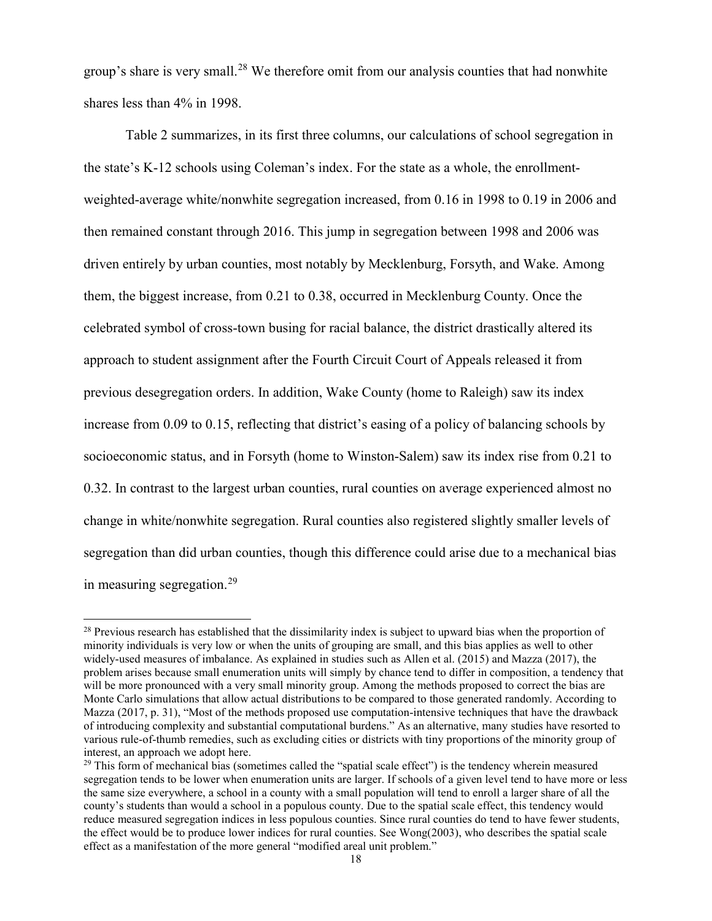group's share is very small.[28] We therefore omit from our analysis counties that had nonwhite shares less than 4% in 1998.

Table 2 summarizes, in its first three columns, our calculations of school segregation in the state's K-12 schools using Coleman's index. For the state as a whole, the enrollment-weighted-average white/nonwhite segregation increased, from 0.16 in 1998 to 0.19 in 2006 and then remained constant through 2016. This jump in segregation between 1998 and 2006 was driven entirely by urban counties, most notably by Mecklenburg, Forsyth, and Wake. Among them, the biggest increase, from 0.21 to 0.38, occurred in Mecklenburg County. Once the celebrated symbol of cross-town busing for racial balance, the district drastically altered its approach to student assignment after the Fourth Circuit Court of Appeals released it from previous desegregation orders. In addition, Wake County (home to Raleigh) saw its index increase from 0.09 to 0.15, reflecting that district's easing of a policy of balancing schools by socioeconomic status, and in Forsyth (home to Winston-Salem) saw its index rise from 0.21 to 0.32. In contrast to the largest urban counties, rural counties on average experienced almost no change in white/nonwhite segregation. Rural counties also registered slightly smaller levels of segregation than did urban counties, though this difference could arise due to a mechanical bias in measuring segregation.[29]

[28] Previous research has established that the dissimilarity index is subject to upward bias when the proportion of minority individuals is very low or when the units of grouping are small, and this bias applies as well to other widely-used measures of imbalance. As explained in studies such as Allen et al. (2015) and Mazza (2017), the problem arises because small enumeration units will simply by chance tend to differ in composition, a tendency that will be more pronounced with a very small minority group. Among the methods proposed to correct the bias are Monte Carlo simulations that allow actual distributions to be compared to those generated randomly. According to Mazza (2017, p. 31), "Most of the methods proposed use computation-intensive techniques that have the drawback of introducing complexity and substantial computational burdens." As an alternative, many studies have resorted to various rule-of-thumb remedies, such as excluding cities or districts with tiny proportions of the minority group of interest, an approach we adopt here.

[29] This form of mechanical bias (sometimes called the "spatial scale effect") is the tendency wherein measured segregation tends to be lower when enumeration units are larger. If schools of a given level tend to have more or less the same size everywhere, a school in a county with a small population will tend to enroll a larger share of all the county's students than would a school in a populous county. Due to the spatial scale effect, this tendency would reduce measured segregation indices in less populous counties. Since rural counties do tend to have fewer students, the effect would be to produce lower indices for rural counties. See Wong(2003), who describes the spatial scale effect as a manifestation of the more general "modified areal unit problem."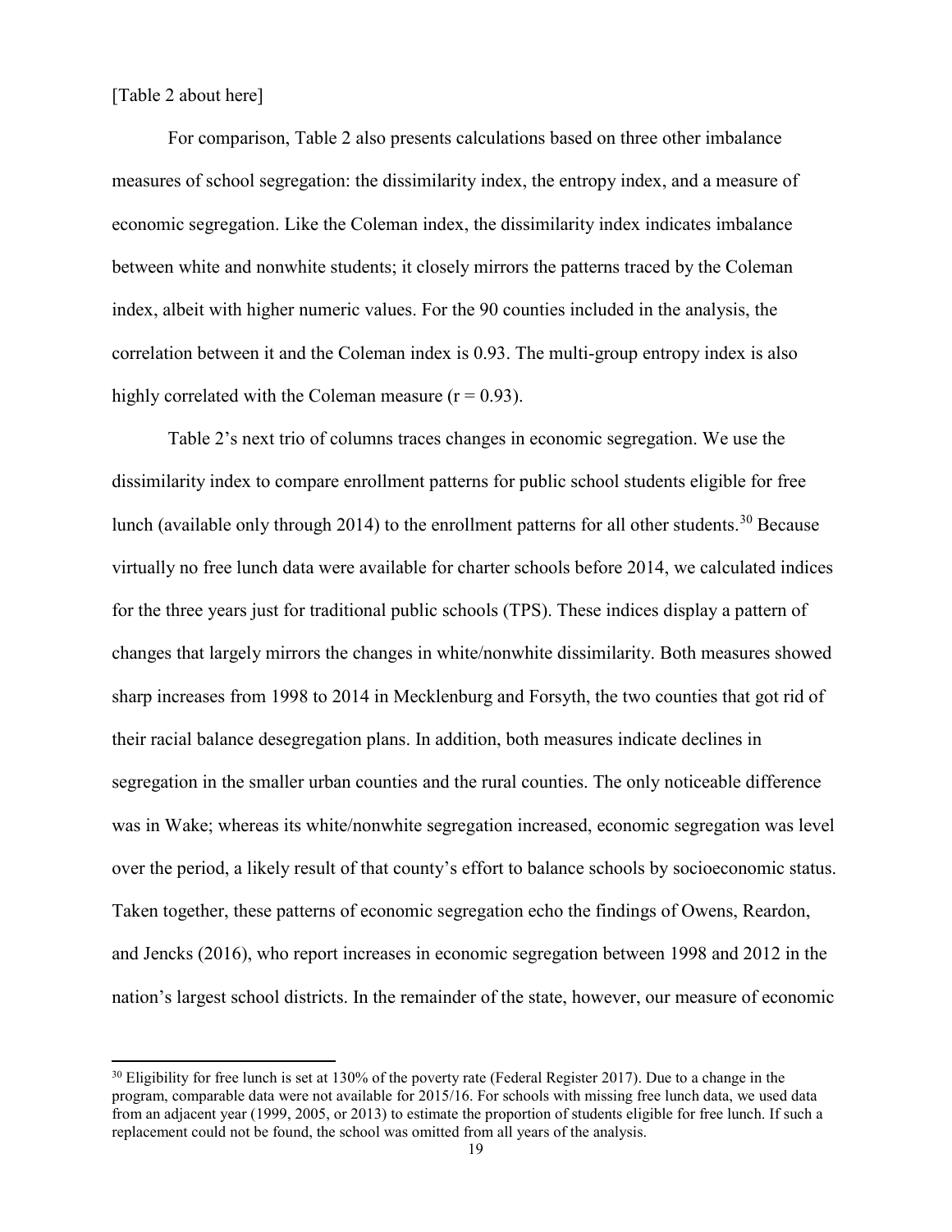[Table 2 about here]

For comparison, Table 2 also presents calculations based on three other imbalance measures of school segregation: the dissimilarity index, the entropy index, and a measure of economic segregation. Like the Coleman index, the dissimilarity index indicates imbalance between white and nonwhite students; it closely mirrors the patterns traced by the Coleman index, albeit with higher numeric values. For the 90 counties included in the analysis, the correlation between it and the Coleman index is 0.93. The multi-group entropy index is also highly correlated with the Coleman measure ($r = 0.93$).

Table 2's next trio of columns traces changes in economic segregation. We use the dissimilarity index to compare enrollment patterns for public school students eligible for free lunch (available only through 2014) to the enrollment patterns for all other students.[30] Because virtually no free lunch data were available for charter schools before 2014, we calculated indices for the three years just for traditional public schools (TPS). These indices display a pattern of changes that largely mirrors the changes in white/nonwhite dissimilarity. Both measures showed sharp increases from 1998 to 2014 in Mecklenburg and Forsyth, the two counties that got rid of their racial balance desegregation plans. In addition, both measures indicate declines in segregation in the smaller urban counties and the rural counties. The only noticeable difference was in Wake; whereas its white/nonwhite segregation increased, economic segregation was level over the period, a likely result of that county's effort to balance schools by socioeconomic status. Taken together, these patterns of economic segregation echo the findings of Owens, Reardon, and Jencks (2016), who report increases in economic segregation between 1998 and 2012 in the nation's largest school districts. In the remainder of the state, however, our measure of economic

[30] Eligibility for free lunch is set at 130% of the poverty rate (Federal Register 2017). Due to a change in the program, comparable data were not available for 2015/16. For schools with missing free lunch data, we used data from an adjacent year (1999, 2005, or 2013) to estimate the proportion of students eligible for free lunch. If such a replacement could not be found, the school was omitted from all years of the analysis.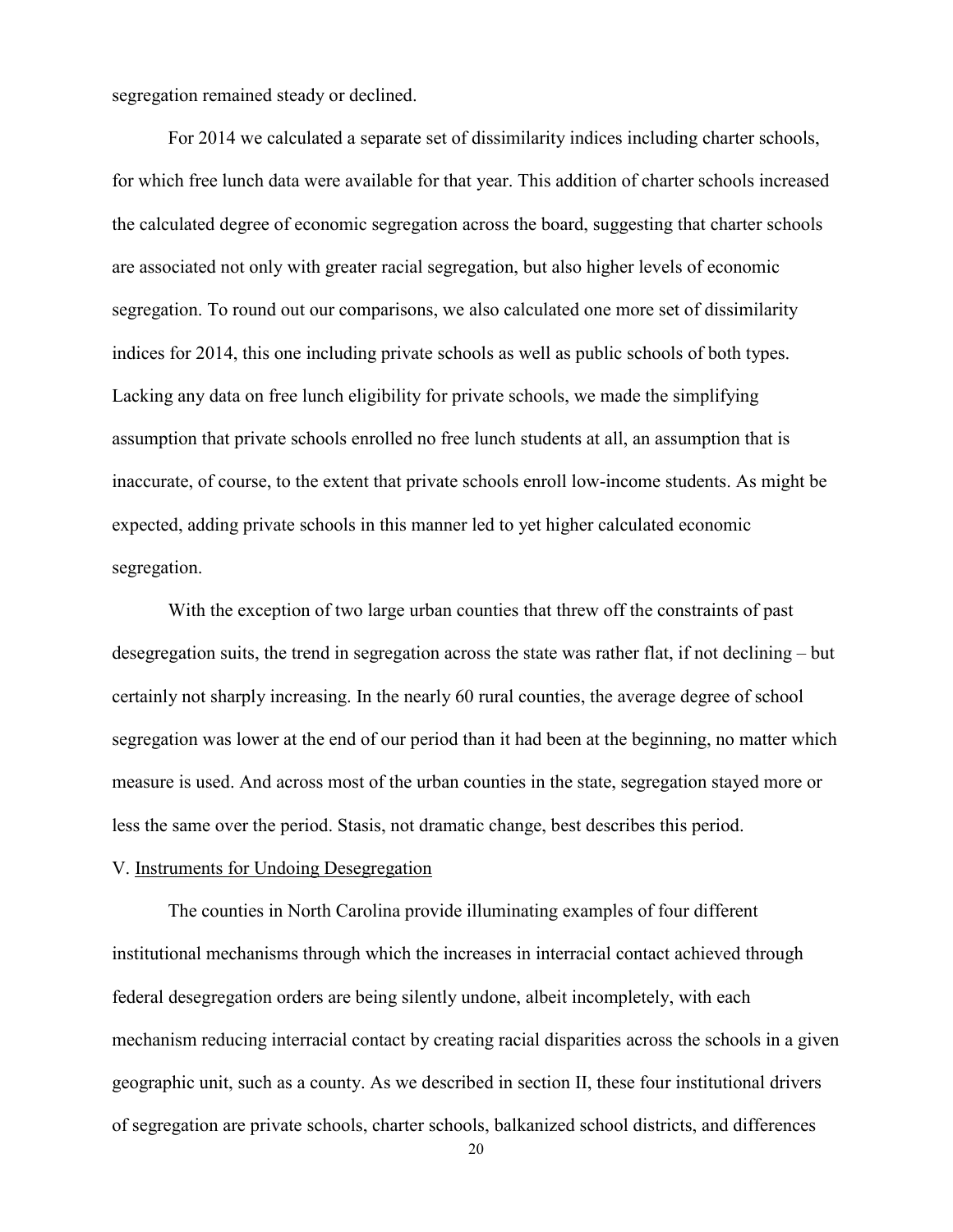segregation remained steady or declined.

For 2014 we calculated a separate set of dissimilarity indices including charter schools, for which free lunch data were available for that year. This addition of charter schools increased the calculated degree of economic segregation across the board, suggesting that charter schools are associated not only with greater racial segregation, but also higher levels of economic segregation. To round out our comparisons, we also calculated one more set of dissimilarity indices for 2014, this one including private schools as well as public schools of both types. Lacking any data on free lunch eligibility for private schools, we made the simplifying assumption that private schools enrolled no free lunch students at all, an assumption that is inaccurate, of course, to the extent that private schools enroll low-income students. As might be expected, adding private schools in this manner led to yet higher calculated economic segregation.

With the exception of two large urban counties that threw off the constraints of past desegregation suits, the trend in segregation across the state was rather flat, if not declining – but certainly not sharply increasing. In the nearly 60 rural counties, the average degree of school segregation was lower at the end of our period than it had been at the beginning, no matter which measure is used. And across most of the urban counties in the state, segregation stayed more or less the same over the period. Stasis, not dramatic change, best describes this period.

## V. Instruments for Undoing Desegregation

The counties in North Carolina provide illuminating examples of four different institutional mechanisms through which the increases in interracial contact achieved through federal desegregation orders are being silently undone, albeit incompletely, with each mechanism reducing interracial contact by creating racial disparities across the schools in a given geographic unit, such as a county. As we described in section II, these four institutional drivers of segregation are private schools, charter schools, balkanized school districts, and differences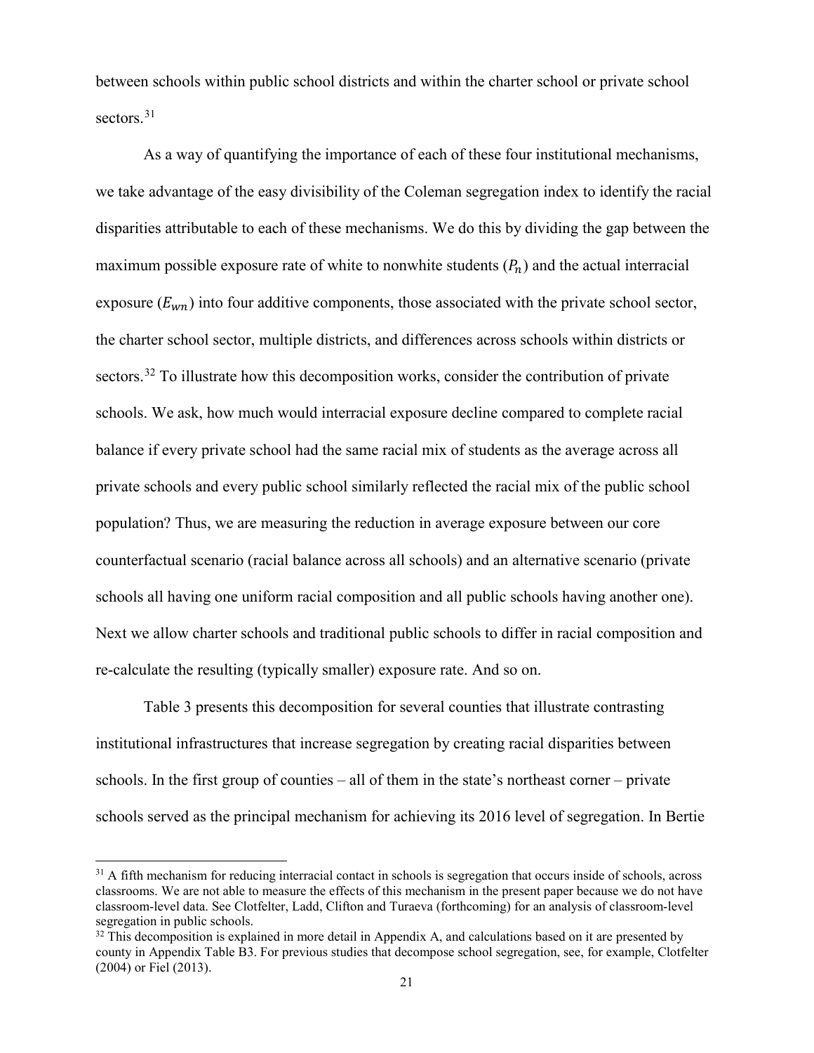between schools within public school districts and within the charter school or private school sectors.[31]

As a way of quantifying the importance of each of these four institutional mechanisms, we take advantage of the easy divisibility of the Coleman segregation index to identify the racial disparities attributable to each of these mechanisms. We do this by dividing the gap between the maximum possible exposure rate of white to nonwhite students ($P_n$) and the actual interracial exposure ($E_{wn}$) into four additive components, those associated with the private school sector, the charter school sector, multiple districts, and differences across schools within districts or sectors.[32] To illustrate how this decomposition works, consider the contribution of private schools. We ask, how much would interracial exposure decline compared to complete racial balance if every private school had the same racial mix of students as the average across all private schools and every public school similarly reflected the racial mix of the public school population? Thus, we are measuring the reduction in average exposure between our core counterfactual scenario (racial balance across all schools) and an alternative scenario (private schools all having one uniform racial composition and all public schools having another one). Next we allow charter schools and traditional public schools to differ in racial composition and re-calculate the resulting (typically smaller) exposure rate. And so on.

Table 3 presents this decomposition for several counties that illustrate contrasting institutional infrastructures that increase segregation by creating racial disparities between schools. In the first group of counties – all of them in the state's northeast corner – private schools served as the principal mechanism for achieving its 2016 level of segregation. In Bertie

[31] A fifth mechanism for reducing interracial contact in schools is segregation that occurs inside of schools, across classrooms. We are not able to measure the effects of this mechanism in the present paper because we do not have classroom-level data. See Clotfelter, Ladd, Clifton and Turaeva (forthcoming) for an analysis of classroom-level segregation in public schools.

[32] This decomposition is explained in more detail in Appendix A, and calculations based on it are presented by county in Appendix Table B3. For previous studies that decompose school segregation, see, for example, Clotfelter (2004) or Fiel (2013).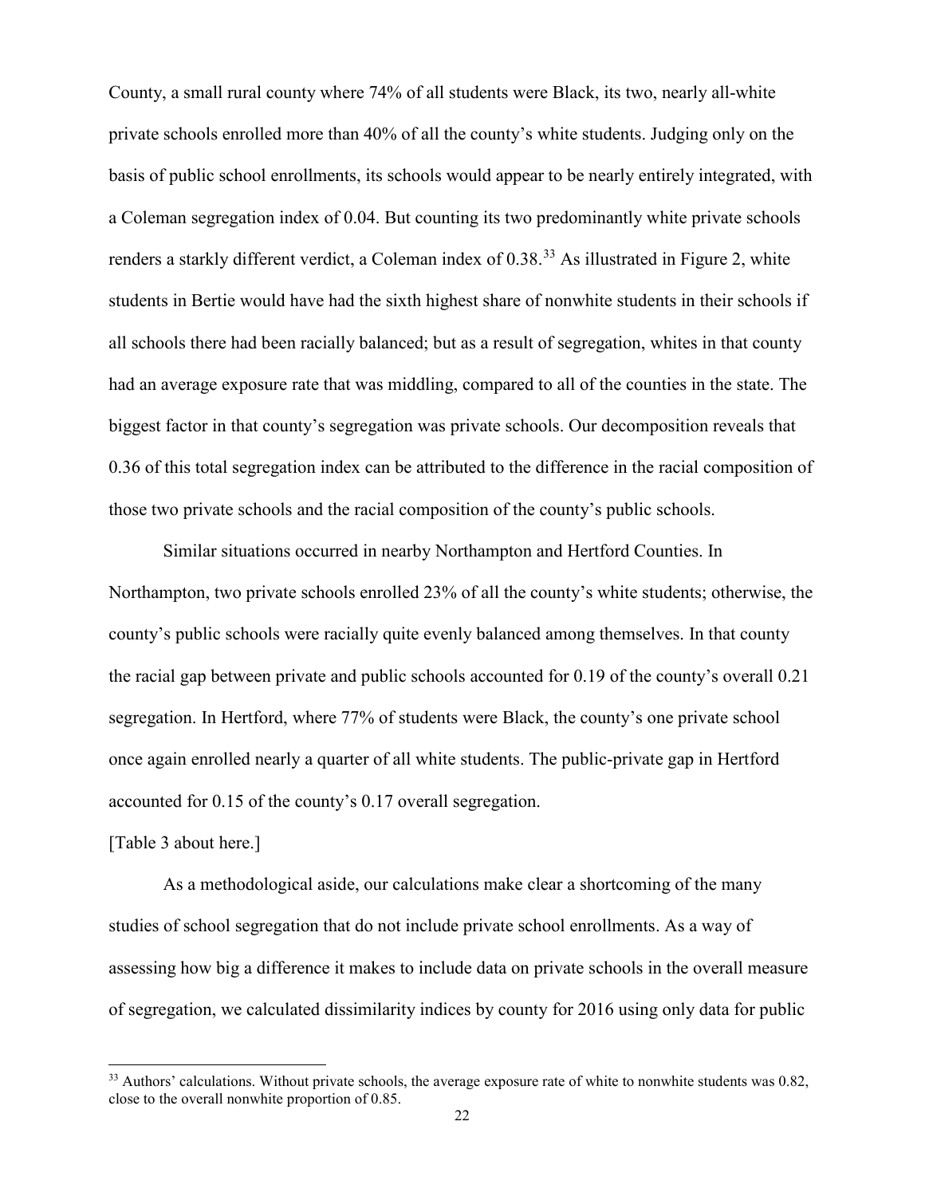County, a small rural county where 74% of all students were Black, its two, nearly all-white private schools enrolled more than 40% of all the county's white students. Judging only on the basis of public school enrollments, its schools would appear to be nearly entirely integrated, with a Coleman segregation index of 0.04. But counting its two predominantly white private schools renders a starkly different verdict, a Coleman index of 0.38.[33] As illustrated in Figure 2, white students in Bertie would have had the sixth highest share of nonwhite students in their schools if all schools there had been racially balanced; but as a result of segregation, whites in that county had an average exposure rate that was middling, compared to all of the counties in the state. The biggest factor in that county's segregation was private schools. Our decomposition reveals that 0.36 of this total segregation index can be attributed to the difference in the racial composition of those two private schools and the racial composition of the county's public schools.

Similar situations occurred in nearby Northampton and Hertford Counties. In Northampton, two private schools enrolled 23% of all the county's white students; otherwise, the county's public schools were racially quite evenly balanced among themselves. In that county the racial gap between private and public schools accounted for 0.19 of the county's overall 0.21 segregation. In Hertford, where 77% of students were Black, the county's one private school once again enrolled nearly a quarter of all white students. The public-private gap in Hertford accounted for 0.15 of the county's 0.17 overall segregation.

[Table 3 about here.]

As a methodological aside, our calculations make clear a shortcoming of the many studies of school segregation that do not include private school enrollments. As a way of assessing how big a difference it makes to include data on private schools in the overall measure of segregation, we calculated dissimilarity indices by county for 2016 using only data for public

[33] Authors' calculations. Without private schools, the average exposure rate of white to nonwhite students was 0.82, close to the overall nonwhite proportion of 0.85.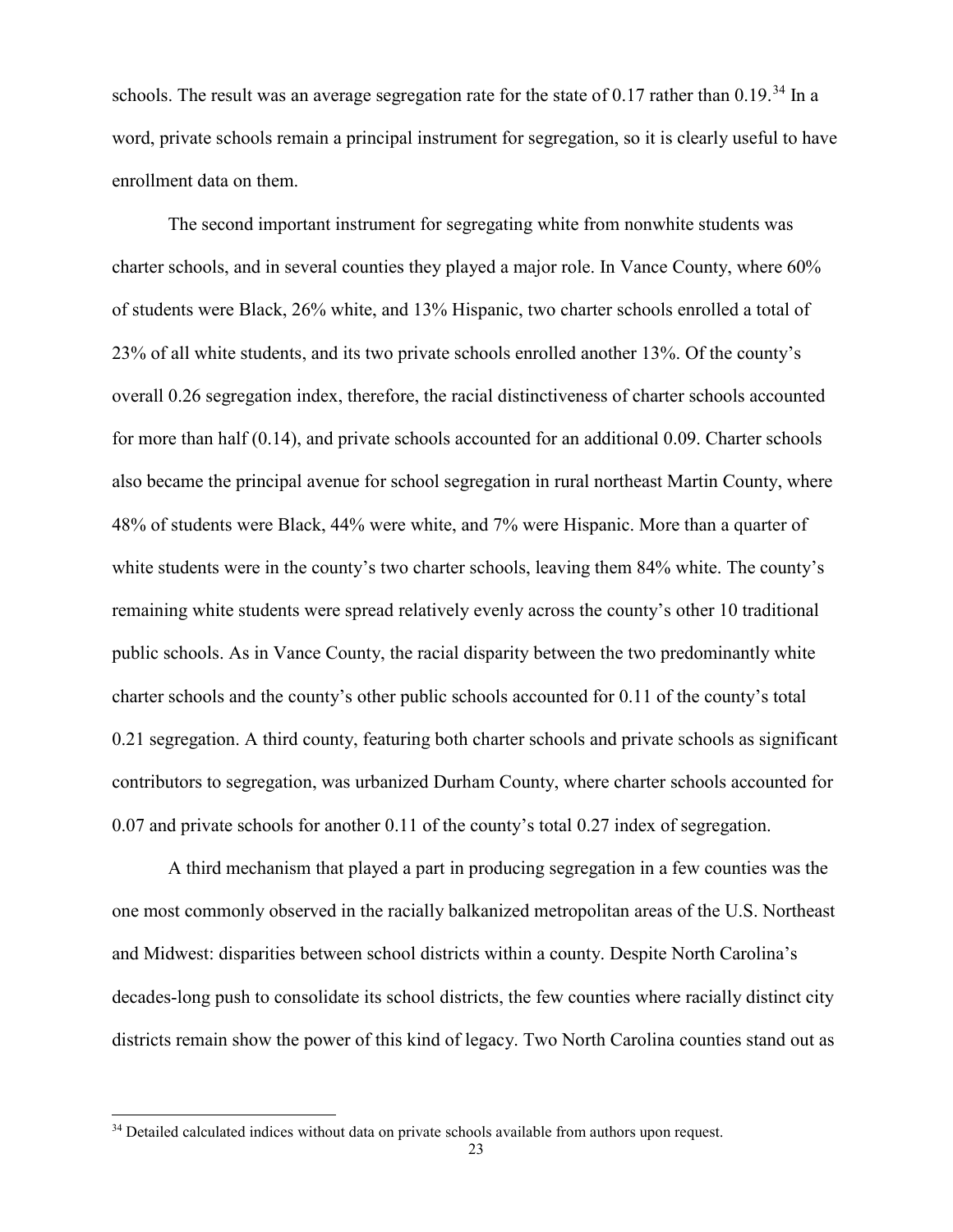schools. The result was an average segregation rate for the state of 0.17 rather than 0.19.[34] In a word, private schools remain a principal instrument for segregation, so it is clearly useful to have enrollment data on them.

The second important instrument for segregating white from nonwhite students was charter schools, and in several counties they played a major role. In Vance County, where 60% of students were Black, 26% white, and 13% Hispanic, two charter schools enrolled a total of 23% of all white students, and its two private schools enrolled another 13%. Of the county's overall 0.26 segregation index, therefore, the racial distinctiveness of charter schools accounted for more than half (0.14), and private schools accounted for an additional 0.09. Charter schools also became the principal avenue for school segregation in rural northeast Martin County, where 48% of students were Black, 44% were white, and 7% were Hispanic. More than a quarter of white students were in the county's two charter schools, leaving them 84% white. The county's remaining white students were spread relatively evenly across the county's other 10 traditional public schools. As in Vance County, the racial disparity between the two predominantly white charter schools and the county's other public schools accounted for 0.11 of the county's total 0.21 segregation. A third county, featuring both charter schools and private schools as significant contributors to segregation, was urbanized Durham County, where charter schools accounted for 0.07 and private schools for another 0.11 of the county's total 0.27 index of segregation.

A third mechanism that played a part in producing segregation in a few counties was the one most commonly observed in the racially balkanized metropolitan areas of the U.S. Northeast and Midwest: disparities between school districts within a county. Despite North Carolina's decades-long push to consolidate its school districts, the few counties where racially distinct city districts remain show the power of this kind of legacy. Two North Carolina counties stand out as

[34] Detailed calculated indices without data on private schools available from authors upon request.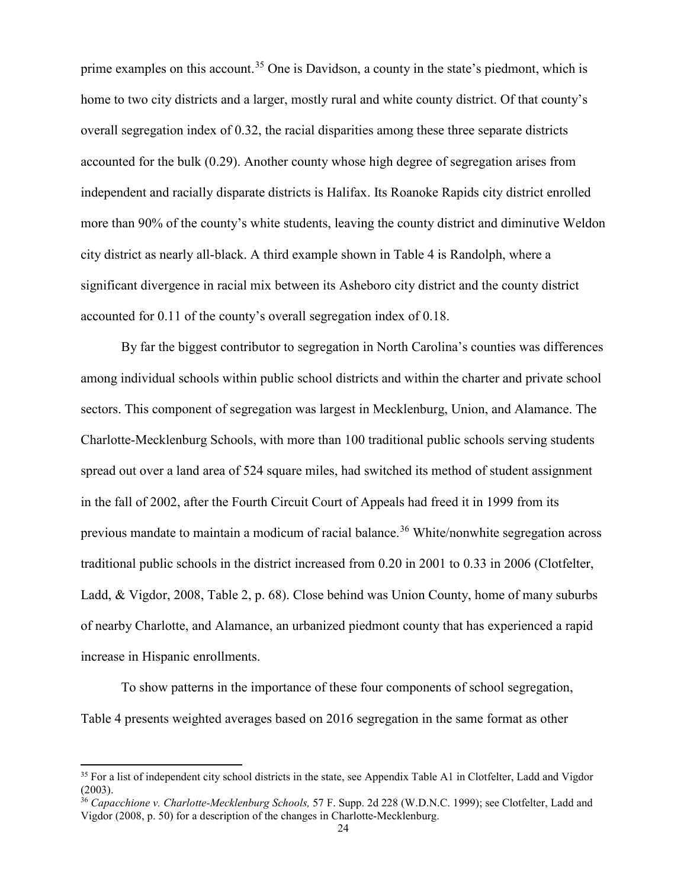prime examples on this account.[35] One is Davidson, a county in the state's piedmont, which is home to two city districts and a larger, mostly rural and white county district. Of that county's overall segregation index of 0.32, the racial disparities among these three separate districts accounted for the bulk (0.29). Another county whose high degree of segregation arises from independent and racially disparate districts is Halifax. Its Roanoke Rapids city district enrolled more than 90% of the county's white students, leaving the county district and diminutive Weldon city district as nearly all-black. A third example shown in Table 4 is Randolph, where a significant divergence in racial mix between its Asheboro city district and the county district accounted for 0.11 of the county's overall segregation index of 0.18.

By far the biggest contributor to segregation in North Carolina's counties was differences among individual schools within public school districts and within the charter and private school sectors. This component of segregation was largest in Mecklenburg, Union, and Alamance. The Charlotte-Mecklenburg Schools, with more than 100 traditional public schools serving students spread out over a land area of 524 square miles, had switched its method of student assignment in the fall of 2002, after the Fourth Circuit Court of Appeals had freed it in 1999 from its previous mandate to maintain a modicum of racial balance.[36] White/nonwhite segregation across traditional public schools in the district increased from 0.20 in 2001 to 0.33 in 2006 (Clotfelter, Ladd, & Vigdor, 2008, Table 2, p. 68). Close behind was Union County, home of many suburbs of nearby Charlotte, and Alamance, an urbanized piedmont county that has experienced a rapid increase in Hispanic enrollments.

To show patterns in the importance of these four components of school segregation, Table 4 presents weighted averages based on 2016 segregation in the same format as other

---

[35] For a list of independent city school districts in the state, see Appendix Table A1 in Clotfelter, Ladd and Vigdor (2003).

[36] *Capacchione v. Charlotte-Mecklenburg Schools,* 57 F. Supp. 2d 228 (W.D.N.C. 1999); see Clotfelter, Ladd and Vigdor (2008, p. 50) for a description of the changes in Charlotte-Mecklenburg.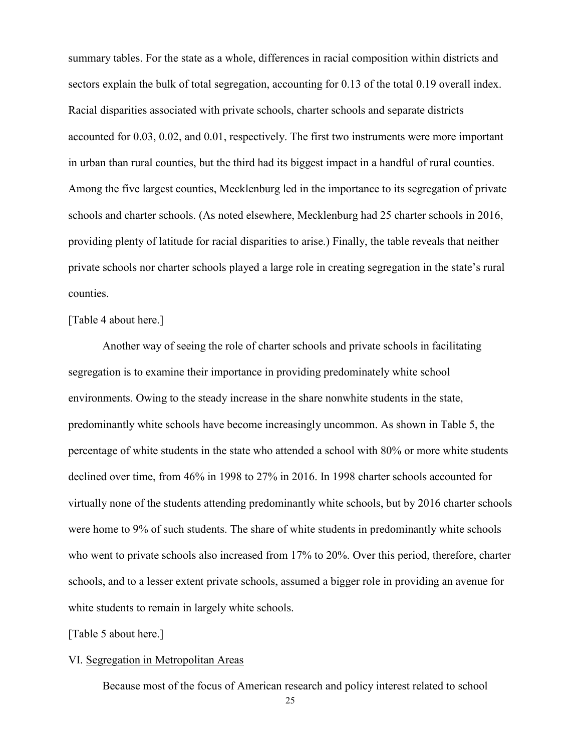summary tables. For the state as a whole, differences in racial composition within districts and sectors explain the bulk of total segregation, accounting for 0.13 of the total 0.19 overall index. Racial disparities associated with private schools, charter schools and separate districts accounted for 0.03, 0.02, and 0.01, respectively. The first two instruments were more important in urban than rural counties, but the third had its biggest impact in a handful of rural counties. Among the five largest counties, Mecklenburg led in the importance to its segregation of private schools and charter schools. (As noted elsewhere, Mecklenburg had 25 charter schools in 2016, providing plenty of latitude for racial disparities to arise.) Finally, the table reveals that neither private schools nor charter schools played a large role in creating segregation in the state's rural counties.

[Table 4 about here.]

Another way of seeing the role of charter schools and private schools in facilitating segregation is to examine their importance in providing predominately white school environments. Owing to the steady increase in the share nonwhite students in the state, predominantly white schools have become increasingly uncommon. As shown in Table 5, the percentage of white students in the state who attended a school with 80% or more white students declined over time, from 46% in 1998 to 27% in 2016. In 1998 charter schools accounted for virtually none of the students attending predominantly white schools, but by 2016 charter schools were home to 9% of such students. The share of white students in predominantly white schools who went to private schools also increased from 17% to 20%. Over this period, therefore, charter schools, and to a lesser extent private schools, assumed a bigger role in providing an avenue for white students to remain in largely white schools.

[Table 5 about here.]

## VI. <u>Segregation in Metropolitan Areas</u>

Because most of the focus of American research and policy interest related to school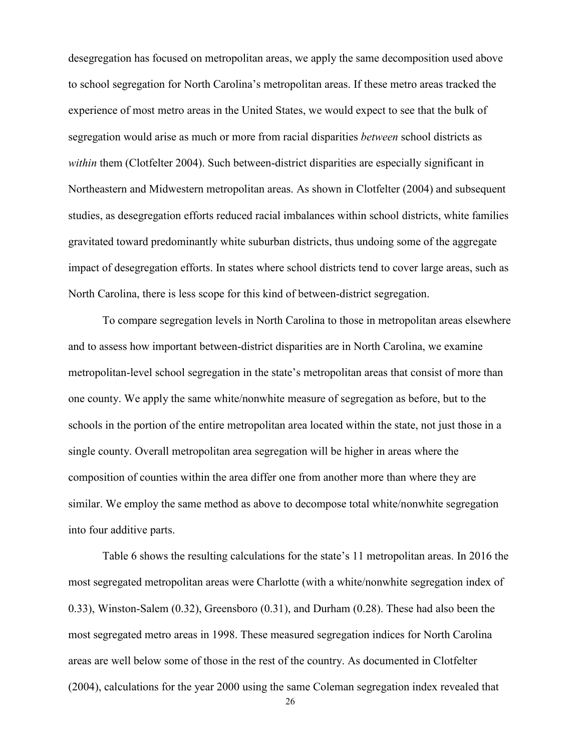desegregation has focused on metropolitan areas, we apply the same decomposition used above to school segregation for North Carolina's metropolitan areas. If these metro areas tracked the experience of most metro areas in the United States, we would expect to see that the bulk of segregation would arise as much or more from racial disparities *between* school districts as *within* them (Clotfelter 2004). Such between-district disparities are especially significant in Northeastern and Midwestern metropolitan areas. As shown in Clotfelter (2004) and subsequent studies, as desegregation efforts reduced racial imbalances within school districts, white families gravitated toward predominantly white suburban districts, thus undoing some of the aggregate impact of desegregation efforts. In states where school districts tend to cover large areas, such as North Carolina, there is less scope for this kind of between-district segregation.

To compare segregation levels in North Carolina to those in metropolitan areas elsewhere and to assess how important between-district disparities are in North Carolina, we examine metropolitan-level school segregation in the state's metropolitan areas that consist of more than one county. We apply the same white/nonwhite measure of segregation as before, but to the schools in the portion of the entire metropolitan area located within the state, not just those in a single county. Overall metropolitan area segregation will be higher in areas where the composition of counties within the area differ one from another more than where they are similar. We employ the same method as above to decompose total white/nonwhite segregation into four additive parts.

Table 6 shows the resulting calculations for the state's 11 metropolitan areas. In 2016 the most segregated metropolitan areas were Charlotte (with a white/nonwhite segregation index of 0.33), Winston-Salem (0.32), Greensboro (0.31), and Durham (0.28). These had also been the most segregated metro areas in 1998. These measured segregation indices for North Carolina areas are well below some of those in the rest of the country. As documented in Clotfelter (2004), calculations for the year 2000 using the same Coleman segregation index revealed that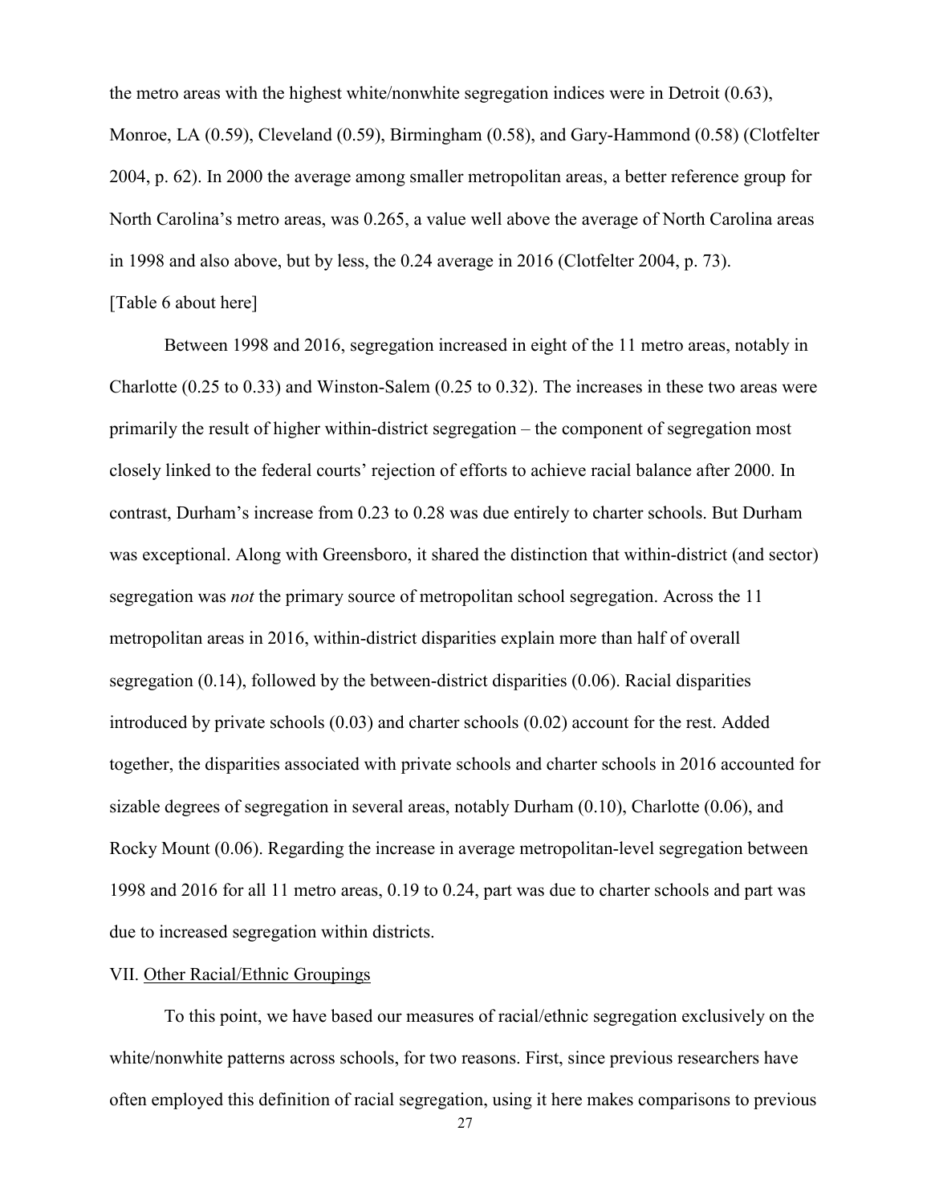the metro areas with the highest white/nonwhite segregation indices were in Detroit (0.63), Monroe, LA (0.59), Cleveland (0.59), Birmingham (0.58), and Gary-Hammond (0.58) (Clotfelter 2004, p. 62). In 2000 the average among smaller metropolitan areas, a better reference group for North Carolina's metro areas, was 0.265, a value well above the average of North Carolina areas in 1998 and also above, but by less, the 0.24 average in 2016 (Clotfelter 2004, p. 73).

[Table 6 about here]

Between 1998 and 2016, segregation increased in eight of the 11 metro areas, notably in Charlotte (0.25 to 0.33) and Winston-Salem (0.25 to 0.32). The increases in these two areas were primarily the result of higher within-district segregation – the component of segregation most closely linked to the federal courts' rejection of efforts to achieve racial balance after 2000. In contrast, Durham's increase from 0.23 to 0.28 was due entirely to charter schools. But Durham was exceptional. Along with Greensboro, it shared the distinction that within-district (and sector) segregation was *not* the primary source of metropolitan school segregation. Across the 11 metropolitan areas in 2016, within-district disparities explain more than half of overall segregation (0.14), followed by the between-district disparities (0.06). Racial disparities introduced by private schools (0.03) and charter schools (0.02) account for the rest. Added together, the disparities associated with private schools and charter schools in 2016 accounted for sizable degrees of segregation in several areas, notably Durham (0.10), Charlotte (0.06), and Rocky Mount (0.06). Regarding the increase in average metropolitan-level segregation between 1998 and 2016 for all 11 metro areas, 0.19 to 0.24, part was due to charter schools and part was due to increased segregation within districts.

## VII. Other Racial/Ethnic Groupings

To this point, we have based our measures of racial/ethnic segregation exclusively on the white/nonwhite patterns across schools, for two reasons. First, since previous researchers have often employed this definition of racial segregation, using it here makes comparisons to previous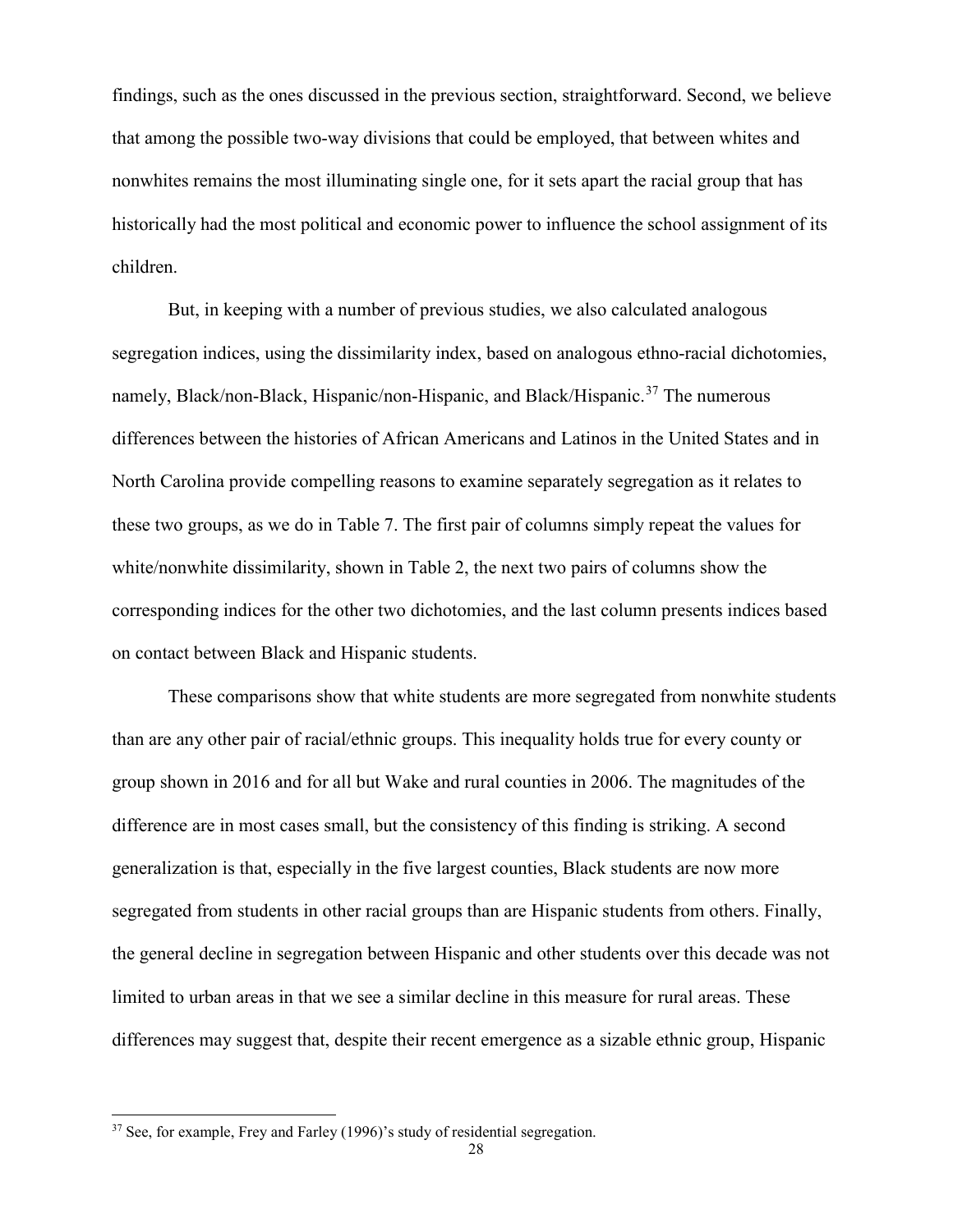findings, such as the ones discussed in the previous section, straightforward. Second, we believe that among the possible two-way divisions that could be employed, that between whites and nonwhites remains the most illuminating single one, for it sets apart the racial group that has historically had the most political and economic power to influence the school assignment of its children.

But, in keeping with a number of previous studies, we also calculated analogous segregation indices, using the dissimilarity index, based on analogous ethno-racial dichotomies, namely, Black/non-Black, Hispanic/non-Hispanic, and Black/Hispanic.[37] The numerous differences between the histories of African Americans and Latinos in the United States and in North Carolina provide compelling reasons to examine separately segregation as it relates to these two groups, as we do in Table 7. The first pair of columns simply repeat the values for white/nonwhite dissimilarity, shown in Table 2, the next two pairs of columns show the corresponding indices for the other two dichotomies, and the last column presents indices based on contact between Black and Hispanic students.

These comparisons show that white students are more segregated from nonwhite students than are any other pair of racial/ethnic groups. This inequality holds true for every county or group shown in 2016 and for all but Wake and rural counties in 2006. The magnitudes of the difference are in most cases small, but the consistency of this finding is striking. A second generalization is that, especially in the five largest counties, Black students are now more segregated from students in other racial groups than are Hispanic students from others. Finally, the general decline in segregation between Hispanic and other students over this decade was not limited to urban areas in that we see a similar decline in this measure for rural areas. These differences may suggest that, despite their recent emergence as a sizable ethnic group, Hispanic

[37] See, for example, Frey and Farley (1996)'s study of residential segregation.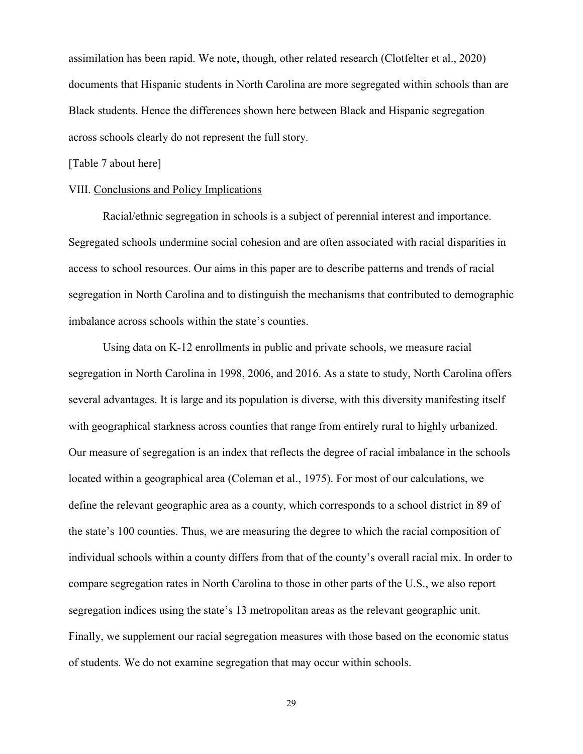assimilation has been rapid. We note, though, other related research (Clotfelter et al., 2020) documents that Hispanic students in North Carolina are more segregated within schools than are Black students. Hence the differences shown here between Black and Hispanic segregation across schools clearly do not represent the full story.

[Table 7 about here]

## VIII. Conclusions and Policy Implications

Racial/ethnic segregation in schools is a subject of perennial interest and importance. Segregated schools undermine social cohesion and are often associated with racial disparities in access to school resources. Our aims in this paper are to describe patterns and trends of racial segregation in North Carolina and to distinguish the mechanisms that contributed to demographic imbalance across schools within the state's counties.

Using data on K-12 enrollments in public and private schools, we measure racial segregation in North Carolina in 1998, 2006, and 2016. As a state to study, North Carolina offers several advantages. It is large and its population is diverse, with this diversity manifesting itself with geographical starkness across counties that range from entirely rural to highly urbanized. Our measure of segregation is an index that reflects the degree of racial imbalance in the schools located within a geographical area (Coleman et al., 1975). For most of our calculations, we define the relevant geographic area as a county, which corresponds to a school district in 89 of the state's 100 counties. Thus, we are measuring the degree to which the racial composition of individual schools within a county differs from that of the county's overall racial mix. In order to compare segregation rates in North Carolina to those in other parts of the U.S., we also report segregation indices using the state's 13 metropolitan areas as the relevant geographic unit. Finally, we supplement our racial segregation measures with those based on the economic status of students. We do not examine segregation that may occur within schools.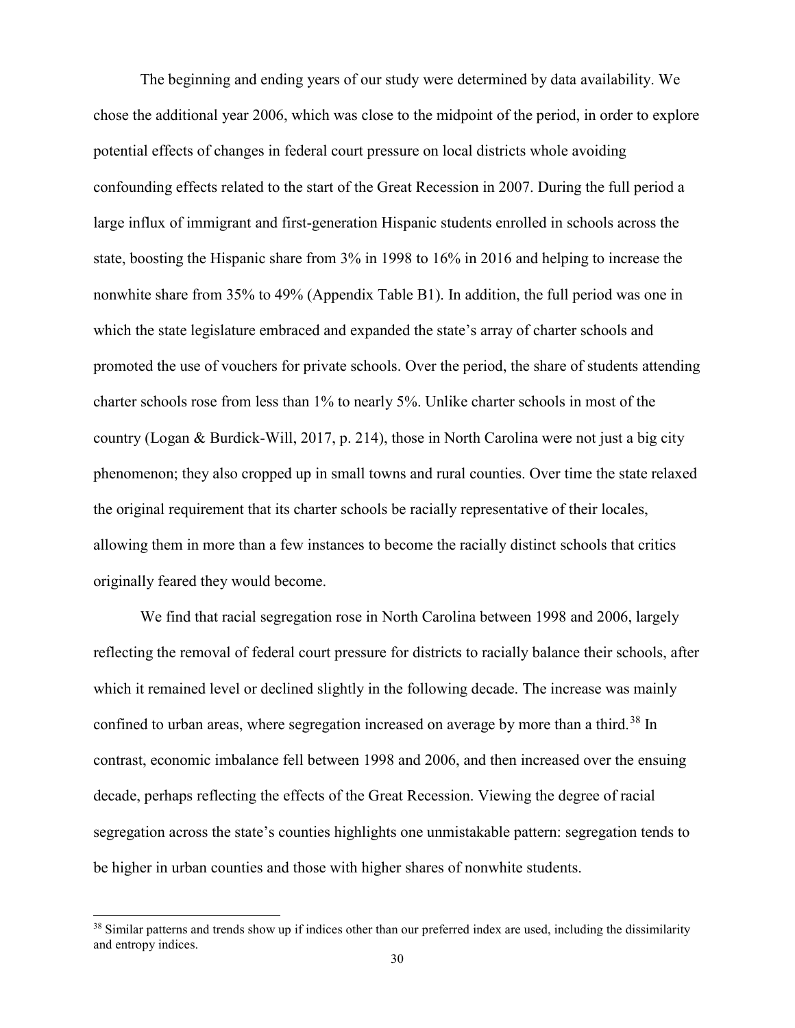The beginning and ending years of our study were determined by data availability. We chose the additional year 2006, which was close to the midpoint of the period, in order to explore potential effects of changes in federal court pressure on local districts whole avoiding confounding effects related to the start of the Great Recession in 2007. During the full period a large influx of immigrant and first-generation Hispanic students enrolled in schools across the state, boosting the Hispanic share from 3% in 1998 to 16% in 2016 and helping to increase the nonwhite share from 35% to 49% (Appendix Table B1). In addition, the full period was one in which the state legislature embraced and expanded the state's array of charter schools and promoted the use of vouchers for private schools. Over the period, the share of students attending charter schools rose from less than 1% to nearly 5%. Unlike charter schools in most of the country (Logan & Burdick-Will, 2017, p. 214), those in North Carolina were not just a big city phenomenon; they also cropped up in small towns and rural counties. Over time the state relaxed the original requirement that its charter schools be racially representative of their locales, allowing them in more than a few instances to become the racially distinct schools that critics originally feared they would become.

We find that racial segregation rose in North Carolina between 1998 and 2006, largely reflecting the removal of federal court pressure for districts to racially balance their schools, after which it remained level or declined slightly in the following decade. The increase was mainly confined to urban areas, where segregation increased on average by more than a third.[38] In contrast, economic imbalance fell between 1998 and 2006, and then increased over the ensuing decade, perhaps reflecting the effects of the Great Recession. Viewing the degree of racial segregation across the state's counties highlights one unmistakable pattern: segregation tends to be higher in urban counties and those with higher shares of nonwhite students.

[38] Similar patterns and trends show up if indices other than our preferred index are used, including the dissimilarity and entropy indices.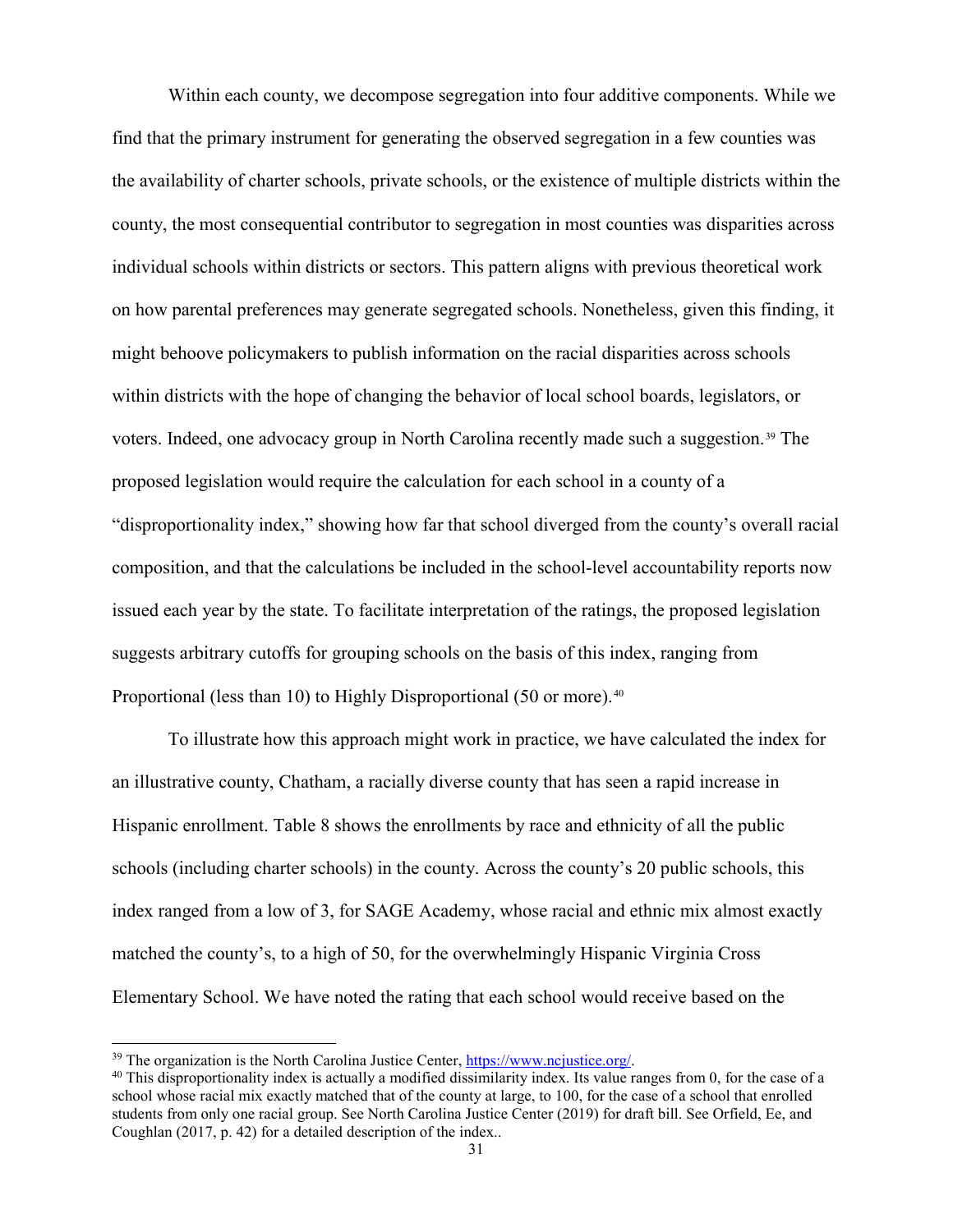Within each county, we decompose segregation into four additive components. While we find that the primary instrument for generating the observed segregation in a few counties was the availability of charter schools, private schools, or the existence of multiple districts within the county, the most consequential contributor to segregation in most counties was disparities across individual schools within districts or sectors. This pattern aligns with previous theoretical work on how parental preferences may generate segregated schools. Nonetheless, given this finding, it might behoove policymakers to publish information on the racial disparities across schools within districts with the hope of changing the behavior of local school boards, legislators, or voters. Indeed, one advocacy group in North Carolina recently made such a suggestion.[39] The proposed legislation would require the calculation for each school in a county of a "disproportionality index," showing how far that school diverged from the county's overall racial composition, and that the calculations be included in the school-level accountability reports now issued each year by the state. To facilitate interpretation of the ratings, the proposed legislation suggests arbitrary cutoffs for grouping schools on the basis of this index, ranging from Proportional (less than 10) to Highly Disproportional (50 or more).[40]

To illustrate how this approach might work in practice, we have calculated the index for an illustrative county, Chatham, a racially diverse county that has seen a rapid increase in Hispanic enrollment. Table 8 shows the enrollments by race and ethnicity of all the public schools (including charter schools) in the county. Across the county's 20 public schools, this index ranged from a low of 3, for SAGE Academy, whose racial and ethnic mix almost exactly matched the county's, to a high of 50, for the overwhelmingly Hispanic Virginia Cross Elementary School. We have noted the rating that each school would receive based on the

[39] The organization is the North Carolina Justice Center, https://www.ncjustice.org/.

[40] This disproportionality index is actually a modified dissimilarity index. Its value ranges from 0, for the case of a school whose racial mix exactly matched that of the county at large, to 100, for the case of a school that enrolled students from only one racial group. See North Carolina Justice Center (2019) for draft bill. See Orfield, Ee, and Coughlan (2017, p. 42) for a detailed description of the index..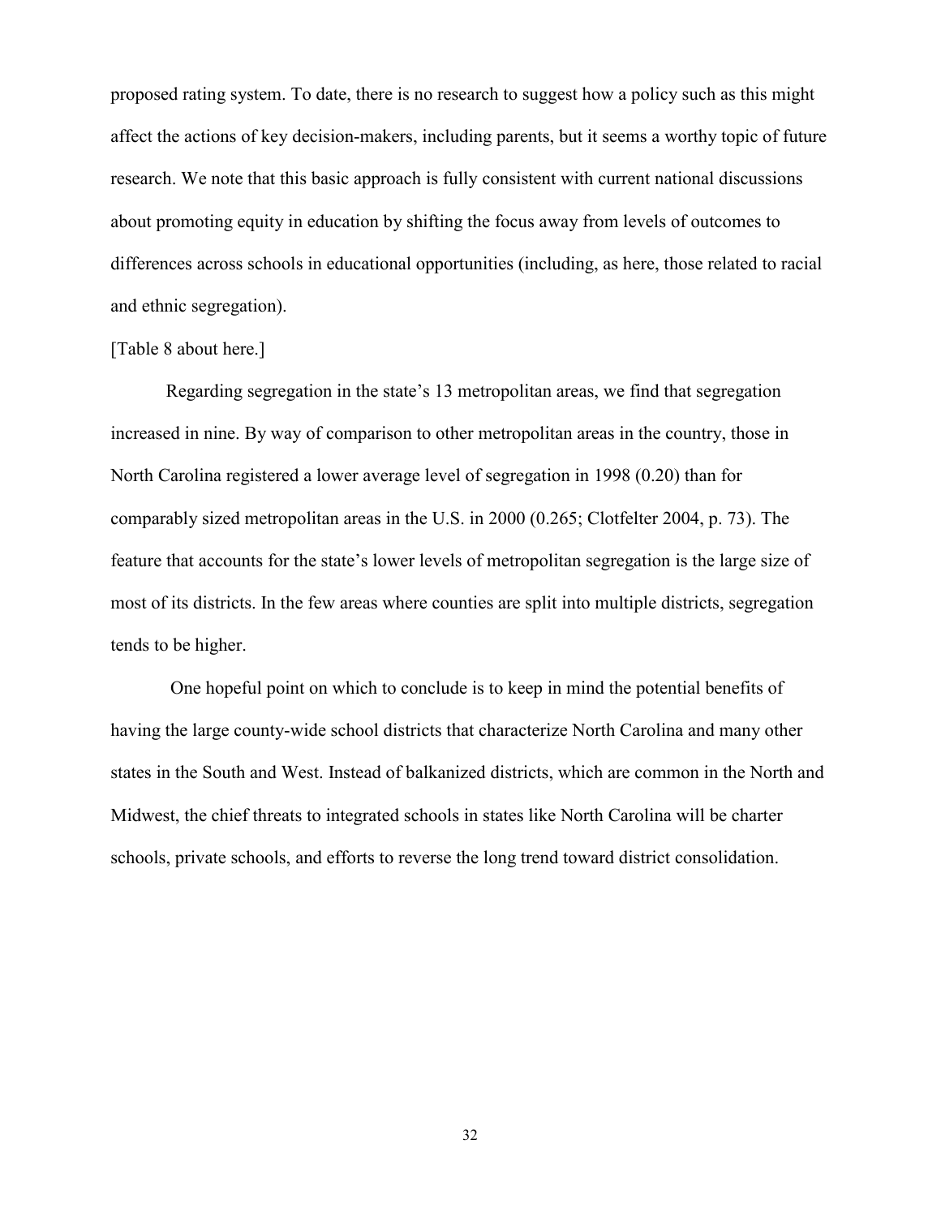proposed rating system. To date, there is no research to suggest how a policy such as this might affect the actions of key decision-makers, including parents, but it seems a worthy topic of future research. We note that this basic approach is fully consistent with current national discussions about promoting equity in education by shifting the focus away from levels of outcomes to differences across schools in educational opportunities (including, as here, those related to racial and ethnic segregation).

[Table 8 about here.]

Regarding segregation in the state's 13 metropolitan areas, we find that segregation increased in nine. By way of comparison to other metropolitan areas in the country, those in North Carolina registered a lower average level of segregation in 1998 (0.20) than for comparably sized metropolitan areas in the U.S. in 2000 (0.265; Clotfelter 2004, p. 73). The feature that accounts for the state's lower levels of metropolitan segregation is the large size of most of its districts. In the few areas where counties are split into multiple districts, segregation tends to be higher.

One hopeful point on which to conclude is to keep in mind the potential benefits of having the large county-wide school districts that characterize North Carolina and many other states in the South and West. Instead of balkanized districts, which are common in the North and Midwest, the chief threats to integrated schools in states like North Carolina will be charter schools, private schools, and efforts to reverse the long trend toward district consolidation.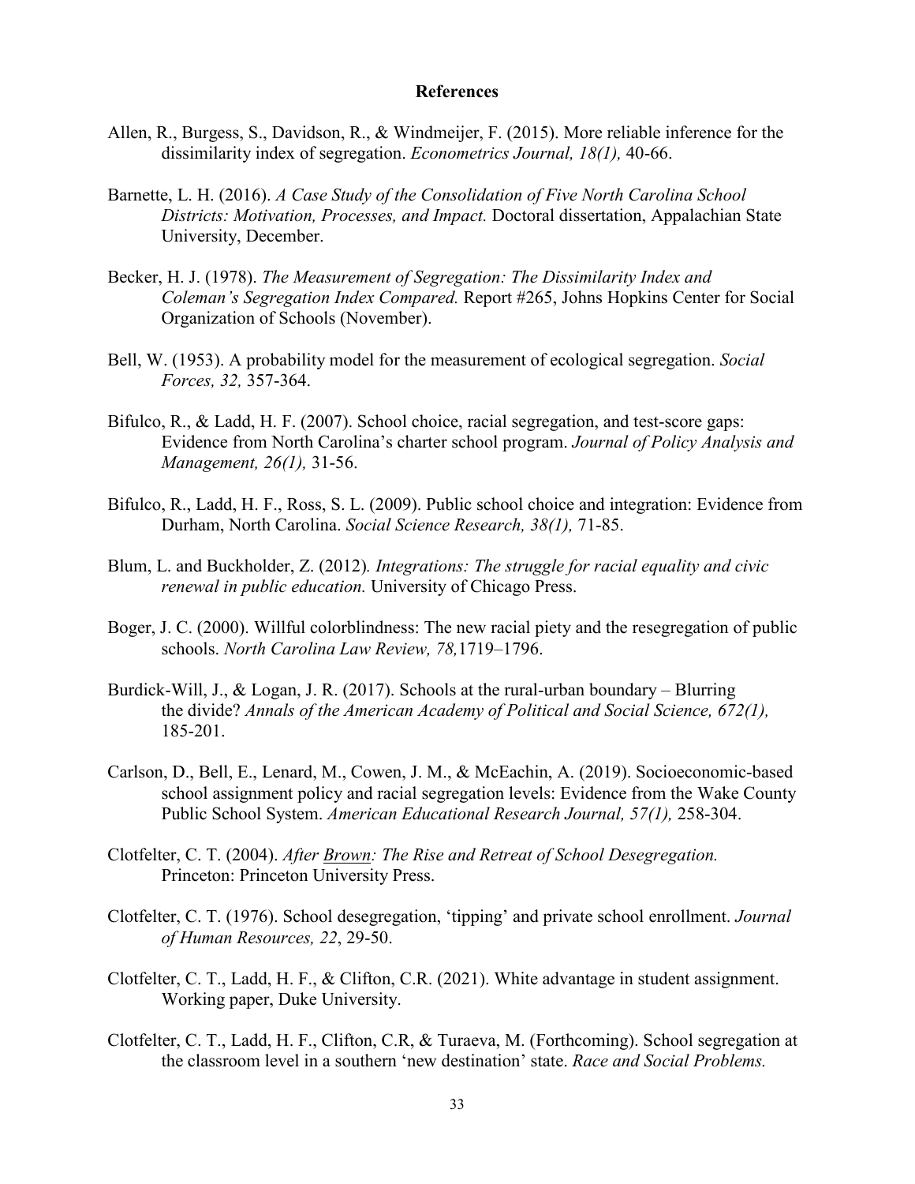## References

Allen, R., Burgess, S., Davidson, R., & Windmeijer, F. (2015). More reliable inference for the dissimilarity index of segregation. *Econometrics Journal, 18(1),* 40-66.

Barnette, L. H. (2016). *A Case Study of the Consolidation of Five North Carolina School Districts: Motivation, Processes, and Impact.* Doctoral dissertation, Appalachian State University, December.

Becker, H. J. (1978). *The Measurement of Segregation: The Dissimilarity Index and Coleman's Segregation Index Compared.* Report #265, Johns Hopkins Center for Social Organization of Schools (November).

Bell, W. (1953). A probability model for the measurement of ecological segregation. *Social Forces, 32,* 357-364.

Bifulco, R., & Ladd, H. F. (2007). School choice, racial segregation, and test-score gaps: Evidence from North Carolina's charter school program. *Journal of Policy Analysis and Management, 26(1),* 31-56.

Bifulco, R., Ladd, H. F., Ross, S. L. (2009). Public school choice and integration: Evidence from Durham, North Carolina. *Social Science Research, 38(1),* 71-85.

Blum, L. and Buckholder, Z. (2012)*. Integrations: The struggle for racial equality and civic renewal in public education.* University of Chicago Press.

Boger, J. C. (2000). Willful colorblindness: The new racial piety and the resegregation of public schools. *North Carolina Law Review, 78,*1719–1796.

Burdick-Will, J., & Logan, J. R. (2017). Schools at the rural-urban boundary – Blurring the divide? *Annals of the American Academy of Political and Social Science, 672(1),* 185-201.

Carlson, D., Bell, E., Lenard, M., Cowen, J. M., & McEachin, A. (2019). Socioeconomic-based school assignment policy and racial segregation levels: Evidence from the Wake County Public School System. *American Educational Research Journal, 57(1),* 258-304.

Clotfelter, C. T. (2004). *After Brown: The Rise and Retreat of School Desegregation.* Princeton: Princeton University Press.

Clotfelter, C. T. (1976). School desegregation, 'tipping' and private school enrollment. *Journal of Human Resources, 22*, 29-50.

Clotfelter, C. T., Ladd, H. F., & Clifton, C.R. (2021). White advantage in student assignment. Working paper, Duke University.

Clotfelter, C. T., Ladd, H. F., Clifton, C.R, & Turaeva, M. (Forthcoming). School segregation at the classroom level in a southern 'new destination' state. *Race and Social Problems.*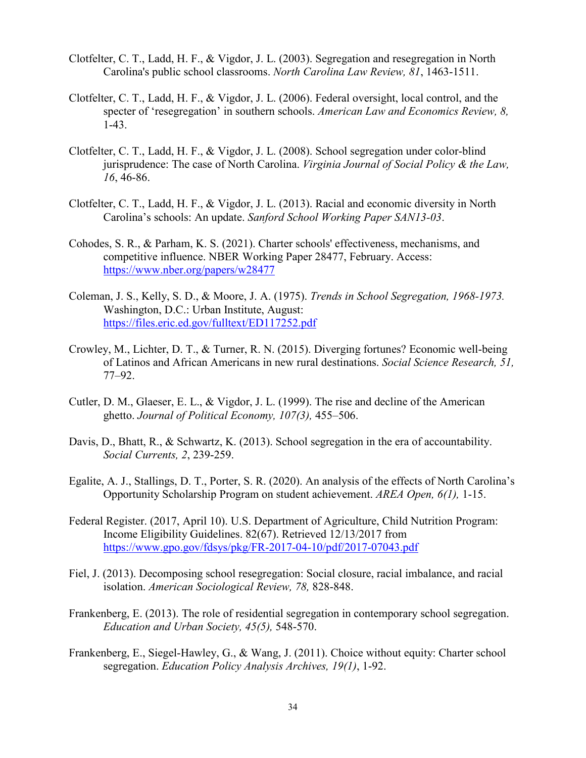Clotfelter, C. T., Ladd, H. F., & Vigdor, J. L. (2003). Segregation and resegregation in North Carolina's public school classrooms. *North Carolina Law Review, 81*, 1463-1511.

Clotfelter, C. T., Ladd, H. F., & Vigdor, J. L. (2006). Federal oversight, local control, and the specter of 'resegregation' in southern schools. *American Law and Economics Review, 8,* 1-43.

Clotfelter, C. T., Ladd, H. F., & Vigdor, J. L. (2008). School segregation under color-blind jurisprudence: The case of North Carolina. *Virginia Journal of Social Policy & the Law, 16*, 46-86.

Clotfelter, C. T., Ladd, H. F., & Vigdor, J. L. (2013). Racial and economic diversity in North Carolina's schools: An update. *Sanford School Working Paper SAN13-03*.

Cohodes, S. R., & Parham, K. S. (2021). Charter schools' effectiveness, mechanisms, and competitive influence. NBER Working Paper 28477, February. Access: https://www.nber.org/papers/w28477

Coleman, J. S., Kelly, S. D., & Moore, J. A. (1975). *Trends in School Segregation, 1968-1973.* Washington, D.C.: Urban Institute, August: https://files.eric.ed.gov/fulltext/ED117252.pdf

Crowley, M., Lichter, D. T., & Turner, R. N. (2015). Diverging fortunes? Economic well-being of Latinos and African Americans in new rural destinations. *Social Science Research, 51,* 77–92.

Cutler, D. M., Glaeser, E. L., & Vigdor, J. L. (1999). The rise and decline of the American ghetto. *Journal of Political Economy, 107(3),* 455–506.

Davis, D., Bhatt, R., & Schwartz, K. (2013). School segregation in the era of accountability. *Social Currents, 2*, 239-259.

Egalite, A. J., Stallings, D. T., Porter, S. R. (2020). An analysis of the effects of North Carolina's Opportunity Scholarship Program on student achievement. *AREA Open, 6(1),* 1-15.

Federal Register. (2017, April 10). U.S. Department of Agriculture, Child Nutrition Program: Income Eligibility Guidelines. 82(67). Retrieved 12/13/2017 from https://www.gpo.gov/fdsys/pkg/FR-2017-04-10/pdf/2017-07043.pdf

Fiel, J. (2013). Decomposing school resegregation: Social closure, racial imbalance, and racial isolation. *American Sociological Review, 78,* 828-848.

Frankenberg, E. (2013). The role of residential segregation in contemporary school segregation. *Education and Urban Society, 45(5),* 548-570.

Frankenberg, E., Siegel-Hawley, G., & Wang, J. (2011). Choice without equity: Charter school segregation. *Education Policy Analysis Archives, 19(1)*, 1-92.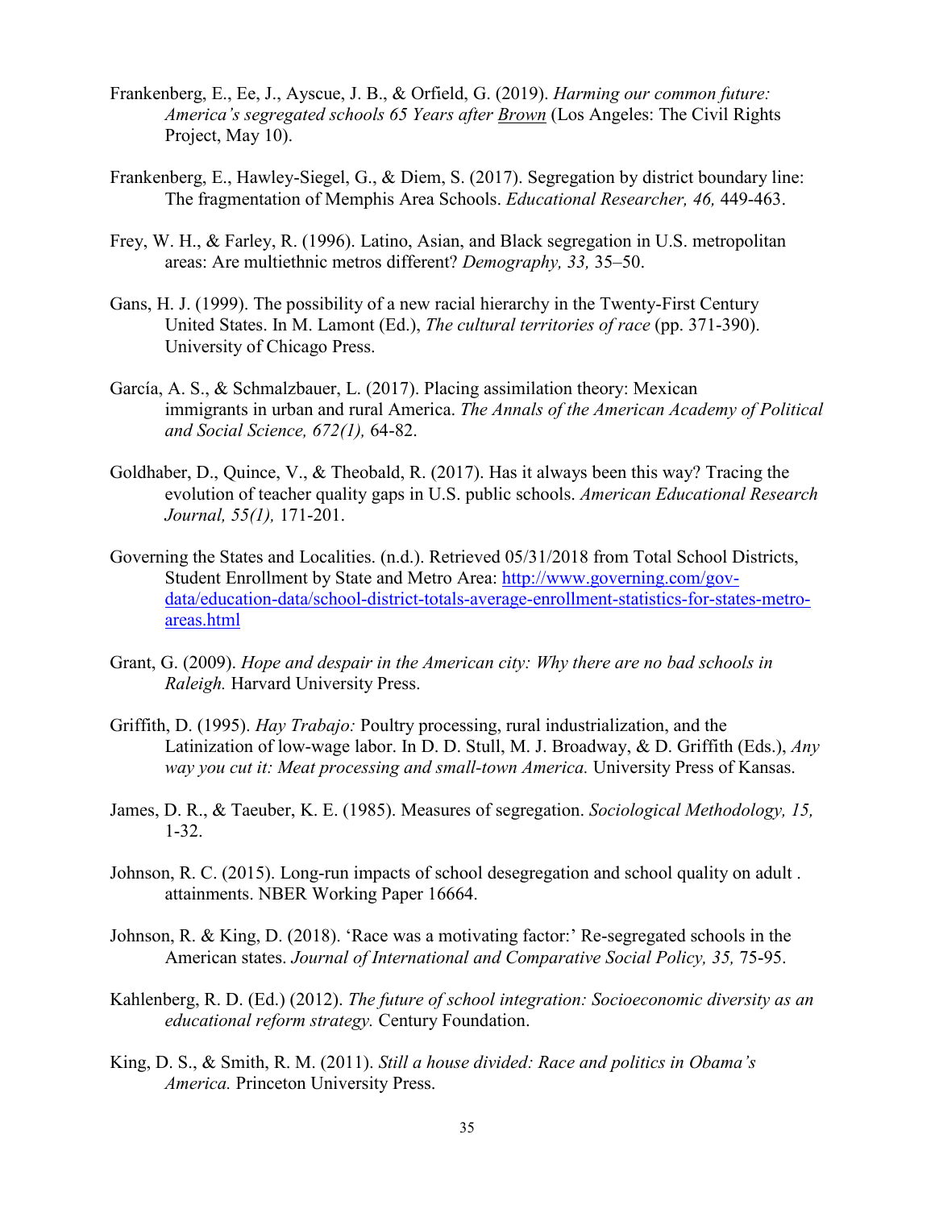Frankenberg, E., Ee, J., Ayscue, J. B., & Orfield, G. (2019). *Harming our common future: America's segregated schools 65 Years after Brown* (Los Angeles: The Civil Rights Project, May 10).

Frankenberg, E., Hawley-Siegel, G., & Diem, S. (2017). Segregation by district boundary line: The fragmentation of Memphis Area Schools. *Educational Researcher, 46,* 449-463.

Frey, W. H., & Farley, R. (1996). Latino, Asian, and Black segregation in U.S. metropolitan areas: Are multiethnic metros different? *Demography, 33,* 35–50.

Gans, H. J. (1999). The possibility of a new racial hierarchy in the Twenty-First Century United States. In M. Lamont (Ed.), *The cultural territories of race* (pp. 371-390). University of Chicago Press.

García, A. S., & Schmalzbauer, L. (2017). Placing assimilation theory: Mexican immigrants in urban and rural America. *The Annals of the American Academy of Political and Social Science, 672(1),* 64-82.

Goldhaber, D., Quince, V., & Theobald, R. (2017). Has it always been this way? Tracing the evolution of teacher quality gaps in U.S. public schools. *American Educational Research Journal, 55(1),* 171-201.

Governing the States and Localities. (n.d.). Retrieved 05/31/2018 from Total School Districts, Student Enrollment by State and Metro Area: http://www.governing.com/gov-data/education-data/school-district-totals-average-enrollment-statistics-for-states-metro-areas.html

Grant, G. (2009). *Hope and despair in the American city: Why there are no bad schools in Raleigh.* Harvard University Press.

Griffith, D. (1995). *Hay Trabajo:* Poultry processing, rural industrialization, and the Latinization of low-wage labor. In D. D. Stull, M. J. Broadway, & D. Griffith (Eds.), *Any way you cut it: Meat processing and small-town America.* University Press of Kansas.

James, D. R., & Taeuber, K. E. (1985). Measures of segregation. *Sociological Methodology, 15,* 1-32.

Johnson, R. C. (2015). Long-run impacts of school desegregation and school quality on adult . attainments. NBER Working Paper 16664.

Johnson, R. & King, D. (2018). 'Race was a motivating factor:' Re-segregated schools in the American states. *Journal of International and Comparative Social Policy, 35,* 75-95.

Kahlenberg, R. D. (Ed.) (2012). *The future of school integration: Socioeconomic diversity as an educational reform strategy.* Century Foundation.

King, D. S., & Smith, R. M. (2011). *Still a house divided: Race and politics in Obama's America.* Princeton University Press.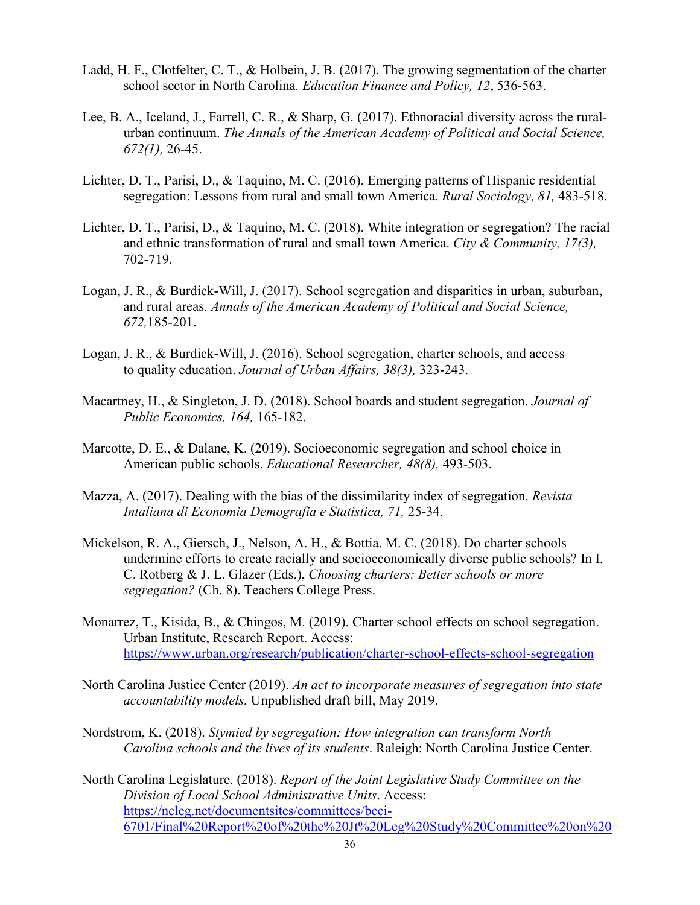Ladd, H. F., Clotfelter, C. T., & Holbein, J. B. (2017). The growing segmentation of the charter school sector in North Carolina*. Education Finance and Policy, 12*, 536-563.

Lee, B. A., Iceland, J., Farrell, C. R., & Sharp, G. (2017). Ethnoracial diversity across the rural-urban continuum. *The Annals of the American Academy of Political and Social Science, 672(1),* 26-45.

Lichter, D. T., Parisi, D., & Taquino, M. C. (2016). Emerging patterns of Hispanic residential segregation: Lessons from rural and small town America. *Rural Sociology, 81,* 483-518.

Lichter, D. T., Parisi, D., & Taquino, M. C. (2018). White integration or segregation? The racial and ethnic transformation of rural and small town America. *City & Community, 17(3),* 702-719.

Logan, J. R., & Burdick-Will, J. (2017). School segregation and disparities in urban, suburban, and rural areas. *Annals of the American Academy of Political and Social Science, 672,*185-201.

Logan, J. R., & Burdick-Will, J. (2016). School segregation, charter schools, and access to quality education. *Journal of Urban Affairs, 38(3),* 323-243.

Macartney, H., & Singleton, J. D. (2018). School boards and student segregation. *Journal of Public Economics, 164,* 165-182.

Marcotte, D. E., & Dalane, K. (2019). Socioeconomic segregation and school choice in American public schools. *Educational Researcher, 48(8),* 493-503.

Mazza, A. (2017). Dealing with the bias of the dissimilarity index of segregation. *Revista Intaliana di Economia Demografia e Statistica, 71,* 25-34.

Mickelson, R. A., Giersch, J., Nelson, A. H., & Bottia. M. C. (2018). Do charter schools undermine efforts to create racially and socioeconomically diverse public schools? In I. C. Rotberg & J. L. Glazer (Eds.), *Choosing charters: Better schools or more segregation?* (Ch. 8). Teachers College Press.

Monarrez, T., Kisida, B., & Chingos, M. (2019). Charter school effects on school segregation. Urban Institute, Research Report. Access: https://www.urban.org/research/publication/charter-school-effects-school-segregation

North Carolina Justice Center (2019). *An act to incorporate measures of segregation into state accountability models.* Unpublished draft bill, May 2019.

Nordstrom, K. (2018). *Stymied by segregation: How integration can transform North Carolina schools and the lives of its students*. Raleigh: North Carolina Justice Center.

North Carolina Legislature. (2018). *Report of the Joint Legislative Study Committee on the Division of Local School Administrative Units*. Access: https://ncleg.net/documentsites/committees/bcci-6701/Final%20Report%20of%20the%20Jt%20Leg%20Study%20Committee%20on%20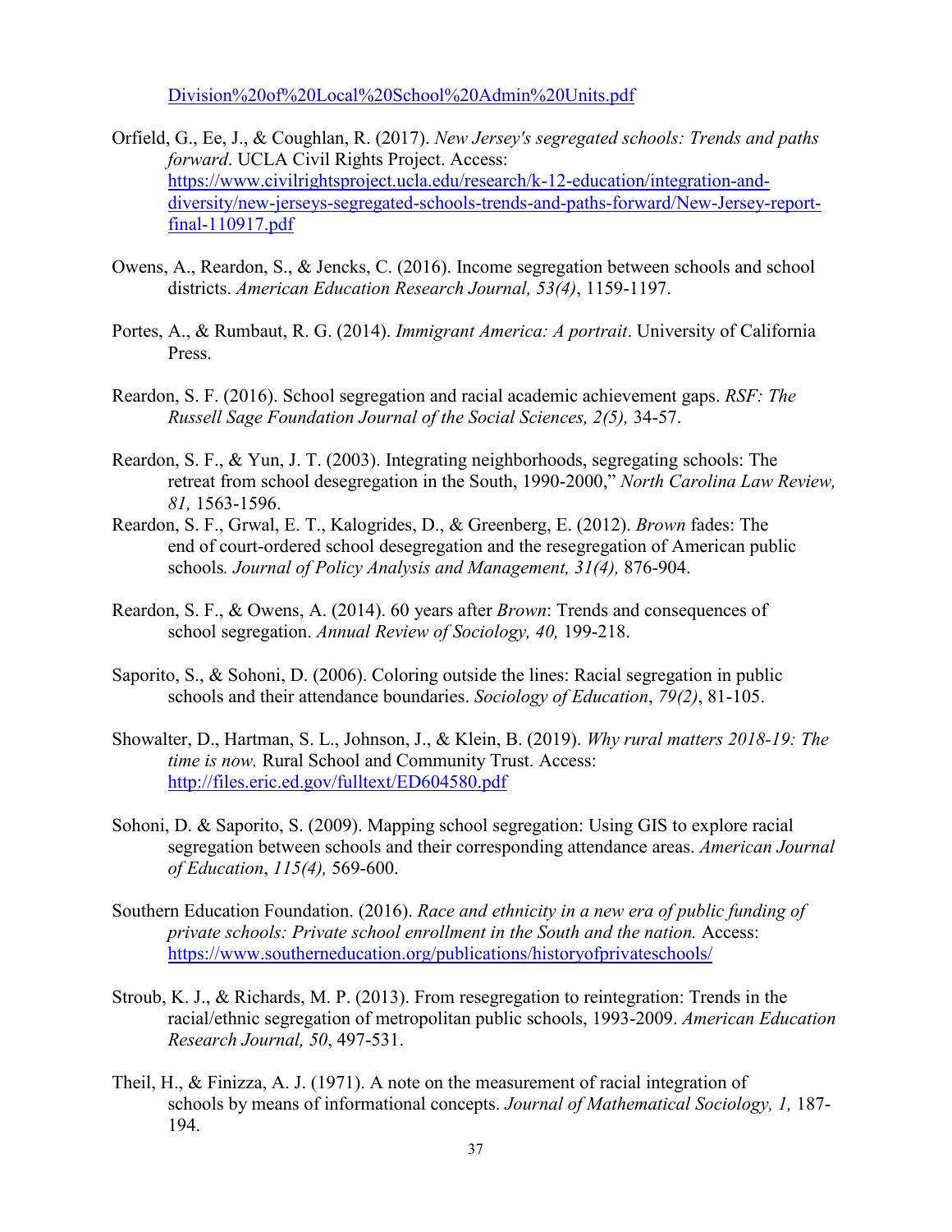Division%20of%20Local%20School%20Admin%20Units.pdf

Orfield, G., Ee, J., & Coughlan, R. (2017). *New Jersey's segregated schools: Trends and paths forward*. UCLA Civil Rights Project. Access: https://www.civilrightsproject.ucla.edu/research/k-12-education/integration-and-diversity/new-jerseys-segregated-schools-trends-and-paths-forward/New-Jersey-report-final-110917.pdf

Owens, A., Reardon, S., & Jencks, C. (2016). Income segregation between schools and school districts. *American Education Research Journal, 53(4)*, 1159-1197.

Portes, A., & Rumbaut, R. G. (2014). *Immigrant America: A portrait*. University of California Press.

Reardon, S. F. (2016). School segregation and racial academic achievement gaps. *RSF: The Russell Sage Foundation Journal of the Social Sciences, 2(5),* 34-57.

Reardon, S. F., & Yun, J. T. (2003). Integrating neighborhoods, segregating schools: The retreat from school desegregation in the South, 1990-2000," *North Carolina Law Review, 81,* 1563-1596.

Reardon, S. F., Grwal, E. T., Kalogrides, D., & Greenberg, E. (2012). *Brown* fades: The end of court-ordered school desegregation and the resegregation of American public schools*. Journal of Policy Analysis and Management, 31(4),* 876-904.

Reardon, S. F., & Owens, A. (2014). 60 years after *Brown*: Trends and consequences of school segregation. *Annual Review of Sociology, 40,* 199-218.

Saporito, S., & Sohoni, D. (2006). Coloring outside the lines: Racial segregation in public schools and their attendance boundaries. *Sociology of Education*, *79(2)*, 81-105.

Showalter, D., Hartman, S. L., Johnson, J., & Klein, B. (2019). *Why rural matters 2018-19: The time is now.* Rural School and Community Trust. Access: http://files.eric.ed.gov/fulltext/ED604580.pdf

Sohoni, D. & Saporito, S. (2009). Mapping school segregation: Using GIS to explore racial segregation between schools and their corresponding attendance areas. *American Journal of Education*, *115(4),* 569-600.

Southern Education Foundation. (2016). *Race and ethnicity in a new era of public funding of private schools: Private school enrollment in the South and the nation.* Access: https://www.southerneducation.org/publications/historyofprivateschools/

Stroub, K. J., & Richards, M. P. (2013). From resegregation to reintegration: Trends in the racial/ethnic segregation of metropolitan public schools, 1993-2009. *American Education Research Journal, 50*, 497-531.

Theil, H., & Finizza, A. J. (1971). A note on the measurement of racial integration of schools by means of informational concepts. *Journal of Mathematical Sociology, 1,* 187-194.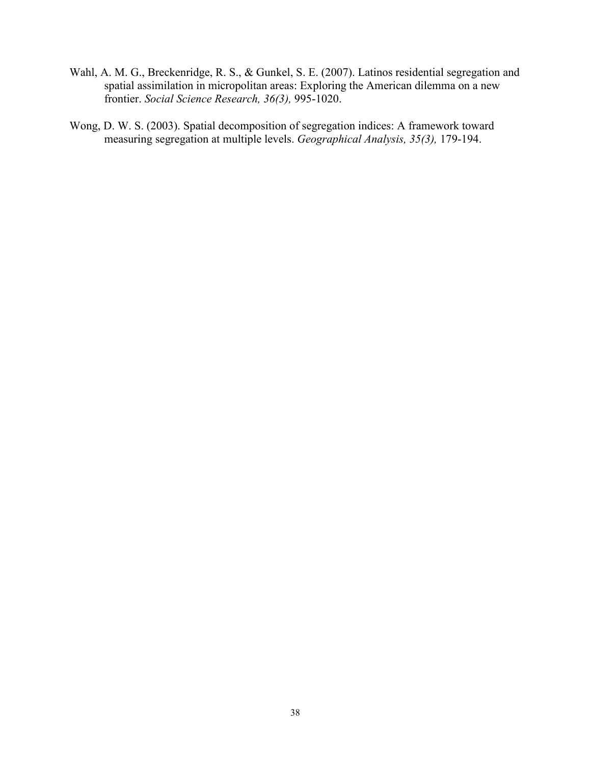Wahl, A. M. G., Breckenridge, R. S., & Gunkel, S. E. (2007). Latinos residential segregation and spatial assimilation in micropolitan areas: Exploring the American dilemma on a new frontier. *Social Science Research, 36(3),* 995-1020.

Wong, D. W. S. (2003). Spatial decomposition of segregation indices: A framework toward measuring segregation at multiple levels. *Geographical Analysis, 35(3),* 179-194.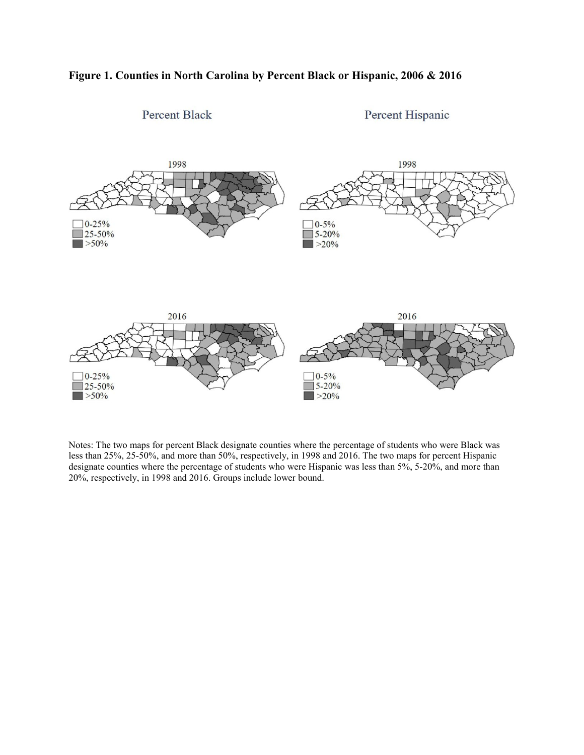**Figure 1. Counties in North Carolina by Percent Black or Hispanic, 2006 & 2016**

Notes: The two maps for percent Black designate counties where the percentage of students who were Black was less than 25%, 25-50%, and more than 50%, respectively, in 1998 and 2016. The two maps for percent Hispanic designate counties where the percentage of students who were Hispanic was less than 5%, 5-20%, and more than 20%, respectively, in 1998 and 2016. Groups include lower bound.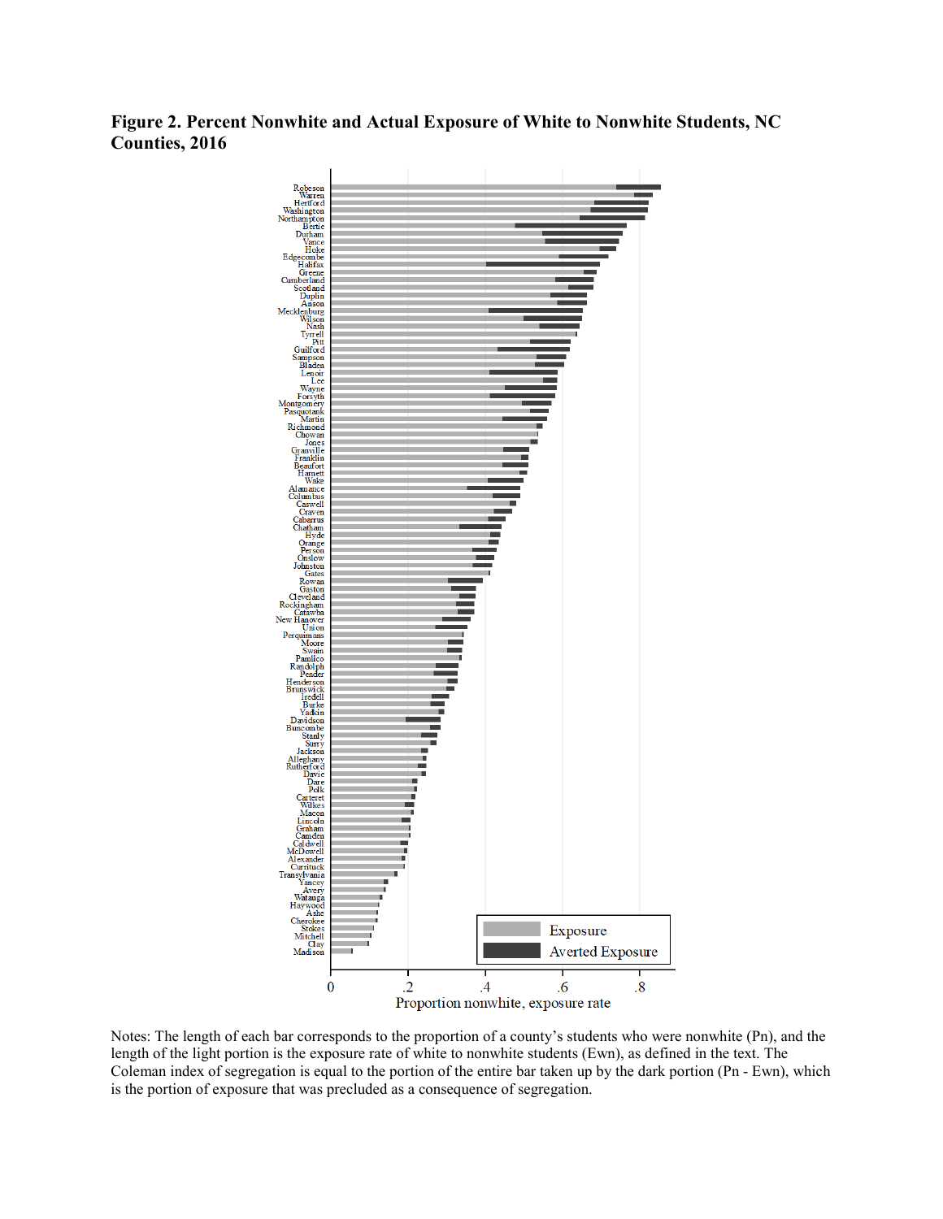**Figure 2. Percent Nonwhite and Actual Exposure of White to Nonwhite Students, NC Counties, 2016**

Notes: The length of each bar corresponds to the proportion of a county's students who were nonwhite (Pn), and the length of the light portion is the exposure rate of white to nonwhite students (Ewn), as defined in the text. The Coleman index of segregation is equal to the portion of the entire bar taken up by the dark portion (Pn - Ewn), which is the portion of exposure that was precluded as a consequence of segregation.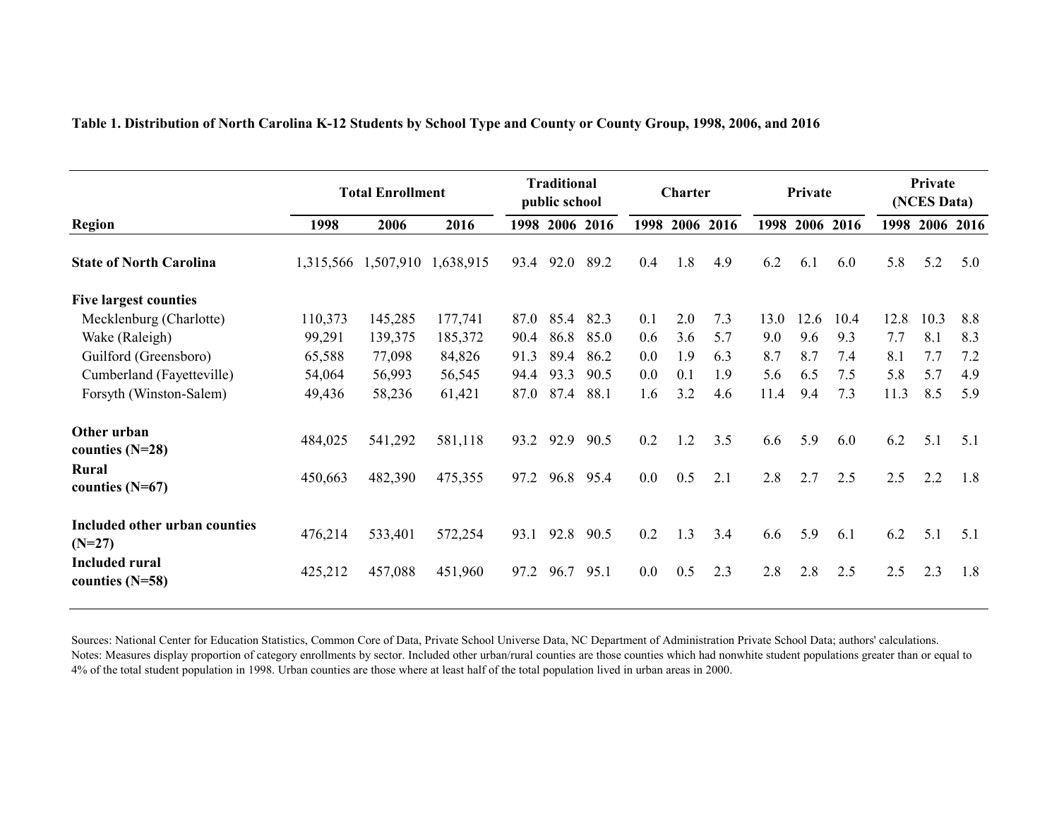**Table 1. Distribution of North Carolina K-12 Students by School Type and County or County Group, 1998, 2006, and 2016**

| | Total Enrollment | | | Traditional public school | | | Charter | | | Private | | | Private (NCES Data) | | |
|---|---|---|---|---|---|---|---|---|---|---|---|---|---|---|---|
| **Region** | **1998** | **2006** | **2016** | **1998** | **2006** | **2016** | **1998** | **2006** | **2016** | **1998** | **2006** | **2016** | **1998** | **2006** | **2016** |
| **State of North Carolina** | 1,315,566 | 1,507,910 | 1,638,915 | 93.4 | 92.0 | 89.2 | 0.4 | 1.8 | 4.9 | 6.2 | 6.1 | 6.0 | 5.8 | 5.2 | 5.0 |
| **Five largest counties** | | | | | | | | | | | | | | | |
| Mecklenburg (Charlotte) | 110,373 | 145,285 | 177,741 | 87.0 | 85.4 | 82.3 | 0.1 | 2.0 | 7.3 | 13.0 | 12.6 | 10.4 | 12.8 | 10.3 | 8.8 |
| Wake (Raleigh) | 99,291 | 139,375 | 185,372 | 90.4 | 86.8 | 85.0 | 0.6 | 3.6 | 5.7 | 9.0 | 9.6 | 9.3 | 7.7 | 8.1 | 8.3 |
| Guilford (Greensboro) | 65,588 | 77,098 | 84,826 | 91.3 | 89.4 | 86.2 | 0.0 | 1.9 | 6.3 | 8.7 | 8.7 | 7.4 | 8.1 | 7.7 | 7.2 |
| Cumberland (Fayetteville) | 54,064 | 56,993 | 56,545 | 94.4 | 93.3 | 90.5 | 0.0 | 0.1 | 1.9 | 5.6 | 6.5 | 7.5 | 5.8 | 5.7 | 4.9 |
| Forsyth (Winston-Salem) | 49,436 | 58,236 | 61,421 | 87.0 | 87.4 | 88.1 | 1.6 | 3.2 | 4.6 | 11.4 | 9.4 | 7.3 | 11.3 | 8.5 | 5.9 |
| **Other urban counties (N=28)** | 484,025 | 541,292 | 581,118 | 93.2 | 92.9 | 90.5 | 0.2 | 1.2 | 3.5 | 6.6 | 5.9 | 6.0 | 6.2 | 5.1 | 5.1 |
| **Rural counties (N=67)** | 450,663 | 482,390 | 475,355 | 97.2 | 96.8 | 95.4 | 0.0 | 0.5 | 2.1 | 2.8 | 2.7 | 2.5 | 2.5 | 2.2 | 1.8 |
| **Included other urban counties (N=27)** | 476,214 | 533,401 | 572,254 | 93.1 | 92.8 | 90.5 | 0.2 | 1.3 | 3.4 | 6.6 | 5.9 | 6.1 | 6.2 | 5.1 | 5.1 |
| **Included rural counties (N=58)** | 425,212 | 457,088 | 451,960 | 97.2 | 96.7 | 95.1 | 0.0 | 0.5 | 2.3 | 2.8 | 2.8 | 2.5 | 2.5 | 2.3 | 1.8 |

Sources: National Center for Education Statistics, Common Core of Data, Private School Universe Data, NC Department of Administration Private School Data; authors' calculations.
Notes: Measures display proportion of category enrollments by sector. Included other urban/rural counties are those counties which had nonwhite student populations greater than or equal to 4% of the total student population in 1998. Urban counties are those where at least half of the total population lived in urban areas in 2000.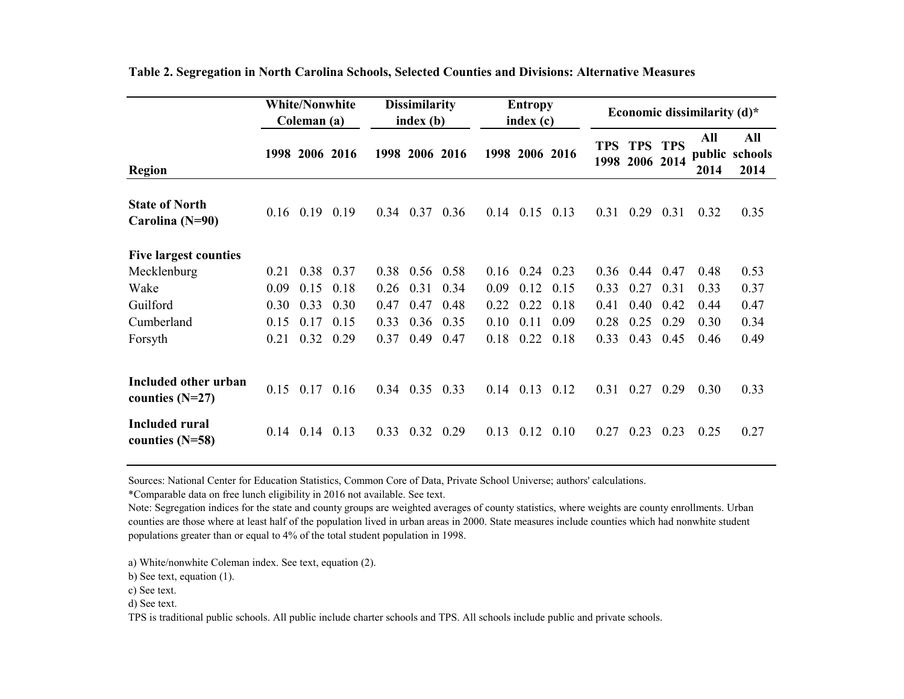**Table 2. Segregation in North Carolina Schools, Selected Counties and Divisions: Alternative Measures**

| Region | White/Nonwhite Coleman (a) | | | Dissimilarity index (b) | | | Entropy index (c) | | | Economic dissimilarity (d)* | | | | |
|---|---|---|---|---|---|---|---|---|---|---|---|---|---|---|
| | 1998 | 2006 | 2016 | 1998 | 2006 | 2016 | 1998 | 2006 | 2016 | TPS 1998 | TPS 2006 | TPS 2014 | All public 2014 | All schools 2014 |
| **State of North Carolina (N=90)** | 0.16 | 0.19 | 0.19 | 0.34 | 0.37 | 0.36 | 0.14 | 0.15 | 0.13 | 0.31 | 0.29 | 0.31 | 0.32 | 0.35 |
| **Five largest counties** | | | | | | | | | | | | | | |
| Mecklenburg | 0.21 | 0.38 | 0.37 | 0.38 | 0.56 | 0.58 | 0.16 | 0.24 | 0.23 | 0.36 | 0.44 | 0.47 | 0.48 | 0.53 |
| Wake | 0.09 | 0.15 | 0.18 | 0.26 | 0.31 | 0.34 | 0.09 | 0.12 | 0.15 | 0.33 | 0.27 | 0.31 | 0.33 | 0.37 |
| Guilford | 0.30 | 0.33 | 0.30 | 0.47 | 0.47 | 0.48 | 0.22 | 0.22 | 0.18 | 0.41 | 0.40 | 0.42 | 0.44 | 0.47 |
| Cumberland | 0.15 | 0.17 | 0.15 | 0.33 | 0.36 | 0.35 | 0.10 | 0.11 | 0.09 | 0.28 | 0.25 | 0.29 | 0.30 | 0.34 |
| Forsyth | 0.21 | 0.32 | 0.29 | 0.37 | 0.49 | 0.47 | 0.18 | 0.22 | 0.18 | 0.33 | 0.43 | 0.45 | 0.46 | 0.49 |
| **Included other urban counties (N=27)** | 0.15 | 0.17 | 0.16 | 0.34 | 0.35 | 0.33 | 0.14 | 0.13 | 0.12 | 0.31 | 0.27 | 0.29 | 0.30 | 0.33 |
| **Included rural counties (N=58)** | 0.14 | 0.14 | 0.13 | 0.33 | 0.32 | 0.29 | 0.13 | 0.12 | 0.10 | 0.27 | 0.23 | 0.23 | 0.25 | 0.27 |

Sources: National Center for Education Statistics, Common Core of Data, Private School Universe; authors' calculations.

*Comparable data on free lunch eligibility in 2016 not available. See text.

Note: Segregation indices for the state and county groups are weighted averages of county statistics, where weights are county enrollments. Urban counties are those where at least half of the population lived in urban areas in 2000. State measures include counties which had nonwhite student populations greater than or equal to 4% of the total student population in 1998.

a) White/nonwhite Coleman index. See text, equation (2).

b) See text, equation (1).

c) See text.

d) See text.

TPS is traditional public schools. All public include charter schools and TPS. All schools include public and private schools.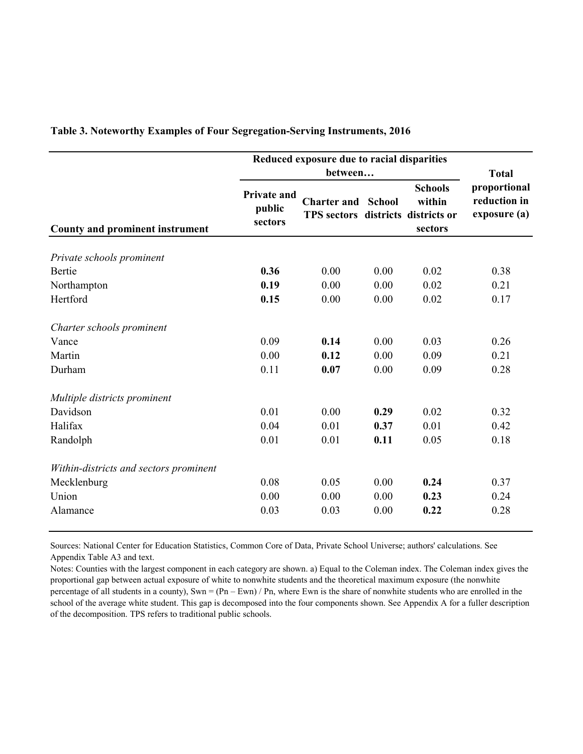**Table 3. Noteworthy Examples of Four Segregation-Serving Instruments, 2016**

| County and prominent instrument | Reduced exposure due to racial disparities between… | | | | Total proportional reduction in exposure (a) |
|---|---|---|---|---|---|
| | Private and public sectors | Charter and TPS sectors | School districts | Schools within districts or sectors | |
| *Private schools prominent* | | | | | |
| Bertie | **0.36** | 0.00 | 0.00 | 0.02 | 0.38 |
| Northampton | **0.19** | 0.00 | 0.00 | 0.02 | 0.21 |
| Hertford | **0.15** | 0.00 | 0.00 | 0.02 | 0.17 |
| *Charter schools prominent* | | | | | |
| Vance | 0.09 | **0.14** | 0.00 | 0.03 | 0.26 |
| Martin | 0.00 | **0.12** | 0.00 | 0.09 | 0.21 |
| Durham | 0.11 | **0.07** | 0.00 | 0.09 | 0.28 |
| *Multiple districts prominent* | | | | | |
| Davidson | 0.01 | 0.00 | **0.29** | 0.02 | 0.32 |
| Halifax | 0.04 | 0.01 | **0.37** | 0.01 | 0.42 |
| Randolph | 0.01 | 0.01 | **0.11** | 0.05 | 0.18 |
| *Within-districts and sectors prominent* | | | | | |
| Mecklenburg | 0.08 | 0.05 | 0.00 | **0.24** | 0.37 |
| Union | 0.00 | 0.00 | 0.00 | **0.23** | 0.24 |
| Alamance | 0.03 | 0.03 | 0.00 | **0.22** | 0.28 |

Sources: National Center for Education Statistics, Common Core of Data, Private School Universe; authors' calculations. See Appendix Table A3 and text.

Notes: Counties with the largest component in each category are shown. a) Equal to the Coleman index. The Coleman index gives the proportional gap between actual exposure of white to nonwhite students and the theoretical maximum exposure (the nonwhite percentage of all students in a county), $S_{wn} = (P_n – E_{wn}) / P_n$, where $E_{wn}$ is the share of nonwhite students who are enrolled in the school of the average white student. This gap is decomposed into the four components shown. See Appendix A for a fuller description of the decomposition. TPS refers to traditional public schools.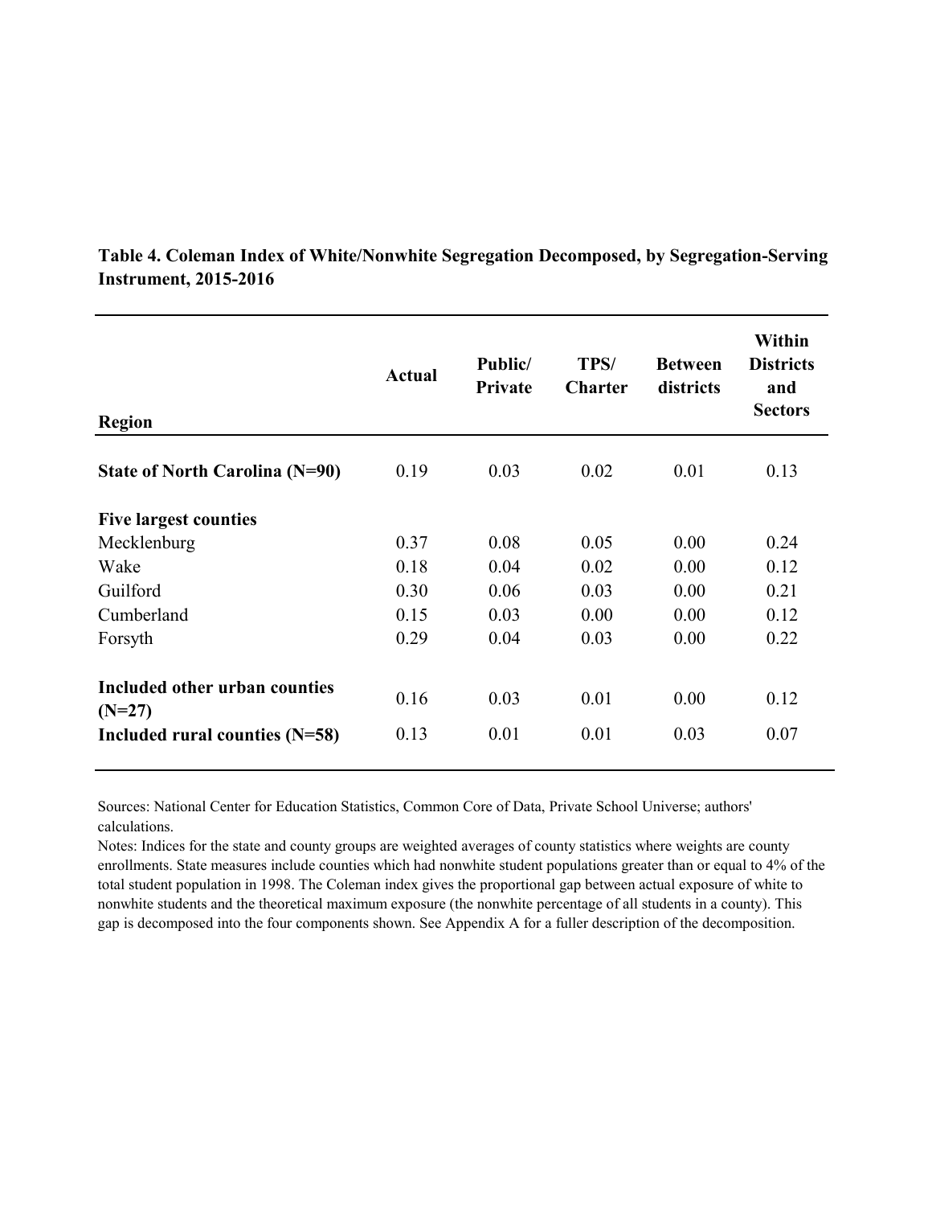**Table 4. Coleman Index of White/Nonwhite Segregation Decomposed, by Segregation-Serving Instrument, 2015-2016**

| Region | Actual | Public/ Private | TPS/ Charter | Between districts | Within Districts and Sectors |
|---|---|---|---|---|---|
| **State of North Carolina (N=90)** | 0.19 | 0.03 | 0.02 | 0.01 | 0.13 |
| **Five largest counties** | | | | | |
| Mecklenburg | 0.37 | 0.08 | 0.05 | 0.00 | 0.24 |
| Wake | 0.18 | 0.04 | 0.02 | 0.00 | 0.12 |
| Guilford | 0.30 | 0.06 | 0.03 | 0.00 | 0.21 |
| Cumberland | 0.15 | 0.03 | 0.00 | 0.00 | 0.12 |
| Forsyth | 0.29 | 0.04 | 0.03 | 0.00 | 0.22 |
| **Included other urban counties (N=27)** | 0.16 | 0.03 | 0.01 | 0.00 | 0.12 |
| **Included rural counties (N=58)** | 0.13 | 0.01 | 0.01 | 0.03 | 0.07 |

Sources: National Center for Education Statistics, Common Core of Data, Private School Universe; authors' calculations.

Notes: Indices for the state and county groups are weighted averages of county statistics where weights are county enrollments. State measures include counties which had nonwhite student populations greater than or equal to 4% of the total student population in 1998. The Coleman index gives the proportional gap between actual exposure of white to nonwhite students and the theoretical maximum exposure (the nonwhite percentage of all students in a county). This gap is decomposed into the four components shown. See Appendix A for a fuller description of the decomposition.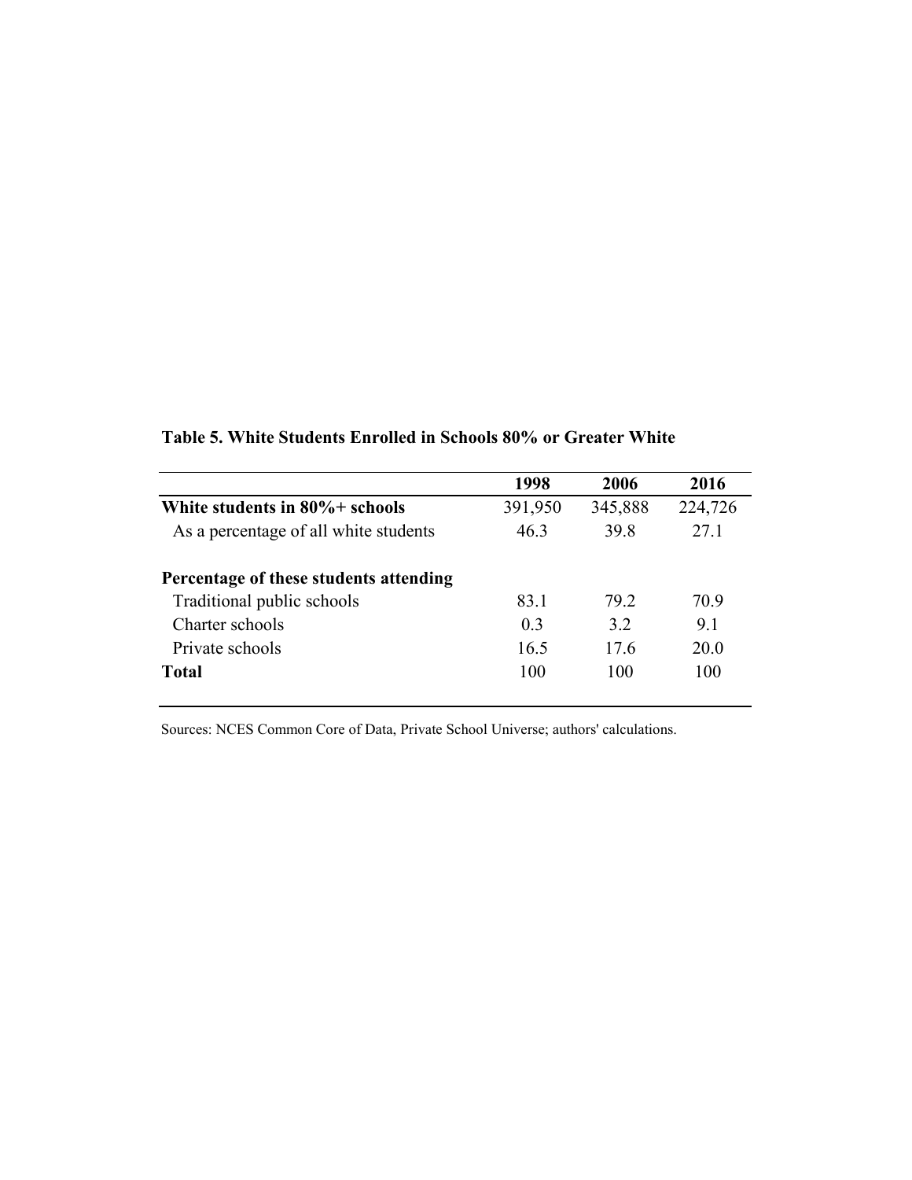**Table 5. White Students Enrolled in Schools 80% or Greater White**

| | 1998 | 2006 | 2016 |
|---|---|---|---|
| **White students in 80%+ schools** | 391,950 | 345,888 | 224,726 |
| As a percentage of all white students | 46.3 | 39.8 | 27.1 |
| | | | |
| **Percentage of these students attending** | | | |
| Traditional public schools | 83.1 | 79.2 | 70.9 |
| Charter schools | 0.3 | 3.2 | 9.1 |
| Private schools | 16.5 | 17.6 | 20.0 |
| **Total** | 100 | 100 | 100 |

Sources: NCES Common Core of Data, Private School Universe; authors' calculations.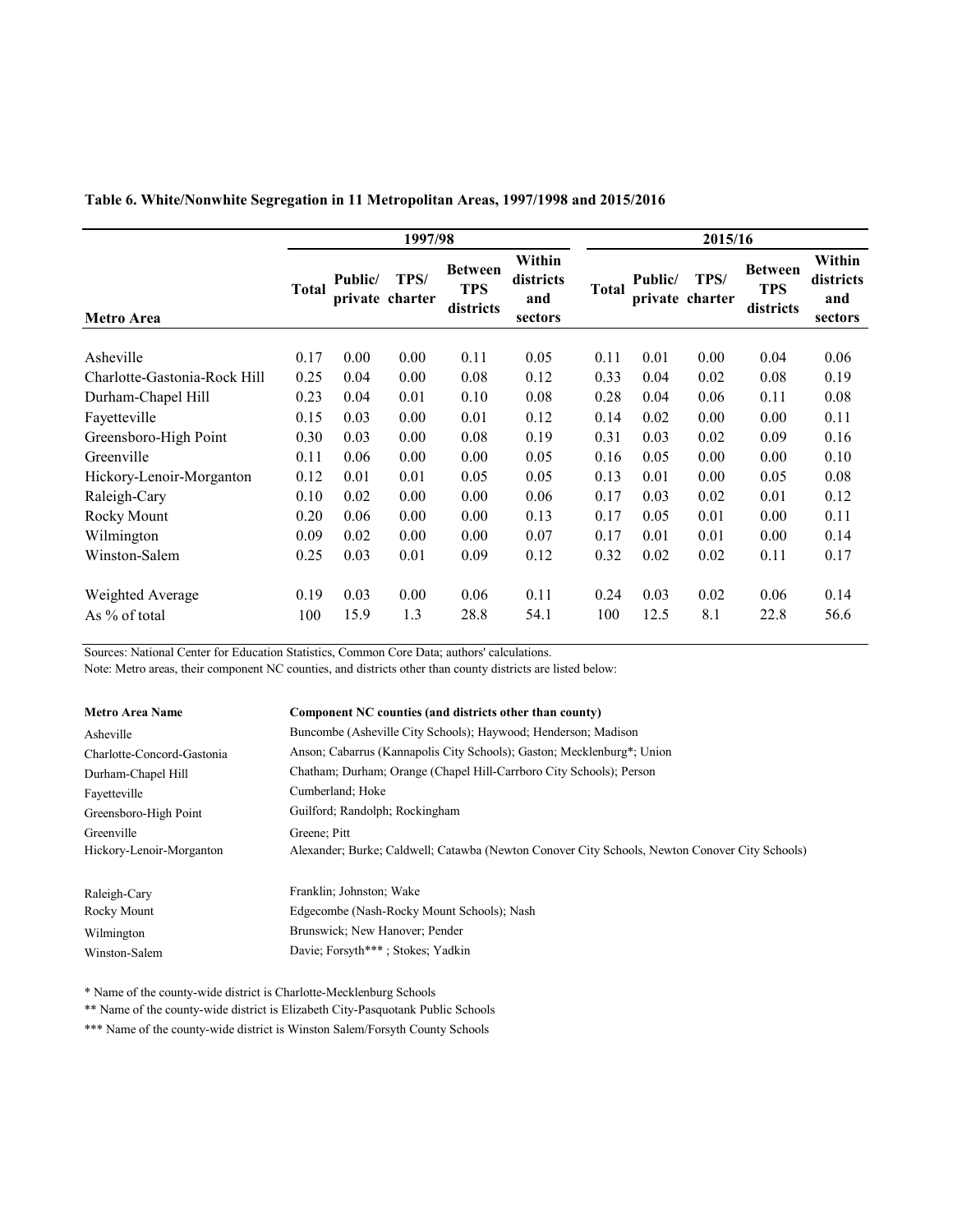**Table 6. White/Nonwhite Segregation in 11 Metropolitan Areas, 1997/1998 and 2015/2016**

| | 1997/98 | | | | | 2015/16 | | | | |
|---|---|---|---|---|---|---|---|---|---|---|
| **Metro Area** | **Total** | **Public/ private** | **TPS/ charter** | **Between TPS districts** | **Within districts and sectors** | **Total** | **Public/ private** | **TPS/ charter** | **Between TPS districts** | **Within districts and sectors** |
| Asheville | 0.17 | 0.00 | 0.00 | 0.11 | 0.05 | 0.11 | 0.01 | 0.00 | 0.04 | 0.06 |
| Charlotte-Gastonia-Rock Hill | 0.25 | 0.04 | 0.00 | 0.08 | 0.12 | 0.33 | 0.04 | 0.02 | 0.08 | 0.19 |
| Durham-Chapel Hill | 0.23 | 0.04 | 0.01 | 0.10 | 0.08 | 0.28 | 0.04 | 0.06 | 0.11 | 0.08 |
| Fayetteville | 0.15 | 0.03 | 0.00 | 0.01 | 0.12 | 0.14 | 0.02 | 0.00 | 0.00 | 0.11 |
| Greensboro-High Point | 0.30 | 0.03 | 0.00 | 0.08 | 0.19 | 0.31 | 0.03 | 0.02 | 0.09 | 0.16 |
| Greenville | 0.11 | 0.06 | 0.00 | 0.00 | 0.05 | 0.16 | 0.05 | 0.00 | 0.00 | 0.10 |
| Hickory-Lenoir-Morganton | 0.12 | 0.01 | 0.01 | 0.05 | 0.05 | 0.13 | 0.01 | 0.00 | 0.05 | 0.08 |
| Raleigh-Cary | 0.10 | 0.02 | 0.00 | 0.00 | 0.06 | 0.17 | 0.03 | 0.02 | 0.01 | 0.12 |
| Rocky Mount | 0.20 | 0.06 | 0.00 | 0.00 | 0.13 | 0.17 | 0.05 | 0.01 | 0.00 | 0.11 |
| Wilmington | 0.09 | 0.02 | 0.00 | 0.00 | 0.07 | 0.17 | 0.01 | 0.01 | 0.00 | 0.14 |
| Winston-Salem | 0.25 | 0.03 | 0.01 | 0.09 | 0.12 | 0.32 | 0.02 | 0.02 | 0.11 | 0.17 |
| Weighted Average | 0.19 | 0.03 | 0.00 | 0.06 | 0.11 | 0.24 | 0.03 | 0.02 | 0.06 | 0.14 |
| As % of total | 100 | 15.9 | 1.3 | 28.8 | 54.1 | 100 | 12.5 | 8.1 | 22.8 | 56.6 |

Sources: National Center for Education Statistics, Common Core Data; authors' calculations.

Note: Metro areas, their component NC counties, and districts other than county districts are listed below:

| **Metro Area Name** | **Component NC counties (and districts other than county)** |
|---|---|
| Asheville | Buncombe (Asheville City Schools); Haywood; Henderson; Madison |
| Charlotte-Concord-Gastonia | Anson; Cabarrus (Kannapolis City Schools); Gaston; Mecklenburg*; Union |
| Durham-Chapel Hill | Chatham; Durham; Orange (Chapel Hill-Carrboro City Schools); Person |
| Fayetteville | Cumberland; Hoke |
| Greensboro-High Point | Guilford; Randolph; Rockingham |
| Greenville | Greene; Pitt |
| Hickory-Lenoir-Morganton | Alexander; Burke; Caldwell; Catawba (Newton Conover City Schools, Newton Conover City Schools) |
| Raleigh-Cary | Franklin; Johnston; Wake |
| Rocky Mount | Edgecombe (Nash-Rocky Mount Schools); Nash |
| Wilmington | Brunswick; New Hanover; Pender |
| Winston-Salem | Davie; Forsyth*** ; Stokes; Yadkin |

\* Name of the county-wide district is Charlotte-Mecklenburg Schools

** Name of the county-wide district is Elizabeth City-Pasquotank Public Schools

*** Name of the county-wide district is Winston Salem/Forsyth County Schools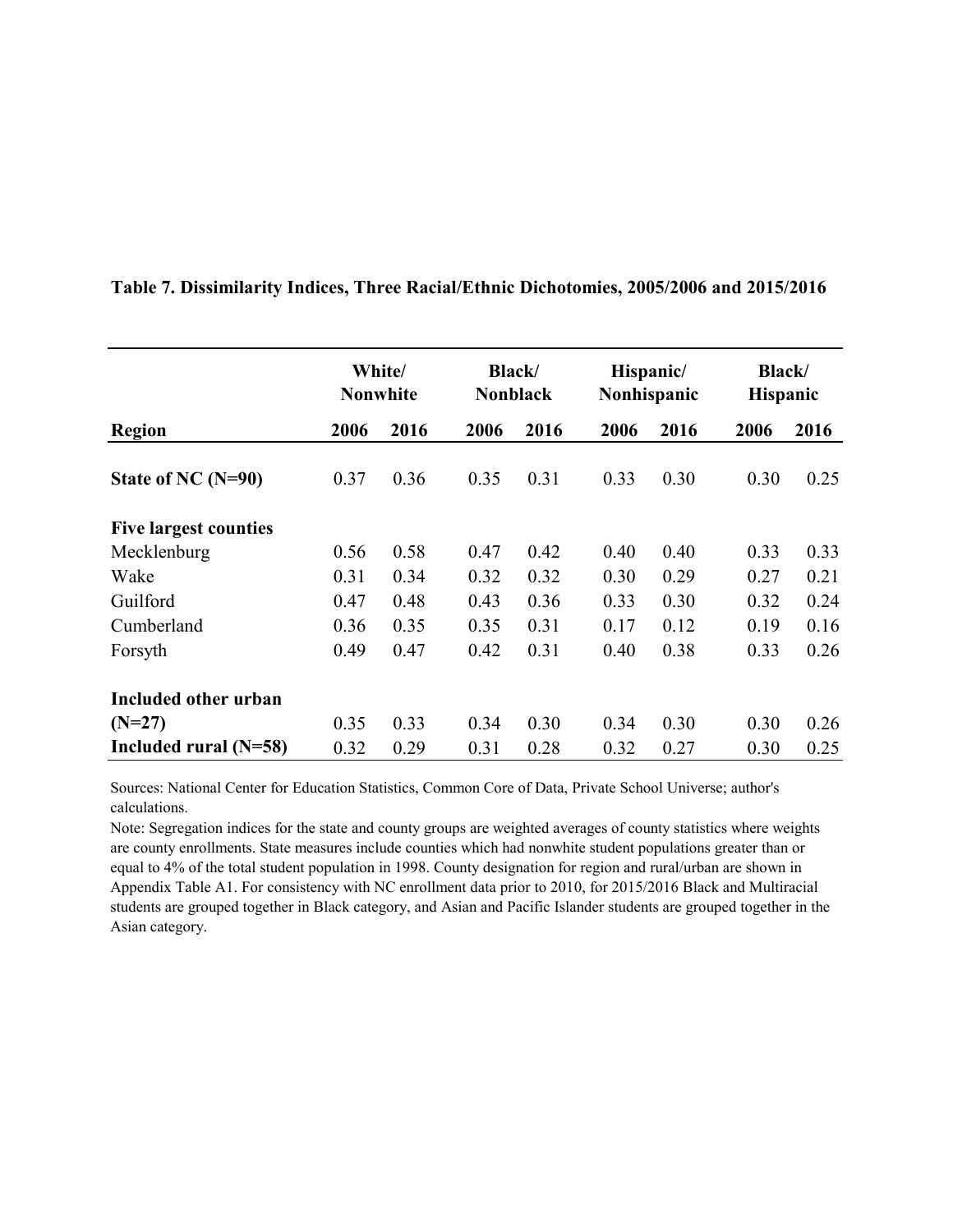**Table 7. Dissimilarity Indices, Three Racial/Ethnic Dichotomies, 2005/2006 and 2015/2016**

| | White/ Nonwhite | | Black/ Nonblack | | Hispanic/ Nonhispanic | | Black/ Hispanic | |
|---|---|---|---|---|---|---|---|---|
| **Region** | **2006** | **2016** | **2006** | **2016** | **2006** | **2016** | **2006** | **2016** |
| **State of NC (N=90)** | 0.37 | 0.36 | 0.35 | 0.31 | 0.33 | 0.30 | 0.30 | 0.25 |
| **Five largest counties** | | | | | | | | |
| Mecklenburg | 0.56 | 0.58 | 0.47 | 0.42 | 0.40 | 0.40 | 0.33 | 0.33 |
| Wake | 0.31 | 0.34 | 0.32 | 0.32 | 0.30 | 0.29 | 0.27 | 0.21 |
| Guilford | 0.47 | 0.48 | 0.43 | 0.36 | 0.33 | 0.30 | 0.32 | 0.24 |
| Cumberland | 0.36 | 0.35 | 0.35 | 0.31 | 0.17 | 0.12 | 0.19 | 0.16 |
| Forsyth | 0.49 | 0.47 | 0.42 | 0.31 | 0.40 | 0.38 | 0.33 | 0.26 |
| **Included other urban (N=27)** | 0.35 | 0.33 | 0.34 | 0.30 | 0.34 | 0.30 | 0.30 | 0.26 |
| **Included rural (N=58)** | 0.32 | 0.29 | 0.31 | 0.28 | 0.32 | 0.27 | 0.30 | 0.25 |

Sources: National Center for Education Statistics, Common Core of Data, Private School Universe; author's calculations.

Note: Segregation indices for the state and county groups are weighted averages of county statistics where weights are county enrollments. State measures include counties which had nonwhite student populations greater than or equal to 4% of the total student population in 1998. County designation for region and rural/urban are shown in Appendix Table A1. For consistency with NC enrollment data prior to 2010, for 2015/2016 Black and Multiracial students are grouped together in Black category, and Asian and Pacific Islander students are grouped together in the Asian category.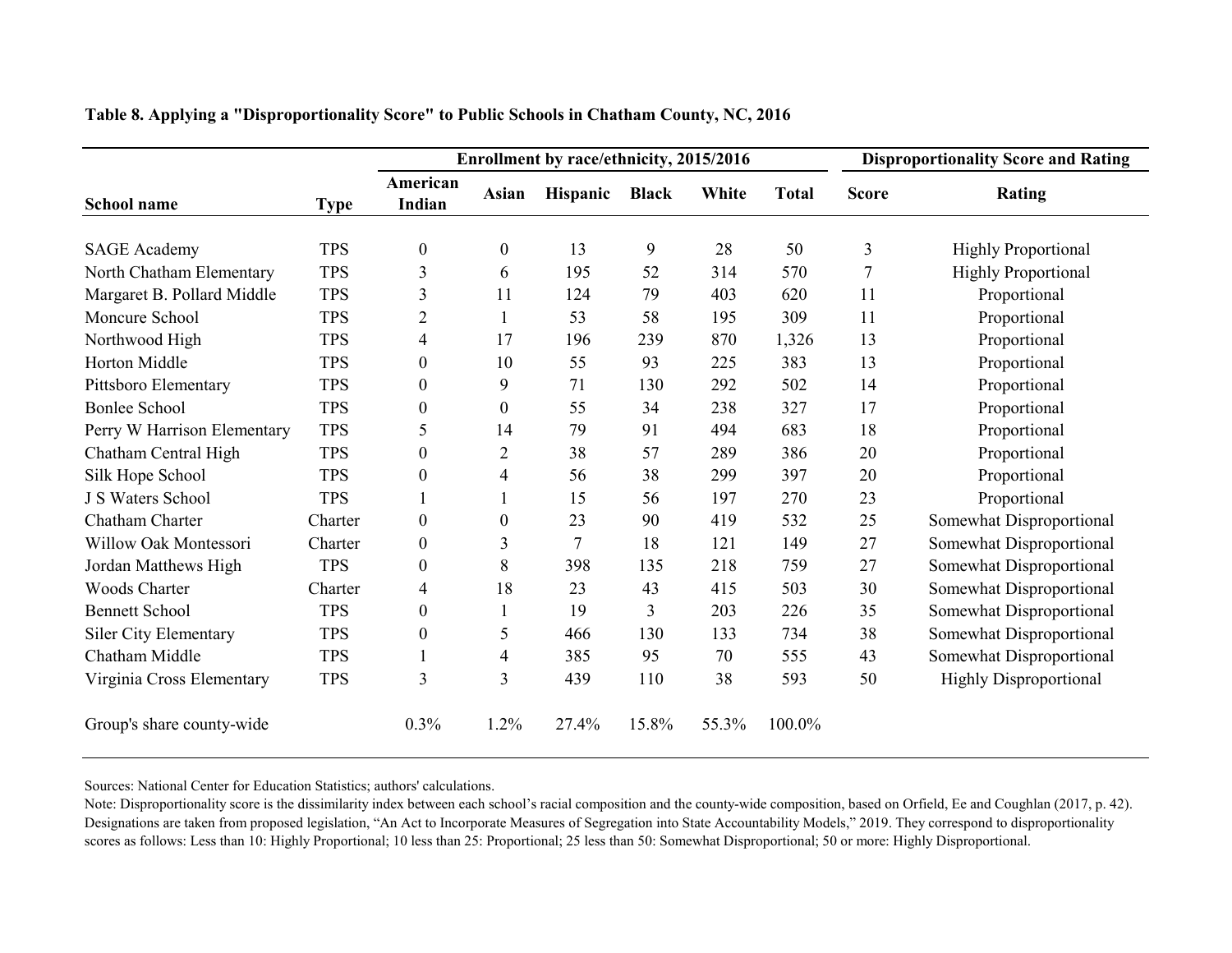**Table 8. Applying a "Disproportionality Score" to Public Schools in Chatham County, NC, 2016**

| | | Enrollment by race/ethnicity, 2015/2016 | | | | | | Disproportionality Score and Rating | |
|---|---|---|---|---|---|---|---|---|---|
| **School name** | **Type** | **American Indian** | **Asian** | **Hispanic** | **Black** | **White** | **Total** | **Score** | **Rating** |
| SAGE Academy | TPS | 0 | 0 | 13 | 9 | 28 | 50 | 3 | Highly Proportional |
| North Chatham Elementary | TPS | 3 | 6 | 195 | 52 | 314 | 570 | 7 | Highly Proportional |
| Margaret B. Pollard Middle | TPS | 3 | 11 | 124 | 79 | 403 | 620 | 11 | Proportional |
| Moncure School | TPS | 2 | 1 | 53 | 58 | 195 | 309 | 11 | Proportional |
| Northwood High | TPS | 4 | 17 | 196 | 239 | 870 | 1,326 | 13 | Proportional |
| Horton Middle | TPS | 0 | 10 | 55 | 93 | 225 | 383 | 13 | Proportional |
| Pittsboro Elementary | TPS | 0 | 9 | 71 | 130 | 292 | 502 | 14 | Proportional |
| Bonlee School | TPS | 0 | 0 | 55 | 34 | 238 | 327 | 17 | Proportional |
| Perry W Harrison Elementary | TPS | 5 | 14 | 79 | 91 | 494 | 683 | 18 | Proportional |
| Chatham Central High | TPS | 0 | 2 | 38 | 57 | 289 | 386 | 20 | Proportional |
| Silk Hope School | TPS | 0 | 4 | 56 | 38 | 299 | 397 | 20 | Proportional |
| J S Waters School | TPS | 1 | 1 | 15 | 56 | 197 | 270 | 23 | Proportional |
| Chatham Charter | Charter | 0 | 0 | 23 | 90 | 419 | 532 | 25 | Somewhat Disproportional |
| Willow Oak Montessori | Charter | 0 | 3 | 7 | 18 | 121 | 149 | 27 | Somewhat Disproportional |
| Jordan Matthews High | TPS | 0 | 8 | 398 | 135 | 218 | 759 | 27 | Somewhat Disproportional |
| Woods Charter | Charter | 4 | 18 | 23 | 43 | 415 | 503 | 30 | Somewhat Disproportional |
| Bennett School | TPS | 0 | 1 | 19 | 3 | 203 | 226 | 35 | Somewhat Disproportional |
| Siler City Elementary | TPS | 0 | 5 | 466 | 130 | 133 | 734 | 38 | Somewhat Disproportional |
| Chatham Middle | TPS | 1 | 4 | 385 | 95 | 70 | 555 | 43 | Somewhat Disproportional |
| Virginia Cross Elementary | TPS | 3 | 3 | 439 | 110 | 38 | 593 | 50 | Highly Disproportional |
| Group's share county-wide | | 0.3% | 1.2% | 27.4% | 15.8% | 55.3% | 100.0% | | |

Sources: National Center for Education Statistics; authors' calculations.

Note: Disproportionality score is the dissimilarity index between each school's racial composition and the county-wide composition, based on Orfield, Ee and Coughlan (2017, p. 42). Designations are taken from proposed legislation, "An Act to Incorporate Measures of Segregation into State Accountability Models," 2019. They correspond to disproportionality scores as follows: Less than 10: Highly Proportional; 10 less than 25: Proportional; 25 less than 50: Somewhat Disproportional; 50 or more: Highly Disproportional.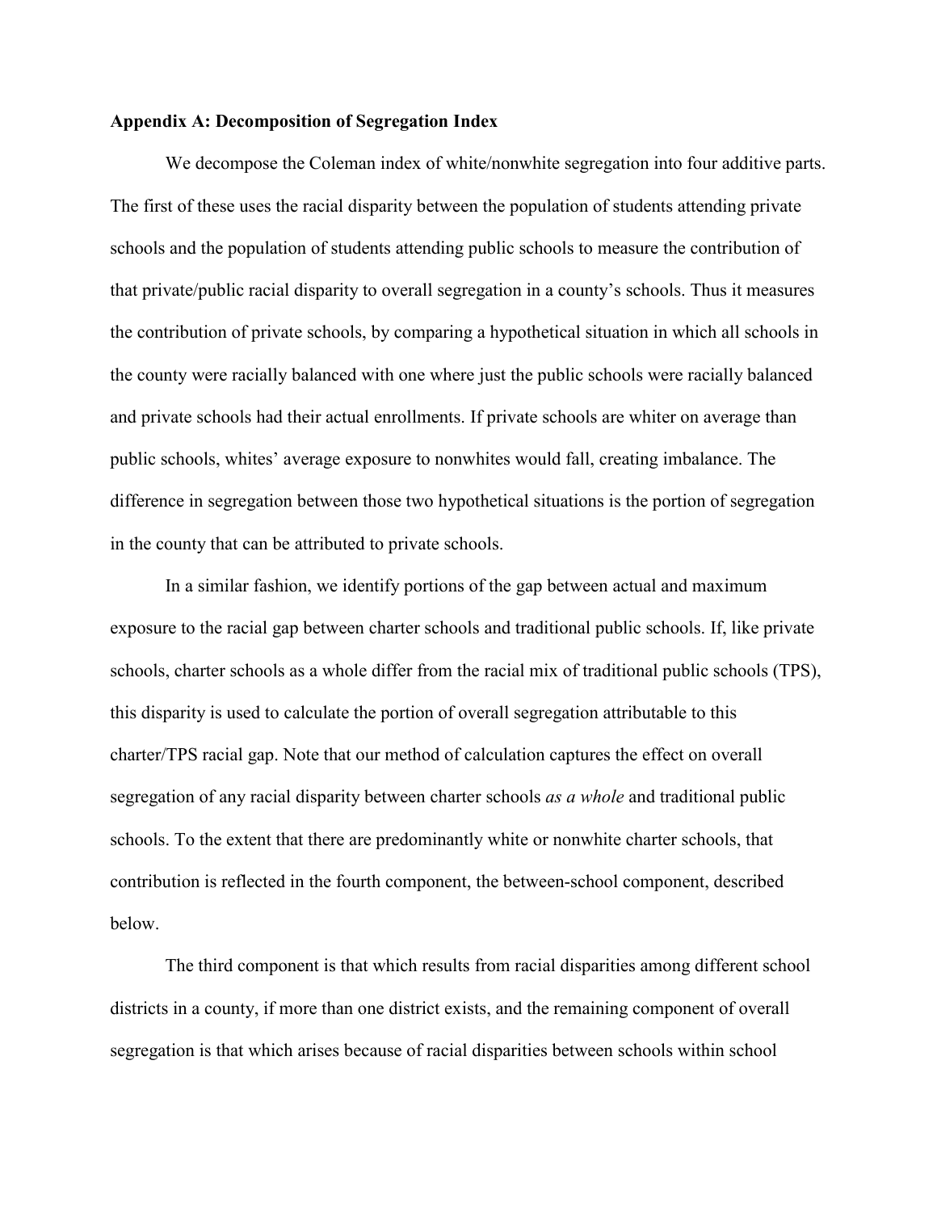**Appendix A: Decomposition of Segregation Index**

We decompose the Coleman index of white/nonwhite segregation into four additive parts. The first of these uses the racial disparity between the population of students attending private schools and the population of students attending public schools to measure the contribution of that private/public racial disparity to overall segregation in a county's schools. Thus it measures the contribution of private schools, by comparing a hypothetical situation in which all schools in the county were racially balanced with one where just the public schools were racially balanced and private schools had their actual enrollments. If private schools are whiter on average than public schools, whites' average exposure to nonwhites would fall, creating imbalance. The difference in segregation between those two hypothetical situations is the portion of segregation in the county that can be attributed to private schools.

In a similar fashion, we identify portions of the gap between actual and maximum exposure to the racial gap between charter schools and traditional public schools. If, like private schools, charter schools as a whole differ from the racial mix of traditional public schools (TPS), this disparity is used to calculate the portion of overall segregation attributable to this charter/TPS racial gap. Note that our method of calculation captures the effect on overall segregation of any racial disparity between charter schools *as a whole* and traditional public schools. To the extent that there are predominantly white or nonwhite charter schools, that contribution is reflected in the fourth component, the between-school component, described below.

The third component is that which results from racial disparities among different school districts in a county, if more than one district exists, and the remaining component of overall segregation is that which arises because of racial disparities between schools within school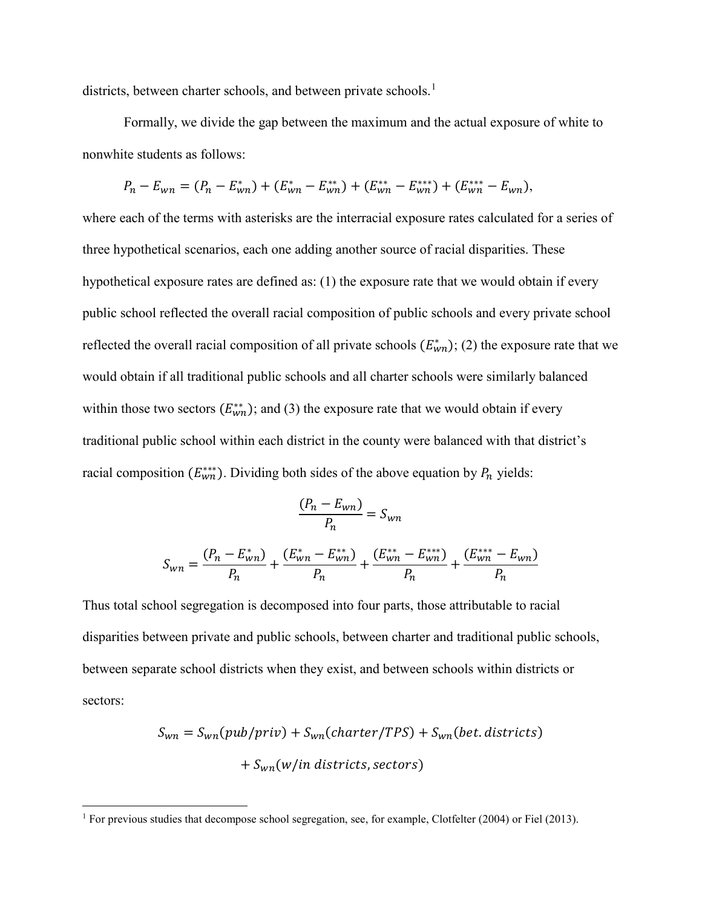districts, between charter schools, and between private schools.[1]

Formally, we divide the gap between the maximum and the actual exposure of white to nonwhite students as follows:

$$P_n - E_{wn} = (P_n - E_{wn}^{*}) + (E_{wn}^{*} - E_{wn}^{**}) + (E_{wn}^{**} - E_{wn}^{***}) + (E_{wn}^{***} - E_{wn}),$$

where each of the terms with asterisks are the interracial exposure rates calculated for a series of three hypothetical scenarios, each one adding another source of racial disparities. These hypothetical exposure rates are defined as: (1) the exposure rate that we would obtain if every public school reflected the overall racial composition of public schools and every private school reflected the overall racial composition of all private schools ($E_{wn}^{*}$); (2) the exposure rate that we would obtain if all traditional public schools and all charter schools were similarly balanced within those two sectors ($E_{wn}^{**}$); and (3) the exposure rate that we would obtain if every traditional public school within each district in the county were balanced with that district's racial composition ($E_{wn}^{***}$). Dividing both sides of the above equation by $P_n$ yields:

$$\frac{(P_n - E_{wn})}{P_n} = S_{wn}$$

$$S_{wn} = \frac{(P_n - E_{wn}^{*})}{P_n} + \frac{(E_{wn}^{*} - E_{wn}^{**})}{P_n} + \frac{(E_{wn}^{**} - E_{wn}^{***})}{P_n} + \frac{(E_{wn}^{***} - E_{wn})}{P_n}$$

Thus total school segregation is decomposed into four parts, those attributable to racial disparities between private and public schools, between charter and traditional public schools, between separate school districts when they exist, and between schools within districts or sectors:

$$S_{wn} = S_{wn}(pub/priv) + S_{wn}(charter/TPS) + S_{wn}(bet.\,districts)$$
$$+ S_{wn}(w/in\ districts, sectors)$$

[1] For previous studies that decompose school segregation, see, for example, Clotfelter (2004) or Fiel (2013).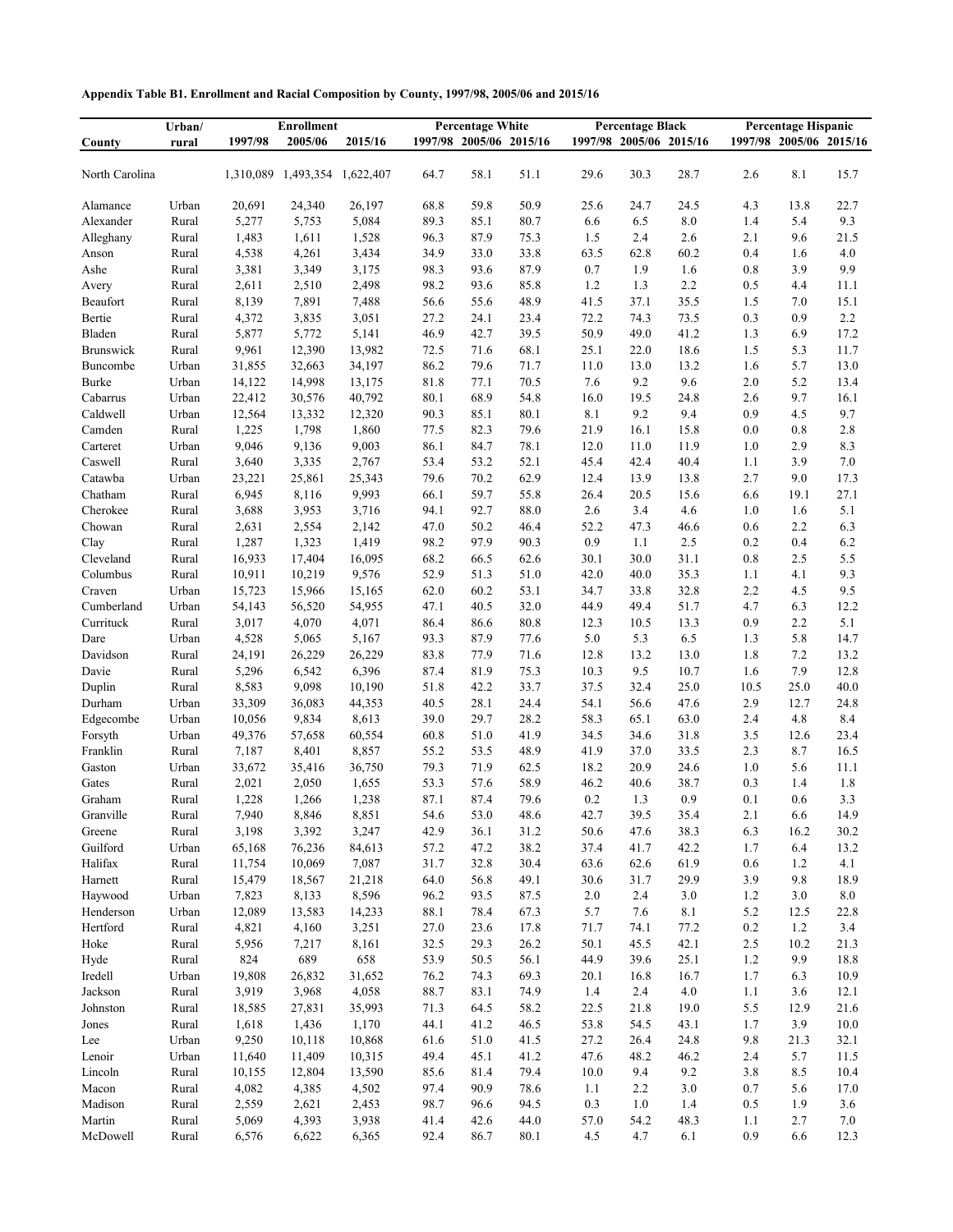**Appendix Table B1. Enrollment and Racial Composition by County, 1997/98, 2005/06 and 2015/16**

| County | Urban/ rural | Enrollment | | | Percentage White | | | Percentage Black | | | Percentage Hispanic | | |
|---|---|---|---|---|---|---|---|---|---|---|---|---|---|
| | | 1997/98 | 2005/06 | 2015/16 | 1997/98 | 2005/06 | 2015/16 | 1997/98 | 2005/06 | 2015/16 | 1997/98 | 2005/06 | 2015/16 |
| North Carolina | | 1,310,089 | 1,493,354 | 1,622,407 | 64.7 | 58.1 | 51.1 | 29.6 | 30.3 | 28.7 | 2.6 | 8.1 | 15.7 |
| Alamance | Urban | 20,691 | 24,340 | 26,197 | 68.8 | 59.8 | 50.9 | 25.6 | 24.7 | 24.5 | 4.3 | 13.8 | 22.7 |
| Alexander | Rural | 5,277 | 5,753 | 5,084 | 89.3 | 85.1 | 80.7 | 6.6 | 6.5 | 8.0 | 1.4 | 5.4 | 9.3 |
| Alleghany | Rural | 1,483 | 1,611 | 1,528 | 96.3 | 87.9 | 75.3 | 1.5 | 2.4 | 2.6 | 2.1 | 9.6 | 21.5 |
| Anson | Rural | 4,538 | 4,261 | 3,434 | 34.9 | 33.0 | 33.8 | 63.5 | 62.8 | 60.2 | 0.4 | 1.6 | 4.0 |
| Ashe | Rural | 3,381 | 3,349 | 3,175 | 98.3 | 93.6 | 87.9 | 0.7 | 1.9 | 1.6 | 0.8 | 3.9 | 9.9 |
| Avery | Rural | 2,611 | 2,510 | 2,498 | 98.2 | 93.6 | 85.8 | 1.2 | 1.3 | 2.2 | 0.5 | 4.4 | 11.1 |
| Beaufort | Rural | 8,139 | 7,891 | 7,488 | 56.6 | 55.6 | 48.9 | 41.5 | 37.1 | 35.5 | 1.5 | 7.0 | 15.1 |
| Bertie | Rural | 4,372 | 3,835 | 3,051 | 27.2 | 24.1 | 23.4 | 72.2 | 74.3 | 73.5 | 0.3 | 0.9 | 2.2 |
| Bladen | Rural | 5,877 | 5,772 | 5,141 | 46.9 | 42.7 | 39.5 | 50.9 | 49.0 | 41.2 | 1.3 | 6.9 | 17.2 |
| Brunswick | Rural | 9,961 | 12,390 | 13,982 | 72.5 | 71.6 | 68.1 | 25.1 | 22.0 | 18.6 | 1.5 | 5.3 | 11.7 |
| Buncombe | Urban | 31,855 | 32,663 | 34,197 | 86.2 | 79.6 | 71.7 | 11.0 | 13.0 | 13.2 | 1.6 | 5.7 | 13.0 |
| Burke | Urban | 14,122 | 14,998 | 13,175 | 81.8 | 77.1 | 70.5 | 7.6 | 9.2 | 9.6 | 2.0 | 5.2 | 13.4 |
| Cabarrus | Urban | 22,412 | 30,576 | 40,792 | 80.1 | 68.9 | 54.8 | 16.0 | 19.5 | 24.8 | 2.6 | 9.7 | 16.1 |
| Caldwell | Urban | 12,564 | 13,332 | 12,320 | 90.3 | 85.1 | 80.1 | 8.1 | 9.2 | 9.4 | 0.9 | 4.5 | 9.7 |
| Camden | Rural | 1,225 | 1,798 | 1,860 | 77.5 | 82.3 | 79.6 | 21.9 | 16.1 | 15.8 | 0.0 | 0.8 | 2.8 |
| Carteret | Urban | 9,046 | 9,136 | 9,003 | 86.1 | 84.7 | 78.1 | 12.0 | 11.0 | 11.9 | 1.0 | 2.9 | 8.3 |
| Caswell | Rural | 3,640 | 3,335 | 2,767 | 53.4 | 53.2 | 52.1 | 45.4 | 42.4 | 40.4 | 1.1 | 3.9 | 7.0 |
| Catawba | Urban | 23,221 | 25,861 | 25,343 | 79.6 | 70.2 | 62.9 | 12.4 | 13.9 | 13.8 | 2.7 | 9.0 | 17.3 |
| Chatham | Rural | 6,945 | 8,116 | 9,993 | 66.1 | 59.7 | 55.8 | 26.4 | 20.5 | 15.6 | 6.6 | 19.1 | 27.1 |
| Cherokee | Rural | 3,688 | 3,953 | 3,716 | 94.1 | 92.7 | 88.0 | 2.6 | 3.4 | 4.6 | 1.0 | 1.6 | 5.1 |
| Chowan | Rural | 2,631 | 2,554 | 2,142 | 47.0 | 50.2 | 46.4 | 52.2 | 47.3 | 46.6 | 0.6 | 2.2 | 6.3 |
| Clay | Rural | 1,287 | 1,323 | 1,419 | 98.2 | 97.9 | 90.3 | 0.9 | 1.1 | 2.5 | 0.2 | 0.4 | 6.2 |
| Cleveland | Rural | 16,933 | 17,404 | 16,095 | 68.2 | 66.5 | 62.6 | 30.1 | 30.0 | 31.1 | 0.8 | 2.5 | 5.5 |
| Columbus | Rural | 10,911 | 10,219 | 9,576 | 52.9 | 51.3 | 51.0 | 42.0 | 40.0 | 35.3 | 1.1 | 4.1 | 9.3 |
| Craven | Urban | 15,723 | 15,966 | 15,165 | 62.0 | 60.2 | 53.1 | 34.7 | 33.8 | 32.8 | 2.2 | 4.5 | 9.5 |
| Cumberland | Urban | 54,143 | 56,520 | 54,955 | 47.1 | 40.5 | 32.0 | 44.9 | 49.4 | 51.7 | 4.7 | 6.3 | 12.2 |
| Currituck | Rural | 3,017 | 4,070 | 4,071 | 86.4 | 86.6 | 80.8 | 12.3 | 10.5 | 13.3 | 0.9 | 2.2 | 5.1 |
| Dare | Urban | 4,528 | 5,065 | 5,167 | 93.3 | 87.9 | 77.6 | 5.0 | 5.3 | 6.5 | 1.3 | 5.8 | 14.7 |
| Davidson | Rural | 24,191 | 26,229 | 26,229 | 83.8 | 77.9 | 71.6 | 12.8 | 13.2 | 13.0 | 1.8 | 7.2 | 13.2 |
| Davie | Rural | 5,296 | 6,542 | 6,396 | 87.4 | 81.9 | 75.3 | 10.3 | 9.5 | 10.7 | 1.6 | 7.9 | 12.8 |
| Duplin | Rural | 8,583 | 9,098 | 10,190 | 51.8 | 42.2 | 33.7 | 37.5 | 32.4 | 25.0 | 10.5 | 25.0 | 40.0 |
| Durham | Urban | 33,309 | 36,083 | 44,353 | 40.5 | 28.1 | 24.4 | 54.1 | 56.6 | 47.6 | 2.9 | 12.7 | 24.8 |
| Edgecombe | Urban | 10,056 | 9,834 | 8,613 | 39.0 | 29.7 | 28.2 | 58.3 | 65.1 | 63.0 | 2.4 | 4.8 | 8.4 |
| Forsyth | Urban | 49,376 | 57,658 | 60,554 | 60.8 | 51.0 | 41.9 | 34.5 | 34.6 | 31.8 | 3.5 | 12.6 | 23.4 |
| Franklin | Rural | 7,187 | 8,401 | 8,857 | 55.2 | 53.5 | 48.9 | 41.9 | 37.0 | 33.5 | 2.3 | 8.7 | 16.5 |
| Gaston | Urban | 33,672 | 35,416 | 36,750 | 79.3 | 71.9 | 62.5 | 18.2 | 20.9 | 24.6 | 1.0 | 5.6 | 11.1 |
| Gates | Rural | 2,021 | 2,050 | 1,655 | 53.3 | 57.6 | 58.9 | 46.2 | 40.6 | 38.7 | 0.3 | 1.4 | 1.8 |
| Graham | Rural | 1,228 | 1,266 | 1,238 | 87.1 | 87.4 | 79.6 | 0.2 | 1.3 | 0.9 | 0.1 | 0.6 | 3.3 |
| Granville | Rural | 7,940 | 8,846 | 8,851 | 54.6 | 53.0 | 48.6 | 42.7 | 39.5 | 35.4 | 2.1 | 6.6 | 14.9 |
| Greene | Rural | 3,198 | 3,392 | 3,247 | 42.9 | 36.1 | 31.2 | 50.6 | 47.6 | 38.3 | 6.3 | 16.2 | 30.2 |
| Guilford | Urban | 65,168 | 76,236 | 84,613 | 57.2 | 47.2 | 38.2 | 37.4 | 41.7 | 42.2 | 1.7 | 6.4 | 13.2 |
| Halifax | Rural | 11,754 | 10,069 | 7,087 | 31.7 | 32.8 | 30.4 | 63.6 | 62.6 | 61.9 | 0.6 | 1.2 | 4.1 |
| Harnett | Rural | 15,479 | 18,567 | 21,218 | 64.0 | 56.8 | 49.1 | 30.6 | 31.7 | 29.9 | 3.9 | 9.8 | 18.9 |
| Haywood | Urban | 7,823 | 8,133 | 8,596 | 96.2 | 93.5 | 87.5 | 2.0 | 2.4 | 3.0 | 1.2 | 3.0 | 8.0 |
| Henderson | Urban | 12,089 | 13,583 | 14,233 | 88.1 | 78.4 | 67.3 | 5.7 | 7.6 | 8.1 | 5.2 | 12.5 | 22.8 |
| Hertford | Rural | 4,821 | 4,160 | 3,251 | 27.0 | 23.6 | 17.8 | 71.7 | 74.1 | 77.2 | 0.2 | 1.2 | 3.4 |
| Hoke | Rural | 5,956 | 7,217 | 8,161 | 32.5 | 29.3 | 26.2 | 50.1 | 45.5 | 42.1 | 2.5 | 10.2 | 21.3 |
| Hyde | Rural | 824 | 689 | 658 | 53.9 | 50.5 | 56.1 | 44.9 | 39.6 | 25.1 | 1.2 | 9.9 | 18.8 |
| Iredell | Urban | 19,808 | 26,832 | 31,652 | 76.2 | 74.3 | 69.3 | 20.1 | 16.8 | 16.7 | 1.7 | 6.3 | 10.9 |
| Jackson | Rural | 3,919 | 3,968 | 4,058 | 88.7 | 83.1 | 74.9 | 1.4 | 2.4 | 4.0 | 1.1 | 3.6 | 12.1 |
| Johnston | Rural | 18,585 | 27,831 | 35,993 | 71.3 | 64.5 | 58.2 | 22.5 | 21.8 | 19.0 | 5.5 | 12.9 | 21.6 |
| Jones | Rural | 1,618 | 1,436 | 1,170 | 44.1 | 41.2 | 46.5 | 53.8 | 54.5 | 43.1 | 1.7 | 3.9 | 10.0 |
| Lee | Urban | 9,250 | 10,118 | 10,868 | 61.6 | 51.0 | 41.5 | 27.2 | 26.4 | 24.8 | 9.8 | 21.3 | 32.1 |
| Lenoir | Urban | 11,640 | 11,409 | 10,315 | 49.4 | 45.1 | 41.2 | 47.6 | 48.2 | 46.2 | 2.4 | 5.7 | 11.5 |
| Lincoln | Rural | 10,155 | 12,804 | 13,590 | 85.6 | 81.4 | 79.4 | 10.0 | 9.4 | 9.2 | 3.8 | 8.5 | 10.4 |
| Macon | Rural | 4,082 | 4,385 | 4,502 | 97.4 | 90.9 | 78.6 | 1.1 | 2.2 | 3.0 | 0.7 | 5.6 | 17.0 |
| Madison | Rural | 2,559 | 2,621 | 2,453 | 98.7 | 96.6 | 94.5 | 0.3 | 1.0 | 1.4 | 0.5 | 1.9 | 3.6 |
| Martin | Rural | 5,069 | 4,393 | 3,938 | 41.4 | 42.6 | 44.0 | 57.0 | 54.2 | 48.3 | 1.1 | 2.7 | 7.0 |
| McDowell | Rural | 6,576 | 6,622 | 6,365 | 92.4 | 86.7 | 80.1 | 4.5 | 4.7 | 6.1 | 0.9 | 6.6 | 12.3 |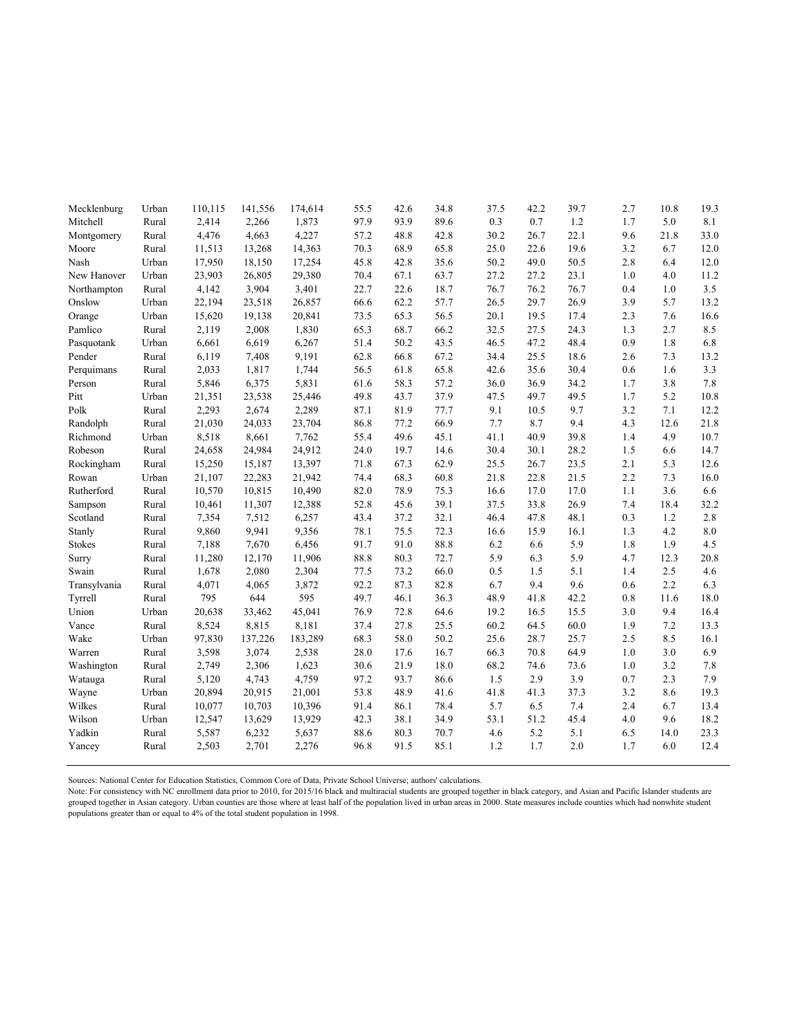| | | | | | | | | | | | | | |
|---|---|---|---|---|---|---|---|---|---|---|---|---|---|
| Mecklenburg | Urban | 110,115 | 141,556 | 174,614 | 55.5 | 42.6 | 34.8 | 37.5 | 42.2 | 39.7 | 2.7 | 10.8 | 19.3 |
| Mitchell | Rural | 2,414 | 2,266 | 1,873 | 97.9 | 93.9 | 89.6 | 0.3 | 0.7 | 1.2 | 1.7 | 5.0 | 8.1 |
| Montgomery | Rural | 4,476 | 4,663 | 4,227 | 57.2 | 48.8 | 42.8 | 30.2 | 26.7 | 22.1 | 9.6 | 21.8 | 33.0 |
| Moore | Rural | 11,513 | 13,268 | 14,363 | 70.3 | 68.9 | 65.8 | 25.0 | 22.6 | 19.6 | 3.2 | 6.7 | 12.0 |
| Nash | Urban | 17,950 | 18,150 | 17,254 | 45.8 | 42.8 | 35.6 | 50.2 | 49.0 | 50.5 | 2.8 | 6.4 | 12.0 |
| New Hanover | Urban | 23,903 | 26,805 | 29,380 | 70.4 | 67.1 | 63.7 | 27.2 | 27.2 | 23.1 | 1.0 | 4.0 | 11.2 |
| Northampton | Rural | 4,142 | 3,904 | 3,401 | 22.7 | 22.6 | 18.7 | 76.7 | 76.2 | 76.7 | 0.4 | 1.0 | 3.5 |
| Onslow | Urban | 22,194 | 23,518 | 26,857 | 66.6 | 62.2 | 57.7 | 26.5 | 29.7 | 26.9 | 3.9 | 5.7 | 13.2 |
| Orange | Urban | 15,620 | 19,138 | 20,841 | 73.5 | 65.3 | 56.5 | 20.1 | 19.5 | 17.4 | 2.3 | 7.6 | 16.6 |
| Pamlico | Rural | 2,119 | 2,008 | 1,830 | 65.3 | 68.7 | 66.2 | 32.5 | 27.5 | 24.3 | 1.3 | 2.7 | 8.5 |
| Pasquotank | Urban | 6,661 | 6,619 | 6,267 | 51.4 | 50.2 | 43.5 | 46.5 | 47.2 | 48.4 | 0.9 | 1.8 | 6.8 |
| Pender | Rural | 6,119 | 7,408 | 9,191 | 62.8 | 66.8 | 67.2 | 34.4 | 25.5 | 18.6 | 2.6 | 7.3 | 13.2 |
| Perquimans | Rural | 2,033 | 1,817 | 1,744 | 56.5 | 61.8 | 65.8 | 42.6 | 35.6 | 30.4 | 0.6 | 1.6 | 3.3 |
| Person | Rural | 5,846 | 6,375 | 5,831 | 61.6 | 58.3 | 57.2 | 36.0 | 36.9 | 34.2 | 1.7 | 3.8 | 7.8 |
| Pitt | Urban | 21,351 | 23,538 | 25,446 | 49.8 | 43.7 | 37.9 | 47.5 | 49.7 | 49.5 | 1.7 | 5.2 | 10.8 |
| Polk | Rural | 2,293 | 2,674 | 2,289 | 87.1 | 81.9 | 77.7 | 9.1 | 10.5 | 9.7 | 3.2 | 7.1 | 12.2 |
| Randolph | Rural | 21,030 | 24,033 | 23,704 | 86.8 | 77.2 | 66.9 | 7.7 | 8.7 | 9.4 | 4.3 | 12.6 | 21.8 |
| Richmond | Urban | 8,518 | 8,661 | 7,762 | 55.4 | 49.6 | 45.1 | 41.1 | 40.9 | 39.8 | 1.4 | 4.9 | 10.7 |
| Robeson | Rural | 24,658 | 24,984 | 24,912 | 24.0 | 19.7 | 14.6 | 30.4 | 30.1 | 28.2 | 1.5 | 6.6 | 14.7 |
| Rockingham | Rural | 15,250 | 15,187 | 13,397 | 71.8 | 67.3 | 62.9 | 25.5 | 26.7 | 23.5 | 2.1 | 5.3 | 12.6 |
| Rowan | Urban | 21,107 | 22,283 | 21,942 | 74.4 | 68.3 | 60.8 | 21.8 | 22.8 | 21.5 | 2.2 | 7.3 | 16.0 |
| Rutherford | Rural | 10,570 | 10,815 | 10,490 | 82.0 | 78.9 | 75.3 | 16.6 | 17.0 | 17.0 | 1.1 | 3.6 | 6.6 |
| Sampson | Rural | 10,461 | 11,307 | 12,388 | 52.8 | 45.6 | 39.1 | 37.5 | 33.8 | 26.9 | 7.4 | 18.4 | 32.2 |
| Scotland | Rural | 7,354 | 7,512 | 6,257 | 43.4 | 37.2 | 32.1 | 46.4 | 47.8 | 48.1 | 0.3 | 1.2 | 2.8 |
| Stanly | Rural | 9,860 | 9,941 | 9,356 | 78.1 | 75.5 | 72.3 | 16.6 | 15.9 | 16.1 | 1.3 | 4.2 | 8.0 |
| Stokes | Rural | 7,188 | 7,670 | 6,456 | 91.7 | 91.0 | 88.8 | 6.2 | 6.6 | 5.9 | 1.8 | 1.9 | 4.5 |
| Surry | Rural | 11,280 | 12,170 | 11,906 | 88.8 | 80.3 | 72.7 | 5.9 | 6.3 | 5.9 | 4.7 | 12.3 | 20.8 |
| Swain | Rural | 1,678 | 2,080 | 2,304 | 77.5 | 73.2 | 66.0 | 0.5 | 1.5 | 5.1 | 1.4 | 2.5 | 4.6 |
| Transylvania | Rural | 4,071 | 4,065 | 3,872 | 92.2 | 87.3 | 82.8 | 6.7 | 9.4 | 9.6 | 0.6 | 2.2 | 6.3 |
| Tyrrell | Rural | 795 | 644 | 595 | 49.7 | 46.1 | 36.3 | 48.9 | 41.8 | 42.2 | 0.8 | 11.6 | 18.0 |
| Union | Urban | 20,638 | 33,462 | 45,041 | 76.9 | 72.8 | 64.6 | 19.2 | 16.5 | 15.5 | 3.0 | 9.4 | 16.4 |
| Vance | Rural | 8,524 | 8,815 | 8,181 | 37.4 | 27.8 | 25.5 | 60.2 | 64.5 | 60.0 | 1.9 | 7.2 | 13.3 |
| Wake | Urban | 97,830 | 137,226 | 183,289 | 68.3 | 58.0 | 50.2 | 25.6 | 28.7 | 25.7 | 2.5 | 8.5 | 16.1 |
| Warren | Rural | 3,598 | 3,074 | 2,538 | 28.0 | 17.6 | 16.7 | 66.3 | 70.8 | 64.9 | 1.0 | 3.0 | 6.9 |
| Washington | Rural | 2,749 | 2,306 | 1,623 | 30.6 | 21.9 | 18.0 | 68.2 | 74.6 | 73.6 | 1.0 | 3.2 | 7.8 |
| Watauga | Rural | 5,120 | 4,743 | 4,759 | 97.2 | 93.7 | 86.6 | 1.5 | 2.9 | 3.9 | 0.7 | 2.3 | 7.9 |
| Wayne | Urban | 20,894 | 20,915 | 21,001 | 53.8 | 48.9 | 41.6 | 41.8 | 41.3 | 37.3 | 3.2 | 8.6 | 19.3 |
| Wilkes | Rural | 10,077 | 10,703 | 10,396 | 91.4 | 86.1 | 78.4 | 5.7 | 6.5 | 7.4 | 2.4 | 6.7 | 13.4 |
| Wilson | Urban | 12,547 | 13,629 | 13,929 | 42.3 | 38.1 | 34.9 | 53.1 | 51.2 | 45.4 | 4.0 | 9.6 | 18.2 |
| Yadkin | Rural | 5,587 | 6,232 | 5,637 | 88.6 | 80.3 | 70.7 | 4.6 | 5.2 | 5.1 | 6.5 | 14.0 | 23.3 |
| Yancey | Rural | 2,503 | 2,701 | 2,276 | 96.8 | 91.5 | 85.1 | 1.2 | 1.7 | 2.0 | 1.7 | 6.0 | 12.4 |

Sources: National Center for Education Statistics, Common Core of Data, Private School Universe; authors' calculations.

Note: For consistency with NC enrollment data prior to 2010, for 2015/16 black and multiracial students are grouped together in black category, and Asian and Pacific Islander students are grouped together in Asian category. Urban counties are those where at least half of the population lived in urban areas in 2000. State measures include counties which had nonwhite student populations greater than or equal to 4% of the total student population in 1998.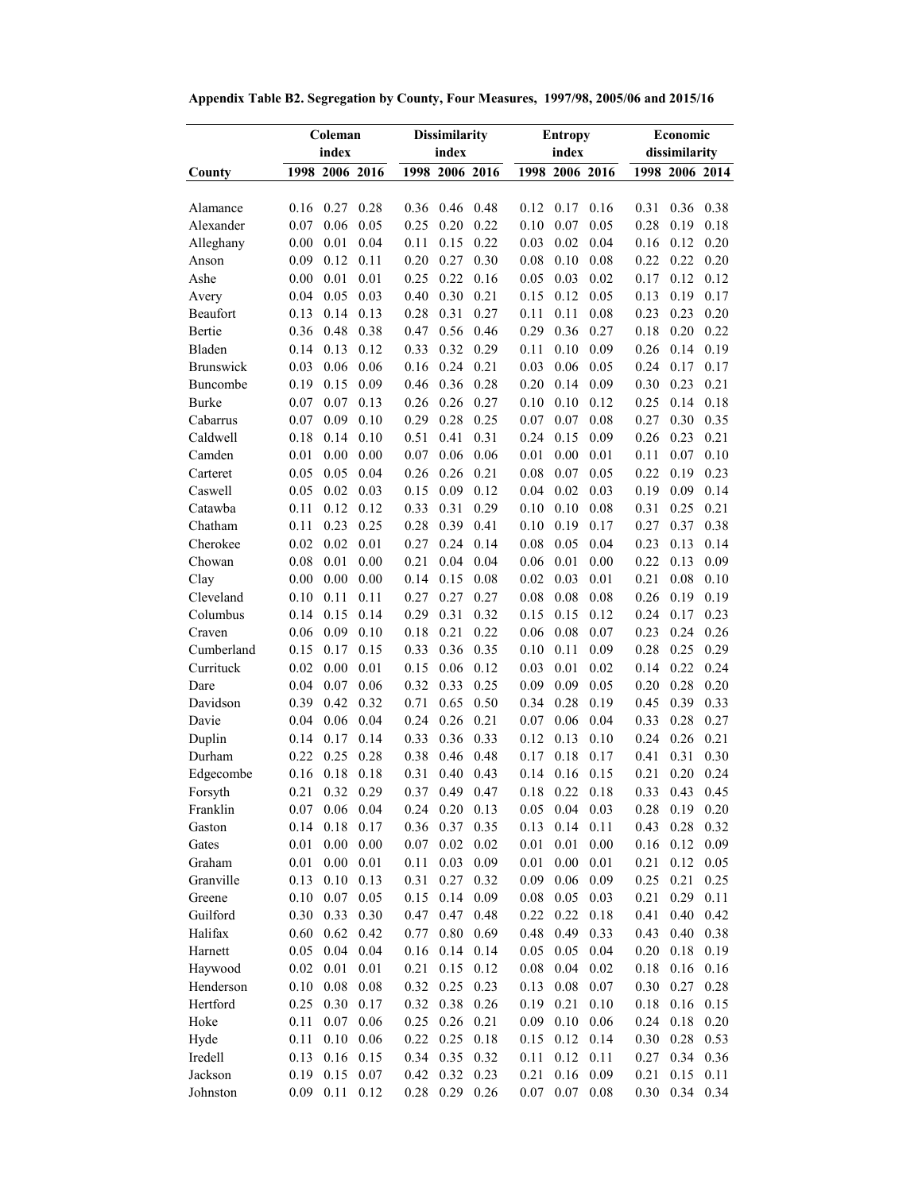**Appendix Table B2. Segregation by County, Four Measures, 1997/98, 2005/06 and 2015/16**

| | Coleman index | | | Dissimilarity index | | | Entropy index | | | Economic dissimilarity | | |
|---|---|---|---|---|---|---|---|---|---|---|---|---|
| County | 1998 | 2006 | 2016 | 1998 | 2006 | 2016 | 1998 | 2006 | 2016 | 1998 | 2006 | 2014 |
| Alamance | 0.16 | 0.27 | 0.28 | 0.36 | 0.46 | 0.48 | 0.12 | 0.17 | 0.16 | 0.31 | 0.36 | 0.38 |
| Alexander | 0.07 | 0.06 | 0.05 | 0.25 | 0.20 | 0.22 | 0.10 | 0.07 | 0.05 | 0.28 | 0.19 | 0.18 |
| Alleghany | 0.00 | 0.01 | 0.04 | 0.11 | 0.15 | 0.22 | 0.03 | 0.02 | 0.04 | 0.16 | 0.12 | 0.20 |
| Anson | 0.09 | 0.12 | 0.11 | 0.20 | 0.27 | 0.30 | 0.08 | 0.10 | 0.08 | 0.22 | 0.22 | 0.20 |
| Ashe | 0.00 | 0.01 | 0.01 | 0.25 | 0.22 | 0.16 | 0.05 | 0.03 | 0.02 | 0.17 | 0.12 | 0.12 |
| Avery | 0.04 | 0.05 | 0.03 | 0.40 | 0.30 | 0.21 | 0.15 | 0.12 | 0.05 | 0.13 | 0.19 | 0.17 |
| Beaufort | 0.13 | 0.14 | 0.13 | 0.28 | 0.31 | 0.27 | 0.11 | 0.11 | 0.08 | 0.23 | 0.23 | 0.20 |
| Bertie | 0.36 | 0.48 | 0.38 | 0.47 | 0.56 | 0.46 | 0.29 | 0.36 | 0.27 | 0.18 | 0.20 | 0.22 |
| Bladen | 0.14 | 0.13 | 0.12 | 0.33 | 0.32 | 0.29 | 0.11 | 0.10 | 0.09 | 0.26 | 0.14 | 0.19 |
| Brunswick | 0.03 | 0.06 | 0.06 | 0.16 | 0.24 | 0.21 | 0.03 | 0.06 | 0.05 | 0.24 | 0.17 | 0.17 |
| Buncombe | 0.19 | 0.15 | 0.09 | 0.46 | 0.36 | 0.28 | 0.20 | 0.14 | 0.09 | 0.30 | 0.23 | 0.21 |
| Burke | 0.07 | 0.07 | 0.13 | 0.26 | 0.26 | 0.27 | 0.10 | 0.10 | 0.12 | 0.25 | 0.14 | 0.18 |
| Cabarrus | 0.07 | 0.09 | 0.10 | 0.29 | 0.28 | 0.25 | 0.07 | 0.07 | 0.08 | 0.27 | 0.30 | 0.35 |
| Caldwell | 0.18 | 0.14 | 0.10 | 0.51 | 0.41 | 0.31 | 0.24 | 0.15 | 0.09 | 0.26 | 0.23 | 0.21 |
| Camden | 0.01 | 0.00 | 0.00 | 0.07 | 0.06 | 0.06 | 0.01 | 0.00 | 0.01 | 0.11 | 0.07 | 0.10 |
| Carteret | 0.05 | 0.05 | 0.04 | 0.26 | 0.26 | 0.21 | 0.08 | 0.07 | 0.05 | 0.22 | 0.19 | 0.23 |
| Caswell | 0.05 | 0.02 | 0.03 | 0.15 | 0.09 | 0.12 | 0.04 | 0.02 | 0.03 | 0.19 | 0.09 | 0.14 |
| Catawba | 0.11 | 0.12 | 0.12 | 0.33 | 0.31 | 0.29 | 0.10 | 0.10 | 0.08 | 0.31 | 0.25 | 0.21 |
| Chatham | 0.11 | 0.23 | 0.25 | 0.28 | 0.39 | 0.41 | 0.10 | 0.19 | 0.17 | 0.27 | 0.37 | 0.38 |
| Cherokee | 0.02 | 0.02 | 0.01 | 0.27 | 0.24 | 0.14 | 0.08 | 0.05 | 0.04 | 0.23 | 0.13 | 0.14 |
| Chowan | 0.08 | 0.01 | 0.00 | 0.21 | 0.04 | 0.04 | 0.06 | 0.01 | 0.00 | 0.22 | 0.13 | 0.09 |
| Clay | 0.00 | 0.00 | 0.00 | 0.14 | 0.15 | 0.08 | 0.02 | 0.03 | 0.01 | 0.21 | 0.08 | 0.10 |
| Cleveland | 0.10 | 0.11 | 0.11 | 0.27 | 0.27 | 0.27 | 0.08 | 0.08 | 0.08 | 0.26 | 0.19 | 0.19 |
| Columbus | 0.14 | 0.15 | 0.14 | 0.29 | 0.31 | 0.32 | 0.15 | 0.15 | 0.12 | 0.24 | 0.17 | 0.23 |
| Craven | 0.06 | 0.09 | 0.10 | 0.18 | 0.21 | 0.22 | 0.06 | 0.08 | 0.07 | 0.23 | 0.24 | 0.26 |
| Cumberland | 0.15 | 0.17 | 0.15 | 0.33 | 0.36 | 0.35 | 0.10 | 0.11 | 0.09 | 0.28 | 0.25 | 0.29 |
| Currituck | 0.02 | 0.00 | 0.01 | 0.15 | 0.06 | 0.12 | 0.03 | 0.01 | 0.02 | 0.14 | 0.22 | 0.24 |
| Dare | 0.04 | 0.07 | 0.06 | 0.32 | 0.33 | 0.25 | 0.09 | 0.09 | 0.05 | 0.20 | 0.28 | 0.20 |
| Davidson | 0.39 | 0.42 | 0.32 | 0.71 | 0.65 | 0.50 | 0.34 | 0.28 | 0.19 | 0.45 | 0.39 | 0.33 |
| Davie | 0.04 | 0.06 | 0.04 | 0.24 | 0.26 | 0.21 | 0.07 | 0.06 | 0.04 | 0.33 | 0.28 | 0.27 |
| Duplin | 0.14 | 0.17 | 0.14 | 0.33 | 0.36 | 0.33 | 0.12 | 0.13 | 0.10 | 0.24 | 0.26 | 0.21 |
| Durham | 0.22 | 0.25 | 0.28 | 0.38 | 0.46 | 0.48 | 0.17 | 0.18 | 0.17 | 0.41 | 0.31 | 0.30 |
| Edgecombe | 0.16 | 0.18 | 0.18 | 0.31 | 0.40 | 0.43 | 0.14 | 0.16 | 0.15 | 0.21 | 0.20 | 0.24 |
| Forsyth | 0.21 | 0.32 | 0.29 | 0.37 | 0.49 | 0.47 | 0.18 | 0.22 | 0.18 | 0.33 | 0.43 | 0.45 |
| Franklin | 0.07 | 0.06 | 0.04 | 0.24 | 0.20 | 0.13 | 0.05 | 0.04 | 0.03 | 0.28 | 0.19 | 0.20 |
| Gaston | 0.14 | 0.18 | 0.17 | 0.36 | 0.37 | 0.35 | 0.13 | 0.14 | 0.11 | 0.43 | 0.28 | 0.32 |
| Gates | 0.01 | 0.00 | 0.00 | 0.07 | 0.02 | 0.02 | 0.01 | 0.01 | 0.00 | 0.16 | 0.12 | 0.09 |
| Graham | 0.01 | 0.00 | 0.01 | 0.11 | 0.03 | 0.09 | 0.01 | 0.00 | 0.01 | 0.21 | 0.12 | 0.05 |
| Granville | 0.13 | 0.10 | 0.13 | 0.31 | 0.27 | 0.32 | 0.09 | 0.06 | 0.09 | 0.25 | 0.21 | 0.25 |
| Greene | 0.10 | 0.07 | 0.05 | 0.15 | 0.14 | 0.09 | 0.08 | 0.05 | 0.03 | 0.21 | 0.29 | 0.11 |
| Guilford | 0.30 | 0.33 | 0.30 | 0.47 | 0.47 | 0.48 | 0.22 | 0.22 | 0.18 | 0.41 | 0.40 | 0.42 |
| Halifax | 0.60 | 0.62 | 0.42 | 0.77 | 0.80 | 0.69 | 0.48 | 0.49 | 0.33 | 0.43 | 0.40 | 0.38 |
| Harnett | 0.05 | 0.04 | 0.04 | 0.16 | 0.14 | 0.14 | 0.05 | 0.05 | 0.04 | 0.20 | 0.18 | 0.19 |
| Haywood | 0.02 | 0.01 | 0.01 | 0.21 | 0.15 | 0.12 | 0.08 | 0.04 | 0.02 | 0.18 | 0.16 | 0.16 |
| Henderson | 0.10 | 0.08 | 0.08 | 0.32 | 0.25 | 0.23 | 0.13 | 0.08 | 0.07 | 0.30 | 0.27 | 0.28 |
| Hertford | 0.25 | 0.30 | 0.17 | 0.32 | 0.38 | 0.26 | 0.19 | 0.21 | 0.10 | 0.18 | 0.16 | 0.15 |
| Hoke | 0.11 | 0.07 | 0.06 | 0.25 | 0.26 | 0.21 | 0.09 | 0.10 | 0.06 | 0.24 | 0.18 | 0.20 |
| Hyde | 0.11 | 0.10 | 0.06 | 0.22 | 0.25 | 0.18 | 0.15 | 0.12 | 0.14 | 0.30 | 0.28 | 0.53 |
| Iredell | 0.13 | 0.16 | 0.15 | 0.34 | 0.35 | 0.32 | 0.11 | 0.12 | 0.11 | 0.27 | 0.34 | 0.36 |
| Jackson | 0.19 | 0.15 | 0.07 | 0.42 | 0.32 | 0.23 | 0.21 | 0.16 | 0.09 | 0.21 | 0.15 | 0.11 |
| Johnston | 0.09 | 0.11 | 0.12 | 0.28 | 0.29 | 0.26 | 0.07 | 0.07 | 0.08 | 0.30 | 0.34 | 0.34 |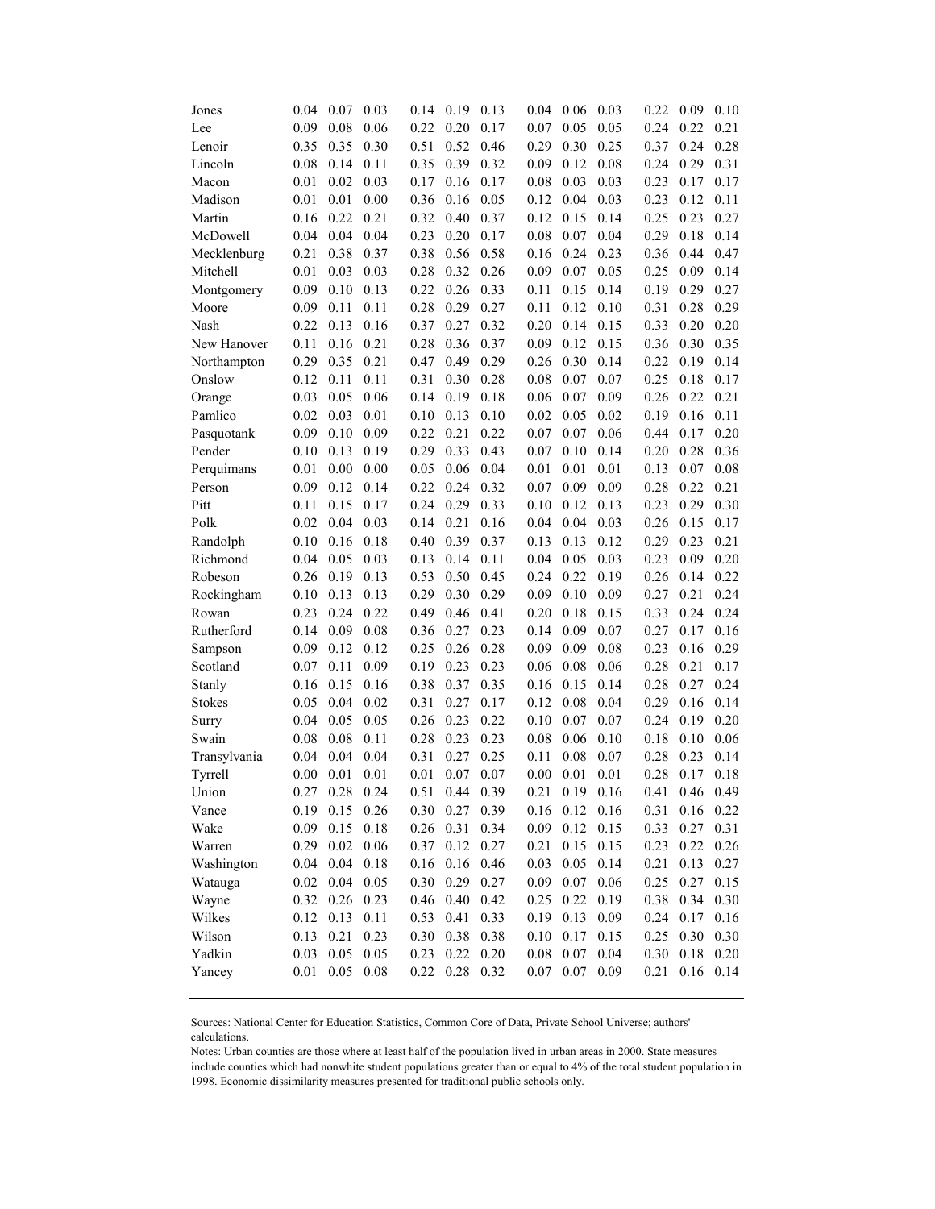| | | | | | | | | | | | | |
|---|---|---|---|---|---|---|---|---|---|---|---|---|
| Jones | 0.04 | 0.07 | 0.03 | 0.14 | 0.19 | 0.13 | 0.04 | 0.06 | 0.03 | 0.22 | 0.09 | 0.10 |
| Lee | 0.09 | 0.08 | 0.06 | 0.22 | 0.20 | 0.17 | 0.07 | 0.05 | 0.05 | 0.24 | 0.22 | 0.21 |
| Lenoir | 0.35 | 0.35 | 0.30 | 0.51 | 0.52 | 0.46 | 0.29 | 0.30 | 0.25 | 0.37 | 0.24 | 0.28 |
| Lincoln | 0.08 | 0.14 | 0.11 | 0.35 | 0.39 | 0.32 | 0.09 | 0.12 | 0.08 | 0.24 | 0.29 | 0.31 |
| Macon | 0.01 | 0.02 | 0.03 | 0.17 | 0.16 | 0.17 | 0.08 | 0.03 | 0.03 | 0.23 | 0.17 | 0.17 |
| Madison | 0.01 | 0.01 | 0.00 | 0.36 | 0.16 | 0.05 | 0.12 | 0.04 | 0.03 | 0.23 | 0.12 | 0.11 |
| Martin | 0.16 | 0.22 | 0.21 | 0.32 | 0.40 | 0.37 | 0.12 | 0.15 | 0.14 | 0.25 | 0.23 | 0.27 |
| McDowell | 0.04 | 0.04 | 0.04 | 0.23 | 0.20 | 0.17 | 0.08 | 0.07 | 0.04 | 0.29 | 0.18 | 0.14 |
| Mecklenburg | 0.21 | 0.38 | 0.37 | 0.38 | 0.56 | 0.58 | 0.16 | 0.24 | 0.23 | 0.36 | 0.44 | 0.47 |
| Mitchell | 0.01 | 0.03 | 0.03 | 0.28 | 0.32 | 0.26 | 0.09 | 0.07 | 0.05 | 0.25 | 0.09 | 0.14 |
| Montgomery | 0.09 | 0.10 | 0.13 | 0.22 | 0.26 | 0.33 | 0.11 | 0.15 | 0.14 | 0.19 | 0.29 | 0.27 |
| Moore | 0.09 | 0.11 | 0.11 | 0.28 | 0.29 | 0.27 | 0.11 | 0.12 | 0.10 | 0.31 | 0.28 | 0.29 |
| Nash | 0.22 | 0.13 | 0.16 | 0.37 | 0.27 | 0.32 | 0.20 | 0.14 | 0.15 | 0.33 | 0.20 | 0.20 |
| New Hanover | 0.11 | 0.16 | 0.21 | 0.28 | 0.36 | 0.37 | 0.09 | 0.12 | 0.15 | 0.36 | 0.30 | 0.35 |
| Northampton | 0.29 | 0.35 | 0.21 | 0.47 | 0.49 | 0.29 | 0.26 | 0.30 | 0.14 | 0.22 | 0.19 | 0.14 |
| Onslow | 0.12 | 0.11 | 0.11 | 0.31 | 0.30 | 0.28 | 0.08 | 0.07 | 0.07 | 0.25 | 0.18 | 0.17 |
| Orange | 0.03 | 0.05 | 0.06 | 0.14 | 0.19 | 0.18 | 0.06 | 0.07 | 0.09 | 0.26 | 0.22 | 0.21 |
| Pamlico | 0.02 | 0.03 | 0.01 | 0.10 | 0.13 | 0.10 | 0.02 | 0.05 | 0.02 | 0.19 | 0.16 | 0.11 |
| Pasquotank | 0.09 | 0.10 | 0.09 | 0.22 | 0.21 | 0.22 | 0.07 | 0.07 | 0.06 | 0.44 | 0.17 | 0.20 |
| Pender | 0.10 | 0.13 | 0.19 | 0.29 | 0.33 | 0.43 | 0.07 | 0.10 | 0.14 | 0.20 | 0.28 | 0.36 |
| Perquimans | 0.01 | 0.00 | 0.00 | 0.05 | 0.06 | 0.04 | 0.01 | 0.01 | 0.01 | 0.13 | 0.07 | 0.08 |
| Person | 0.09 | 0.12 | 0.14 | 0.22 | 0.24 | 0.32 | 0.07 | 0.09 | 0.09 | 0.28 | 0.22 | 0.21 |
| Pitt | 0.11 | 0.15 | 0.17 | 0.24 | 0.29 | 0.33 | 0.10 | 0.12 | 0.13 | 0.23 | 0.29 | 0.30 |
| Polk | 0.02 | 0.04 | 0.03 | 0.14 | 0.21 | 0.16 | 0.04 | 0.04 | 0.03 | 0.26 | 0.15 | 0.17 |
| Randolph | 0.10 | 0.16 | 0.18 | 0.40 | 0.39 | 0.37 | 0.13 | 0.13 | 0.12 | 0.29 | 0.23 | 0.21 |
| Richmond | 0.04 | 0.05 | 0.03 | 0.13 | 0.14 | 0.11 | 0.04 | 0.05 | 0.03 | 0.23 | 0.09 | 0.20 |
| Robeson | 0.26 | 0.19 | 0.13 | 0.53 | 0.50 | 0.45 | 0.24 | 0.22 | 0.19 | 0.26 | 0.14 | 0.22 |
| Rockingham | 0.10 | 0.13 | 0.13 | 0.29 | 0.30 | 0.29 | 0.09 | 0.10 | 0.09 | 0.27 | 0.21 | 0.24 |
| Rowan | 0.23 | 0.24 | 0.22 | 0.49 | 0.46 | 0.41 | 0.20 | 0.18 | 0.15 | 0.33 | 0.24 | 0.24 |
| Rutherford | 0.14 | 0.09 | 0.08 | 0.36 | 0.27 | 0.23 | 0.14 | 0.09 | 0.07 | 0.27 | 0.17 | 0.16 |
| Sampson | 0.09 | 0.12 | 0.12 | 0.25 | 0.26 | 0.28 | 0.09 | 0.09 | 0.08 | 0.23 | 0.16 | 0.29 |
| Scotland | 0.07 | 0.11 | 0.09 | 0.19 | 0.23 | 0.23 | 0.06 | 0.08 | 0.06 | 0.28 | 0.21 | 0.17 |
| Stanly | 0.16 | 0.15 | 0.16 | 0.38 | 0.37 | 0.35 | 0.16 | 0.15 | 0.14 | 0.28 | 0.27 | 0.24 |
| Stokes | 0.05 | 0.04 | 0.02 | 0.31 | 0.27 | 0.17 | 0.12 | 0.08 | 0.04 | 0.29 | 0.16 | 0.14 |
| Surry | 0.04 | 0.05 | 0.05 | 0.26 | 0.23 | 0.22 | 0.10 | 0.07 | 0.07 | 0.24 | 0.19 | 0.20 |
| Swain | 0.08 | 0.08 | 0.11 | 0.28 | 0.23 | 0.23 | 0.08 | 0.06 | 0.10 | 0.18 | 0.10 | 0.06 |
| Transylvania | 0.04 | 0.04 | 0.04 | 0.31 | 0.27 | 0.25 | 0.11 | 0.08 | 0.07 | 0.28 | 0.23 | 0.14 |
| Tyrrell | 0.00 | 0.01 | 0.01 | 0.01 | 0.07 | 0.07 | 0.00 | 0.01 | 0.01 | 0.28 | 0.17 | 0.18 |
| Union | 0.27 | 0.28 | 0.24 | 0.51 | 0.44 | 0.39 | 0.21 | 0.19 | 0.16 | 0.41 | 0.46 | 0.49 |
| Vance | 0.19 | 0.15 | 0.26 | 0.30 | 0.27 | 0.39 | 0.16 | 0.12 | 0.16 | 0.31 | 0.16 | 0.22 |
| Wake | 0.09 | 0.15 | 0.18 | 0.26 | 0.31 | 0.34 | 0.09 | 0.12 | 0.15 | 0.33 | 0.27 | 0.31 |
| Warren | 0.29 | 0.02 | 0.06 | 0.37 | 0.12 | 0.27 | 0.21 | 0.15 | 0.15 | 0.23 | 0.22 | 0.26 |
| Washington | 0.04 | 0.04 | 0.18 | 0.16 | 0.16 | 0.46 | 0.03 | 0.05 | 0.14 | 0.21 | 0.13 | 0.27 |
| Watauga | 0.02 | 0.04 | 0.05 | 0.30 | 0.29 | 0.27 | 0.09 | 0.07 | 0.06 | 0.25 | 0.27 | 0.15 |
| Wayne | 0.32 | 0.26 | 0.23 | 0.46 | 0.40 | 0.42 | 0.25 | 0.22 | 0.19 | 0.38 | 0.34 | 0.30 |
| Wilkes | 0.12 | 0.13 | 0.11 | 0.53 | 0.41 | 0.33 | 0.19 | 0.13 | 0.09 | 0.24 | 0.17 | 0.16 |
| Wilson | 0.13 | 0.21 | 0.23 | 0.30 | 0.38 | 0.38 | 0.10 | 0.17 | 0.15 | 0.25 | 0.30 | 0.30 |
| Yadkin | 0.03 | 0.05 | 0.05 | 0.23 | 0.22 | 0.20 | 0.08 | 0.07 | 0.04 | 0.30 | 0.18 | 0.20 |
| Yancey | 0.01 | 0.05 | 0.08 | 0.22 | 0.28 | 0.32 | 0.07 | 0.07 | 0.09 | 0.21 | 0.16 | 0.14 |

Sources: National Center for Education Statistics, Common Core of Data, Private School Universe; authors' calculations.

Notes: Urban counties are those where at least half of the population lived in urban areas in 2000. State measures include counties which had nonwhite student populations greater than or equal to 4% of the total student population in 1998. Economic dissimilarity measures presented for traditional public schools only.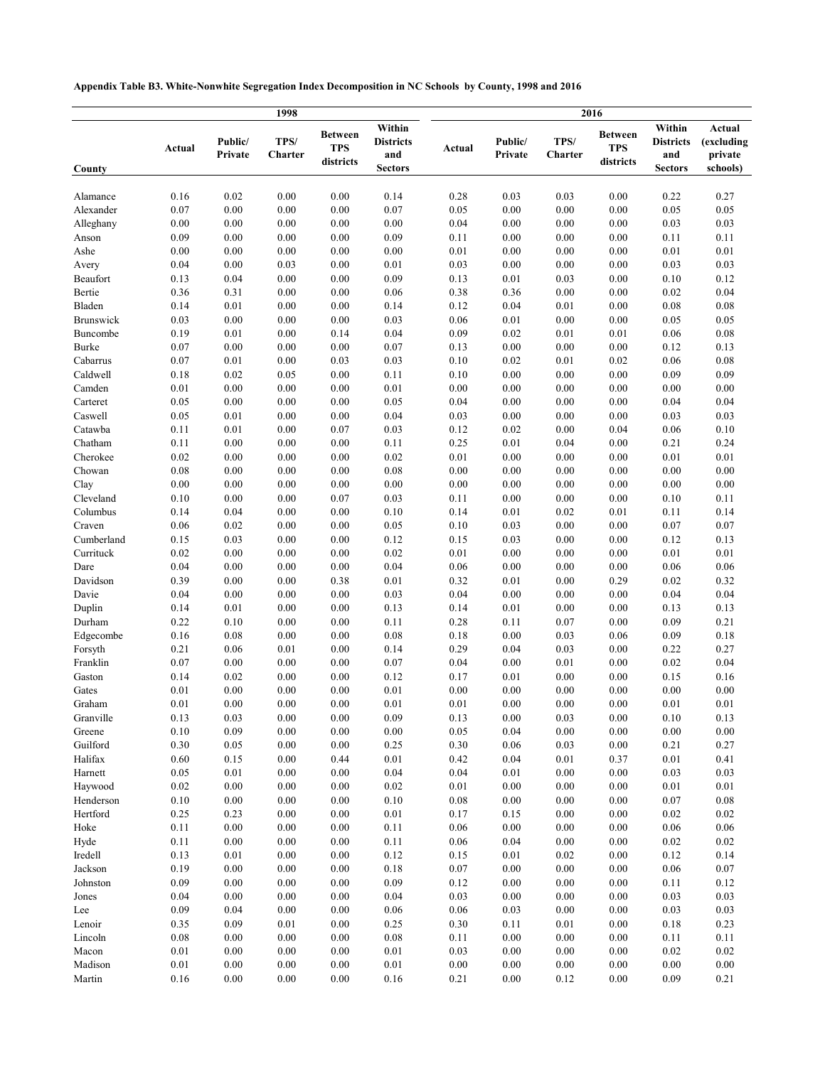**Appendix Table B3. White-Nonwhite Segregation Index Decomposition in NC Schools by County, 1998 and 2016**

| | 1998 | | | | | 2016 | | | | | |
|---|---|---|---|---|---|---|---|---|---|---|---|
| County | Actual | Public/ Private | TPS/ Charter | Between TPS districts | Within Districts and Sectors | Actual | Public/ Private | TPS/ Charter | Between TPS districts | Within Districts and Sectors | Actual (excluding private schools) |
| Alamance | 0.16 | 0.02 | 0.00 | 0.00 | 0.14 | 0.28 | 0.03 | 0.03 | 0.00 | 0.22 | 0.27 |
| Alexander | 0.07 | 0.00 | 0.00 | 0.00 | 0.07 | 0.05 | 0.00 | 0.00 | 0.00 | 0.05 | 0.05 |
| Alleghany | 0.00 | 0.00 | 0.00 | 0.00 | 0.00 | 0.04 | 0.00 | 0.00 | 0.00 | 0.03 | 0.03 |
| Anson | 0.09 | 0.00 | 0.00 | 0.00 | 0.09 | 0.11 | 0.00 | 0.00 | 0.00 | 0.11 | 0.11 |
| Ashe | 0.00 | 0.00 | 0.00 | 0.00 | 0.00 | 0.01 | 0.00 | 0.00 | 0.00 | 0.01 | 0.01 |
| Avery | 0.04 | 0.00 | 0.03 | 0.00 | 0.01 | 0.03 | 0.00 | 0.00 | 0.00 | 0.03 | 0.03 |
| Beaufort | 0.13 | 0.04 | 0.00 | 0.00 | 0.09 | 0.13 | 0.01 | 0.03 | 0.00 | 0.10 | 0.12 |
| Bertie | 0.36 | 0.31 | 0.00 | 0.00 | 0.06 | 0.38 | 0.36 | 0.00 | 0.00 | 0.02 | 0.04 |
| Bladen | 0.14 | 0.01 | 0.00 | 0.00 | 0.14 | 0.12 | 0.04 | 0.01 | 0.00 | 0.08 | 0.08 |
| Brunswick | 0.03 | 0.00 | 0.00 | 0.00 | 0.03 | 0.06 | 0.01 | 0.00 | 0.00 | 0.05 | 0.05 |
| Buncombe | 0.19 | 0.01 | 0.00 | 0.14 | 0.04 | 0.09 | 0.02 | 0.01 | 0.01 | 0.06 | 0.08 |
| Burke | 0.07 | 0.00 | 0.00 | 0.00 | 0.07 | 0.13 | 0.00 | 0.00 | 0.00 | 0.12 | 0.13 |
| Cabarrus | 0.07 | 0.01 | 0.00 | 0.03 | 0.03 | 0.10 | 0.02 | 0.01 | 0.02 | 0.06 | 0.08 |
| Caldwell | 0.18 | 0.02 | 0.05 | 0.00 | 0.11 | 0.10 | 0.00 | 0.00 | 0.00 | 0.09 | 0.09 |
| Camden | 0.01 | 0.00 | 0.00 | 0.00 | 0.01 | 0.00 | 0.00 | 0.00 | 0.00 | 0.00 | 0.00 |
| Carteret | 0.05 | 0.00 | 0.00 | 0.00 | 0.05 | 0.04 | 0.00 | 0.00 | 0.00 | 0.04 | 0.04 |
| Caswell | 0.05 | 0.01 | 0.00 | 0.00 | 0.04 | 0.03 | 0.00 | 0.00 | 0.00 | 0.03 | 0.03 |
| Catawba | 0.11 | 0.01 | 0.00 | 0.07 | 0.03 | 0.12 | 0.02 | 0.00 | 0.04 | 0.06 | 0.10 |
| Chatham | 0.11 | 0.00 | 0.00 | 0.00 | 0.11 | 0.25 | 0.01 | 0.04 | 0.00 | 0.21 | 0.24 |
| Cherokee | 0.02 | 0.00 | 0.00 | 0.00 | 0.02 | 0.01 | 0.00 | 0.00 | 0.00 | 0.01 | 0.01 |
| Chowan | 0.08 | 0.00 | 0.00 | 0.00 | 0.08 | 0.00 | 0.00 | 0.00 | 0.00 | 0.00 | 0.00 |
| Clay | 0.00 | 0.00 | 0.00 | 0.00 | 0.00 | 0.00 | 0.00 | 0.00 | 0.00 | 0.00 | 0.00 |
| Cleveland | 0.10 | 0.00 | 0.00 | 0.07 | 0.03 | 0.11 | 0.00 | 0.00 | 0.00 | 0.10 | 0.11 |
| Columbus | 0.14 | 0.04 | 0.00 | 0.00 | 0.10 | 0.14 | 0.01 | 0.02 | 0.01 | 0.11 | 0.14 |
| Craven | 0.06 | 0.02 | 0.00 | 0.00 | 0.05 | 0.10 | 0.03 | 0.00 | 0.00 | 0.07 | 0.07 |
| Cumberland | 0.15 | 0.03 | 0.00 | 0.00 | 0.12 | 0.15 | 0.03 | 0.00 | 0.00 | 0.12 | 0.13 |
| Currituck | 0.02 | 0.00 | 0.00 | 0.00 | 0.02 | 0.01 | 0.00 | 0.00 | 0.00 | 0.01 | 0.01 |
| Dare | 0.04 | 0.00 | 0.00 | 0.00 | 0.04 | 0.06 | 0.00 | 0.00 | 0.00 | 0.06 | 0.06 |
| Davidson | 0.39 | 0.00 | 0.00 | 0.38 | 0.01 | 0.32 | 0.01 | 0.00 | 0.29 | 0.02 | 0.32 |
| Davie | 0.04 | 0.00 | 0.00 | 0.00 | 0.03 | 0.04 | 0.00 | 0.00 | 0.00 | 0.04 | 0.04 |
| Duplin | 0.14 | 0.01 | 0.00 | 0.00 | 0.13 | 0.14 | 0.01 | 0.00 | 0.00 | 0.13 | 0.13 |
| Durham | 0.22 | 0.10 | 0.00 | 0.00 | 0.11 | 0.28 | 0.11 | 0.07 | 0.00 | 0.09 | 0.21 |
| Edgecombe | 0.16 | 0.08 | 0.00 | 0.00 | 0.08 | 0.18 | 0.00 | 0.03 | 0.06 | 0.09 | 0.18 |
| Forsyth | 0.21 | 0.06 | 0.01 | 0.00 | 0.14 | 0.29 | 0.04 | 0.03 | 0.00 | 0.22 | 0.27 |
| Franklin | 0.07 | 0.00 | 0.00 | 0.00 | 0.07 | 0.04 | 0.00 | 0.01 | 0.00 | 0.02 | 0.04 |
| Gaston | 0.14 | 0.02 | 0.00 | 0.00 | 0.12 | 0.17 | 0.01 | 0.00 | 0.00 | 0.15 | 0.16 |
| Gates | 0.01 | 0.00 | 0.00 | 0.00 | 0.01 | 0.00 | 0.00 | 0.00 | 0.00 | 0.00 | 0.00 |
| Graham | 0.01 | 0.00 | 0.00 | 0.00 | 0.01 | 0.01 | 0.00 | 0.00 | 0.00 | 0.01 | 0.01 |
| Granville | 0.13 | 0.03 | 0.00 | 0.00 | 0.09 | 0.13 | 0.00 | 0.03 | 0.00 | 0.10 | 0.13 |
| Greene | 0.10 | 0.09 | 0.00 | 0.00 | 0.00 | 0.05 | 0.04 | 0.00 | 0.00 | 0.00 | 0.00 |
| Guilford | 0.30 | 0.05 | 0.00 | 0.00 | 0.25 | 0.30 | 0.06 | 0.03 | 0.00 | 0.21 | 0.27 |
| Halifax | 0.60 | 0.15 | 0.00 | 0.44 | 0.01 | 0.42 | 0.04 | 0.01 | 0.37 | 0.01 | 0.41 |
| Harnett | 0.05 | 0.01 | 0.00 | 0.00 | 0.04 | 0.04 | 0.01 | 0.00 | 0.00 | 0.03 | 0.03 |
| Haywood | 0.02 | 0.00 | 0.00 | 0.00 | 0.02 | 0.01 | 0.00 | 0.00 | 0.00 | 0.01 | 0.01 |
| Henderson | 0.10 | 0.00 | 0.00 | 0.00 | 0.10 | 0.08 | 0.00 | 0.00 | 0.00 | 0.07 | 0.08 |
| Hertford | 0.25 | 0.23 | 0.00 | 0.00 | 0.01 | 0.17 | 0.15 | 0.00 | 0.00 | 0.02 | 0.02 |
| Hoke | 0.11 | 0.00 | 0.00 | 0.00 | 0.11 | 0.06 | 0.00 | 0.00 | 0.00 | 0.06 | 0.06 |
| Hyde | 0.11 | 0.00 | 0.00 | 0.00 | 0.11 | 0.06 | 0.04 | 0.00 | 0.00 | 0.02 | 0.02 |
| Iredell | 0.13 | 0.01 | 0.00 | 0.00 | 0.12 | 0.15 | 0.01 | 0.02 | 0.00 | 0.12 | 0.14 |
| Jackson | 0.19 | 0.00 | 0.00 | 0.00 | 0.18 | 0.07 | 0.00 | 0.00 | 0.00 | 0.06 | 0.07 |
| Johnston | 0.09 | 0.00 | 0.00 | 0.00 | 0.09 | 0.12 | 0.00 | 0.00 | 0.00 | 0.11 | 0.12 |
| Jones | 0.04 | 0.00 | 0.00 | 0.00 | 0.04 | 0.03 | 0.00 | 0.00 | 0.00 | 0.03 | 0.03 |
| Lee | 0.09 | 0.04 | 0.00 | 0.00 | 0.06 | 0.06 | 0.03 | 0.00 | 0.00 | 0.03 | 0.03 |
| Lenoir | 0.35 | 0.09 | 0.01 | 0.00 | 0.25 | 0.30 | 0.11 | 0.01 | 0.00 | 0.18 | 0.23 |
| Lincoln | 0.08 | 0.00 | 0.00 | 0.00 | 0.08 | 0.11 | 0.00 | 0.00 | 0.00 | 0.11 | 0.11 |
| Macon | 0.01 | 0.00 | 0.00 | 0.00 | 0.01 | 0.03 | 0.00 | 0.00 | 0.00 | 0.02 | 0.02 |
| Madison | 0.01 | 0.00 | 0.00 | 0.00 | 0.01 | 0.00 | 0.00 | 0.00 | 0.00 | 0.00 | 0.00 |
| Martin | 0.16 | 0.00 | 0.00 | 0.00 | 0.16 | 0.21 | 0.00 | 0.12 | 0.00 | 0.09 | 0.21 |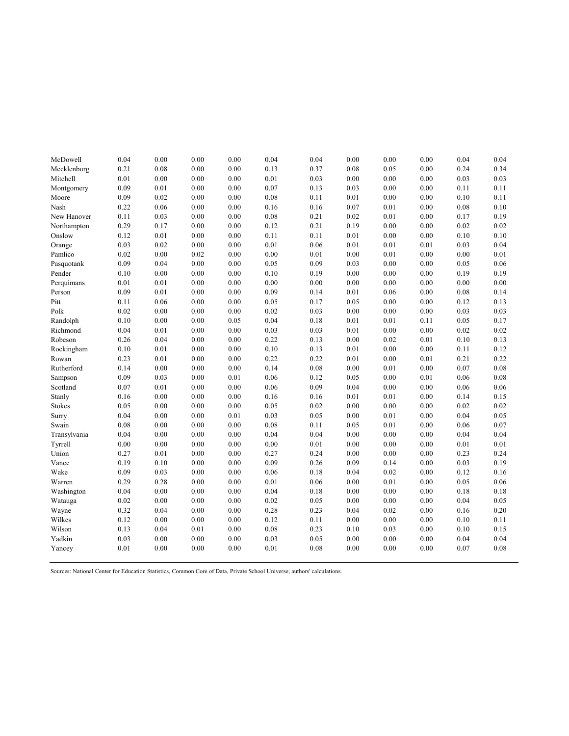| | | | | | | | | | | | |
|---|---|---|---|---|---|---|---|---|---|---|---|
| McDowell | 0.04 | 0.00 | 0.00 | 0.00 | 0.04 | 0.04 | 0.00 | 0.00 | 0.00 | 0.04 | 0.04 |
| Mecklenburg | 0.21 | 0.08 | 0.00 | 0.00 | 0.13 | 0.37 | 0.08 | 0.05 | 0.00 | 0.24 | 0.34 |
| Mitchell | 0.01 | 0.00 | 0.00 | 0.00 | 0.01 | 0.03 | 0.00 | 0.00 | 0.00 | 0.03 | 0.03 |
| Montgomery | 0.09 | 0.01 | 0.00 | 0.00 | 0.07 | 0.13 | 0.03 | 0.00 | 0.00 | 0.11 | 0.11 |
| Moore | 0.09 | 0.02 | 0.00 | 0.00 | 0.08 | 0.11 | 0.01 | 0.00 | 0.00 | 0.10 | 0.11 |
| Nash | 0.22 | 0.06 | 0.00 | 0.00 | 0.16 | 0.16 | 0.07 | 0.01 | 0.00 | 0.08 | 0.10 |
| New Hanover | 0.11 | 0.03 | 0.00 | 0.00 | 0.08 | 0.21 | 0.02 | 0.01 | 0.00 | 0.17 | 0.19 |
| Northampton | 0.29 | 0.17 | 0.00 | 0.00 | 0.12 | 0.21 | 0.19 | 0.00 | 0.00 | 0.02 | 0.02 |
| Onslow | 0.12 | 0.01 | 0.00 | 0.00 | 0.11 | 0.11 | 0.01 | 0.00 | 0.00 | 0.10 | 0.10 |
| Orange | 0.03 | 0.02 | 0.00 | 0.00 | 0.01 | 0.06 | 0.01 | 0.01 | 0.01 | 0.03 | 0.04 |
| Pamlico | 0.02 | 0.00 | 0.02 | 0.00 | 0.00 | 0.01 | 0.00 | 0.01 | 0.00 | 0.00 | 0.01 |
| Pasquotank | 0.09 | 0.04 | 0.00 | 0.00 | 0.05 | 0.09 | 0.03 | 0.00 | 0.00 | 0.05 | 0.06 |
| Pender | 0.10 | 0.00 | 0.00 | 0.00 | 0.10 | 0.19 | 0.00 | 0.00 | 0.00 | 0.19 | 0.19 |
| Perquimans | 0.01 | 0.01 | 0.00 | 0.00 | 0.00 | 0.00 | 0.00 | 0.00 | 0.00 | 0.00 | 0.00 |
| Person | 0.09 | 0.01 | 0.00 | 0.00 | 0.09 | 0.14 | 0.01 | 0.06 | 0.00 | 0.08 | 0.14 |
| Pitt | 0.11 | 0.06 | 0.00 | 0.00 | 0.05 | 0.17 | 0.05 | 0.00 | 0.00 | 0.12 | 0.13 |
| Polk | 0.02 | 0.00 | 0.00 | 0.00 | 0.02 | 0.03 | 0.00 | 0.00 | 0.00 | 0.03 | 0.03 |
| Randolph | 0.10 | 0.00 | 0.00 | 0.05 | 0.04 | 0.18 | 0.01 | 0.01 | 0.11 | 0.05 | 0.17 |
| Richmond | 0.04 | 0.01 | 0.00 | 0.00 | 0.03 | 0.03 | 0.01 | 0.00 | 0.00 | 0.02 | 0.02 |
| Robeson | 0.26 | 0.04 | 0.00 | 0.00 | 0.22 | 0.13 | 0.00 | 0.02 | 0.01 | 0.10 | 0.13 |
| Rockingham | 0.10 | 0.01 | 0.00 | 0.00 | 0.10 | 0.13 | 0.01 | 0.00 | 0.00 | 0.11 | 0.12 |
| Rowan | 0.23 | 0.01 | 0.00 | 0.00 | 0.22 | 0.22 | 0.01 | 0.00 | 0.01 | 0.21 | 0.22 |
| Rutherford | 0.14 | 0.00 | 0.00 | 0.00 | 0.14 | 0.08 | 0.00 | 0.01 | 0.00 | 0.07 | 0.08 |
| Sampson | 0.09 | 0.03 | 0.00 | 0.01 | 0.06 | 0.12 | 0.05 | 0.00 | 0.01 | 0.06 | 0.08 |
| Scotland | 0.07 | 0.01 | 0.00 | 0.00 | 0.06 | 0.09 | 0.04 | 0.00 | 0.00 | 0.06 | 0.06 |
| Stanly | 0.16 | 0.00 | 0.00 | 0.00 | 0.16 | 0.16 | 0.01 | 0.01 | 0.00 | 0.14 | 0.15 |
| Stokes | 0.05 | 0.00 | 0.00 | 0.00 | 0.05 | 0.02 | 0.00 | 0.00 | 0.00 | 0.02 | 0.02 |
| Surry | 0.04 | 0.00 | 0.00 | 0.01 | 0.03 | 0.05 | 0.00 | 0.01 | 0.00 | 0.04 | 0.05 |
| Swain | 0.08 | 0.00 | 0.00 | 0.00 | 0.08 | 0.11 | 0.05 | 0.01 | 0.00 | 0.06 | 0.07 |
| Transylvania | 0.04 | 0.00 | 0.00 | 0.00 | 0.04 | 0.04 | 0.00 | 0.00 | 0.00 | 0.04 | 0.04 |
| Tyrrell | 0.00 | 0.00 | 0.00 | 0.00 | 0.00 | 0.01 | 0.00 | 0.00 | 0.00 | 0.01 | 0.01 |
| Union | 0.27 | 0.01 | 0.00 | 0.00 | 0.27 | 0.24 | 0.00 | 0.00 | 0.00 | 0.23 | 0.24 |
| Vance | 0.19 | 0.10 | 0.00 | 0.00 | 0.09 | 0.26 | 0.09 | 0.14 | 0.00 | 0.03 | 0.19 |
| Wake | 0.09 | 0.03 | 0.00 | 0.00 | 0.06 | 0.18 | 0.04 | 0.02 | 0.00 | 0.12 | 0.16 |
| Warren | 0.29 | 0.28 | 0.00 | 0.00 | 0.01 | 0.06 | 0.00 | 0.01 | 0.00 | 0.05 | 0.06 |
| Washington | 0.04 | 0.00 | 0.00 | 0.00 | 0.04 | 0.18 | 0.00 | 0.00 | 0.00 | 0.18 | 0.18 |
| Watauga | 0.02 | 0.00 | 0.00 | 0.00 | 0.02 | 0.05 | 0.00 | 0.00 | 0.00 | 0.04 | 0.05 |
| Wayne | 0.32 | 0.04 | 0.00 | 0.00 | 0.28 | 0.23 | 0.04 | 0.02 | 0.00 | 0.16 | 0.20 |
| Wilkes | 0.12 | 0.00 | 0.00 | 0.00 | 0.12 | 0.11 | 0.00 | 0.00 | 0.00 | 0.10 | 0.11 |
| Wilson | 0.13 | 0.04 | 0.01 | 0.00 | 0.08 | 0.23 | 0.10 | 0.03 | 0.00 | 0.10 | 0.15 |
| Yadkin | 0.03 | 0.00 | 0.00 | 0.00 | 0.03 | 0.05 | 0.00 | 0.00 | 0.00 | 0.04 | 0.04 |
| Yancey | 0.01 | 0.00 | 0.00 | 0.00 | 0.01 | 0.08 | 0.00 | 0.00 | 0.00 | 0.07 | 0.08 |

Sources: National Center for Education Statistics, Common Core of Data, Private School Universe; authors' calculations.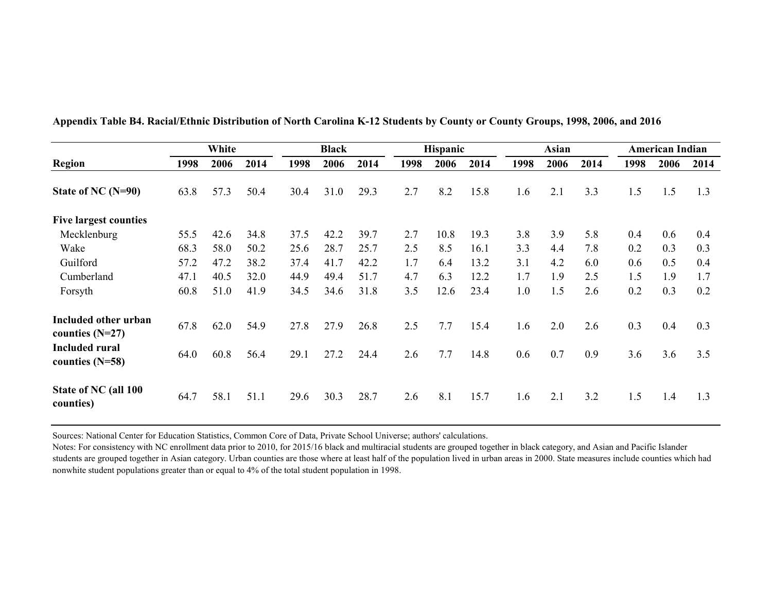**Appendix Table B4. Racial/Ethnic Distribution of North Carolina K-12 Students by County or County Groups, 1998, 2006, and 2016**

| | White | | | Black | | | Hispanic | | | Asian | | | American Indian | | |
|---|---|---|---|---|---|---|---|---|---|---|---|---|---|---|---|
| **Region** | **1998** | **2006** | **2014** | **1998** | **2006** | **2014** | **1998** | **2006** | **2014** | **1998** | **2006** | **2014** | **1998** | **2006** | **2014** |
| **State of NC (N=90)** | 63.8 | 57.3 | 50.4 | 30.4 | 31.0 | 29.3 | 2.7 | 8.2 | 15.8 | 1.6 | 2.1 | 3.3 | 1.5 | 1.5 | 1.3 |
| **Five largest counties** | | | | | | | | | | | | | | | |
| Mecklenburg | 55.5 | 42.6 | 34.8 | 37.5 | 42.2 | 39.7 | 2.7 | 10.8 | 19.3 | 3.8 | 3.9 | 5.8 | 0.4 | 0.6 | 0.4 |
| Wake | 68.3 | 58.0 | 50.2 | 25.6 | 28.7 | 25.7 | 2.5 | 8.5 | 16.1 | 3.3 | 4.4 | 7.8 | 0.2 | 0.3 | 0.3 |
| Guilford | 57.2 | 47.2 | 38.2 | 37.4 | 41.7 | 42.2 | 1.7 | 6.4 | 13.2 | 3.1 | 4.2 | 6.0 | 0.6 | 0.5 | 0.4 |
| Cumberland | 47.1 | 40.5 | 32.0 | 44.9 | 49.4 | 51.7 | 4.7 | 6.3 | 12.2 | 1.7 | 1.9 | 2.5 | 1.5 | 1.9 | 1.7 |
| Forsyth | 60.8 | 51.0 | 41.9 | 34.5 | 34.6 | 31.8 | 3.5 | 12.6 | 23.4 | 1.0 | 1.5 | 2.6 | 0.2 | 0.3 | 0.2 |
| **Included other urban counties (N=27)** | 67.8 | 62.0 | 54.9 | 27.8 | 27.9 | 26.8 | 2.5 | 7.7 | 15.4 | 1.6 | 2.0 | 2.6 | 0.3 | 0.4 | 0.3 |
| **Included rural counties (N=58)** | 64.0 | 60.8 | 56.4 | 29.1 | 27.2 | 24.4 | 2.6 | 7.7 | 14.8 | 0.6 | 0.7 | 0.9 | 3.6 | 3.6 | 3.5 |
| **State of NC (all 100 counties)** | 64.7 | 58.1 | 51.1 | 29.6 | 30.3 | 28.7 | 2.6 | 8.1 | 15.7 | 1.6 | 2.1 | 3.2 | 1.5 | 1.4 | 1.3 |

Sources: National Center for Education Statistics, Common Core of Data, Private School Universe; authors' calculations.

Notes: For consistency with NC enrollment data prior to 2010, for 2015/16 black and multiracial students are grouped together in black category, and Asian and Pacific Islander students are grouped together in Asian category. Urban counties are those where at least half of the population lived in urban areas in 2000. State measures include counties which had nonwhite student populations greater than or equal to 4% of the total student population in 1998.